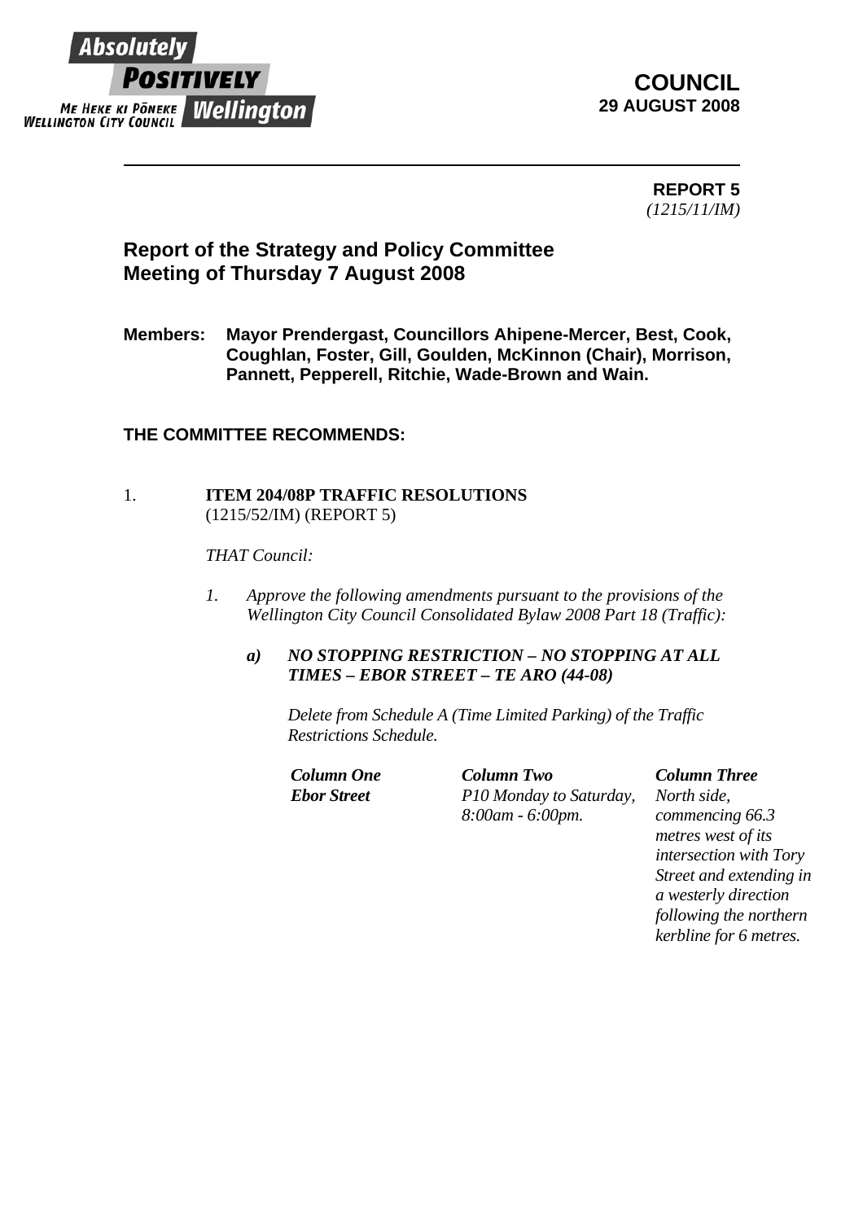Absolutely POSITIVELY Wellington
ME HEKE KI PŌNEKE
WELLINGTON CITY COUNCIL

**COUNCIL**
**29 AUGUST 2008**

---

**REPORT 5**
*(1215/11/IM)*

## Report of the Strategy and Policy Committee Meeting of Thursday 7 August 2008

**Members:** **Mayor Prendergast, Councillors Ahipene-Mercer, Best, Cook, Coughlan, Foster, Gill, Goulden, McKinnon (Chair), Morrison, Pannett, Pepperell, Ritchie, Wade-Brown and Wain.**

### THE COMMITTEE RECOMMENDS:

1. **ITEM 204/08P TRAFFIC RESOLUTIONS**
(1215/52/IM) (REPORT 5)

*THAT Council:*

*1. Approve the following amendments pursuant to the provisions of the Wellington City Council Consolidated Bylaw 2008 Part 18 (Traffic):*

***a) NO STOPPING RESTRICTION – NO STOPPING AT ALL TIMES – EBOR STREET – TE ARO (44-08)***

*Delete from Schedule A (Time Limited Parking) of the Traffic Restrictions Schedule.*

| ***Column One*** | ***Column Two*** | ***Column Three*** |
|---|---|---|
| ***Ebor Street*** | *P10 Monday to Saturday, 8:00am - 6:00pm.* | *North side, commencing 66.3 metres west of its intersection with Tory Street and extending in a westerly direction following the northern kerbline for 6 metres.* |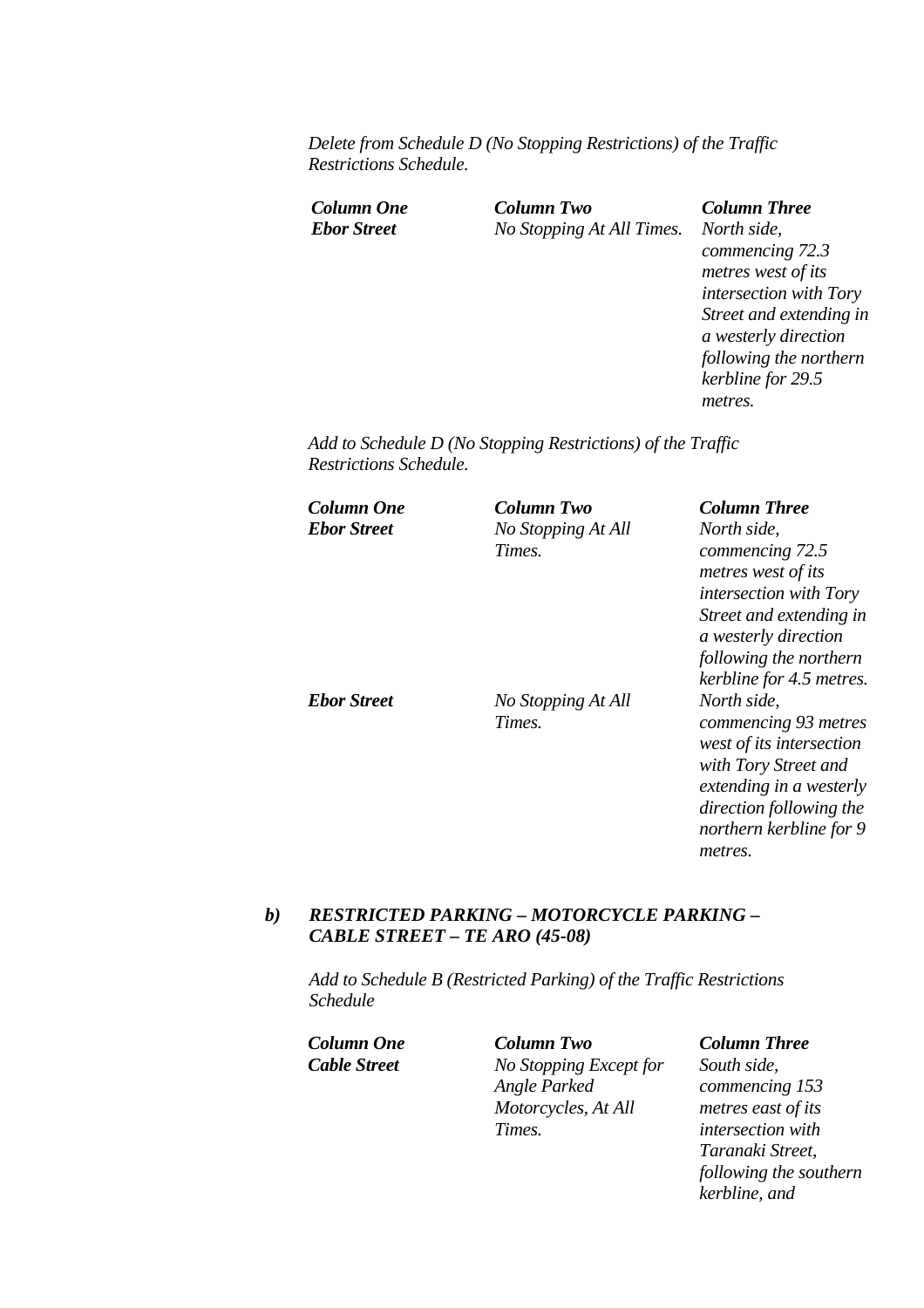*Delete from Schedule D (No Stopping Restrictions) of the Traffic Restrictions Schedule.*

| *Column One* | *Column Two* | *Column Three* |
|---|---|---|
| ***Ebor Street*** | *No Stopping At All Times.* | *North side, commencing 72.3 metres west of its intersection with Tory Street and extending in a westerly direction following the northern kerbline for 29.5 metres.* |

*Add to Schedule D (No Stopping Restrictions) of the Traffic Restrictions Schedule.*

| *Column One* | *Column Two* | *Column Three* |
|---|---|---|
| ***Ebor Street*** | *No Stopping At All Times.* | *North side, commencing 72.5 metres west of its intersection with Tory Street and extending in a westerly direction following the northern kerbline for 4.5 metres.* |
| ***Ebor Street*** | *No Stopping At All Times.* | *North side, commencing 93 metres west of its intersection with Tory Street and extending in a westerly direction following the northern kerbline for 9 metres.* |

***b) RESTRICTED PARKING – MOTORCYCLE PARKING – CABLE STREET – TE ARO (45-08)***

*Add to Schedule B (Restricted Parking) of the Traffic Restrictions Schedule*

| *Column One* | *Column Two* | *Column Three* |
|---|---|---|
| ***Cable Street*** | *No Stopping Except for Angle Parked Motorcycles, At All Times.* | *South side, commencing 153 metres east of its intersection with Taranaki Street, following the southern kerbline, and* |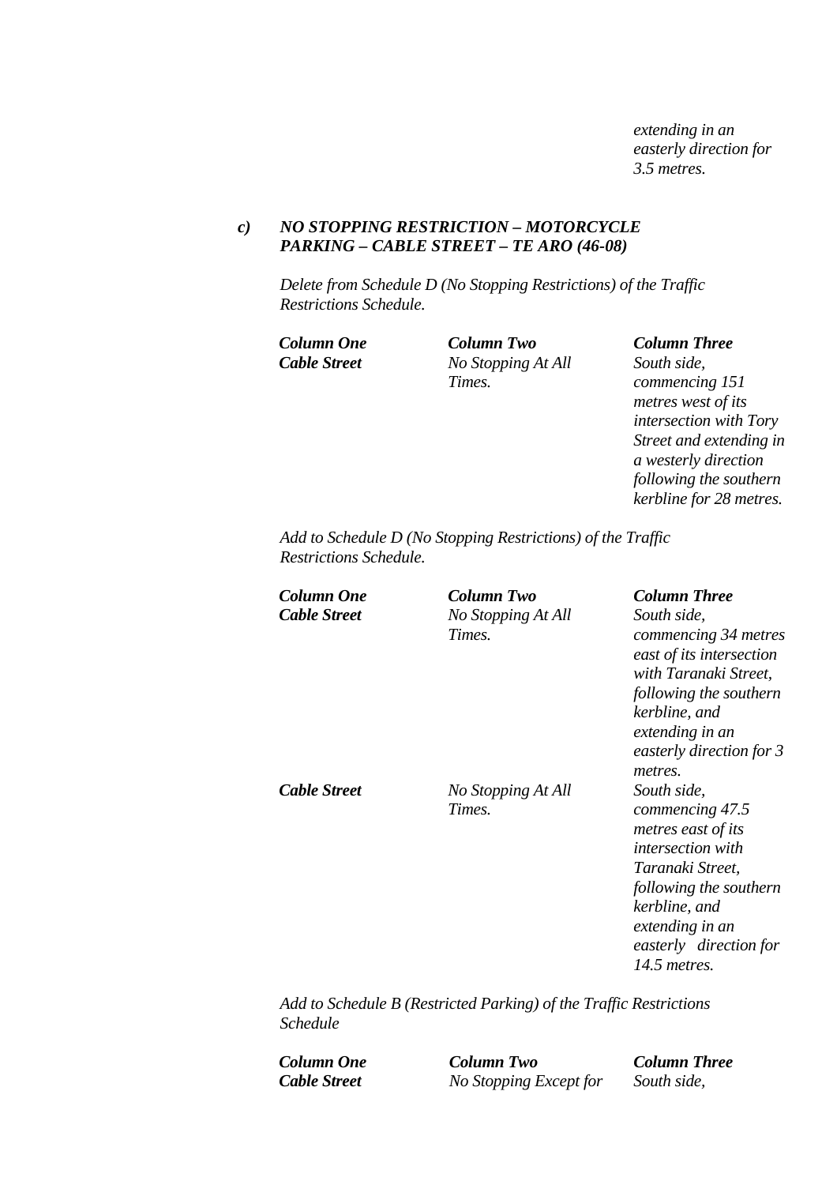*extending in an easterly direction for 3.5 metres.*

### *c) NO STOPPING RESTRICTION – MOTORCYCLE PARKING – CABLE STREET – TE ARO (46-08)*

*Delete from Schedule D (No Stopping Restrictions) of the Traffic Restrictions Schedule.*

| ***Column One*** | ***Column Two*** | ***Column Three*** |
|---|---|---|
| ***Cable Street*** | *No Stopping At All Times.* | *South side, commencing 151 metres west of its intersection with Tory Street and extending in a westerly direction following the southern kerbline for 28 metres.* |

*Add to Schedule D (No Stopping Restrictions) of the Traffic Restrictions Schedule.*

| ***Column One*** | ***Column Two*** | ***Column Three*** |
|---|---|---|
| ***Cable Street*** | *No Stopping At All Times.* | *South side, commencing 34 metres east of its intersection with Taranaki Street, following the southern kerbline, and extending in an easterly direction for 3 metres.* |
| ***Cable Street*** | *No Stopping At All Times.* | *South side, commencing 47.5 metres east of its intersection with Taranaki Street, following the southern kerbline, and extending in an easterly direction for 14.5 metres.* |

*Add to Schedule B (Restricted Parking) of the Traffic Restrictions Schedule*

| ***Column One*** | ***Column Two*** | ***Column Three*** |
|---|---|---|
| ***Cable Street*** | *No Stopping Except for* | *South side,* |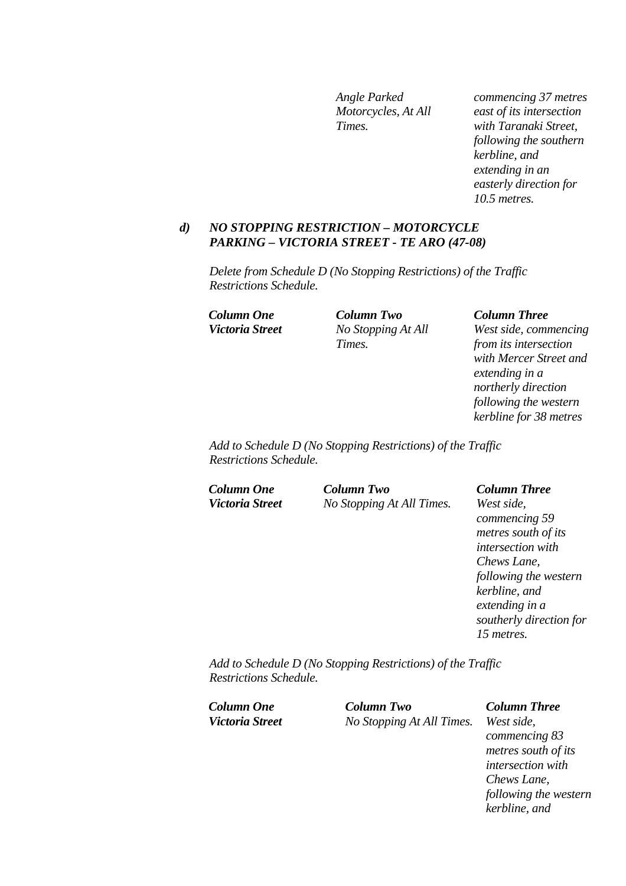| | *Angle Parked Motorcycles, At All Times.* | *commencing 37 metres east of its intersection with Taranaki Street, following the southern kerbline, and extending in an easterly direction for 10.5 metres.* |
|---|---|---|

***d) NO STOPPING RESTRICTION – MOTORCYCLE PARKING – VICTORIA STREET - TE ARO (47-08)***

*Delete from Schedule D (No Stopping Restrictions) of the Traffic Restrictions Schedule.*

| ***Column One*** | ***Column Two*** | ***Column Three*** |
|---|---|---|
| ***Victoria Street*** | *No Stopping At All Times.* | *West side, commencing from its intersection with Mercer Street and extending in a northerly direction following the western kerbline for 38 metres* |

*Add to Schedule D (No Stopping Restrictions) of the Traffic Restrictions Schedule.*

| ***Column One*** | ***Column Two*** | ***Column Three*** |
|---|---|---|
| ***Victoria Street*** | *No Stopping At All Times.* | *West side, commencing 59 metres south of its intersection with Chews Lane, following the western kerbline, and extending in a southerly direction for 15 metres.* |

*Add to Schedule D (No Stopping Restrictions) of the Traffic Restrictions Schedule.*

| ***Column One*** | ***Column Two*** | ***Column Three*** |
|---|---|---|
| ***Victoria Street*** | *No Stopping At All Times.* | *West side, commencing 83 metres south of its intersection with Chews Lane, following the western kerbline, and* |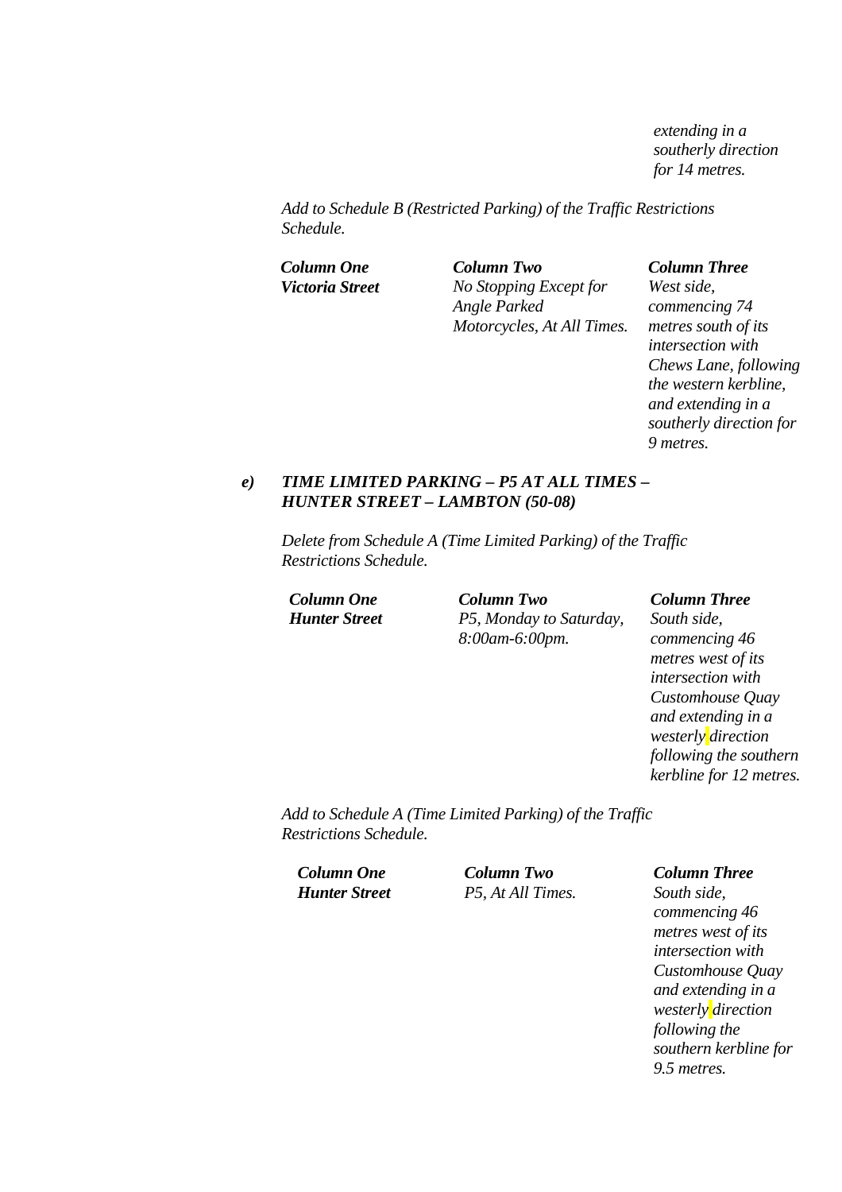*extending in a southerly direction for 14 metres.*

*Add to Schedule B (Restricted Parking) of the Traffic Restrictions Schedule.*

| ***Column One*** | ***Column Two*** | ***Column Three*** |
| --- | --- | --- |
| ***Victoria Street*** | *No Stopping Except for Angle Parked Motorcycles, At All Times.* | *West side, commencing 74 metres south of its intersection with Chews Lane, following the western kerbline, and extending in a southerly direction for 9 metres.* |

***e) TIME LIMITED PARKING – P5 AT ALL TIMES – HUNTER STREET – LAMBTON (50-08)***

*Delete from Schedule A (Time Limited Parking) of the Traffic Restrictions Schedule.*

| ***Column One*** | ***Column Two*** | ***Column Three*** |
| --- | --- | --- |
| ***Hunter Street*** | *P5, Monday to Saturday, 8:00am-6:00pm.* | *South side, commencing 46 metres west of its intersection with Customhouse Quay and extending in a westerly direction following the southern kerbline for 12 metres.* |

*Add to Schedule A (Time Limited Parking) of the Traffic Restrictions Schedule.*

| ***Column One*** | ***Column Two*** | ***Column Three*** |
| --- | --- | --- |
| ***Hunter Street*** | *P5, At All Times.* | *South side, commencing 46 metres west of its intersection with Customhouse Quay and extending in a westerly direction following the southern kerbline for 9.5 metres.* |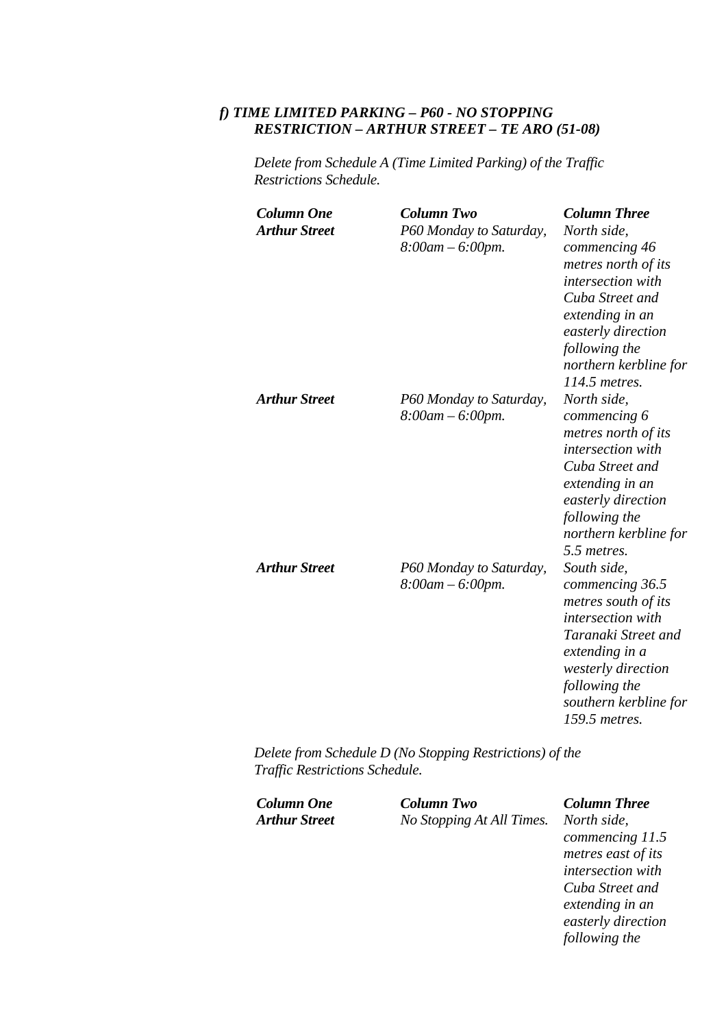### *f) TIME LIMITED PARKING – P60 - NO STOPPING RESTRICTION – ARTHUR STREET – TE ARO (51-08)*

*Delete from Schedule A (Time Limited Parking) of the Traffic Restrictions Schedule.*

| ***Column One*** | ***Column Two*** | ***Column Three*** |
|---|---|---|
| ***Arthur Street*** | *P60 Monday to Saturday, 8:00am – 6:00pm.* | *North side, commencing 46 metres north of its intersection with Cuba Street and extending in an easterly direction following the northern kerbline for 114.5 metres.* |
| ***Arthur Street*** | *P60 Monday to Saturday, 8:00am – 6:00pm.* | *North side, commencing 6 metres north of its intersection with Cuba Street and extending in an easterly direction following the northern kerbline for 5.5 metres.* |
| ***Arthur Street*** | *P60 Monday to Saturday, 8:00am – 6:00pm.* | *South side, commencing 36.5 metres south of its intersection with Taranaki Street and extending in a westerly direction following the southern kerbline for 159.5 metres.* |

*Delete from Schedule D (No Stopping Restrictions) of the Traffic Restrictions Schedule.*

| ***Column One*** | ***Column Two*** | ***Column Three*** |
|---|---|---|
| ***Arthur Street*** | *No Stopping At All Times.* | *North side, commencing 11.5 metres east of its intersection with Cuba Street and extending in an easterly direction following the* |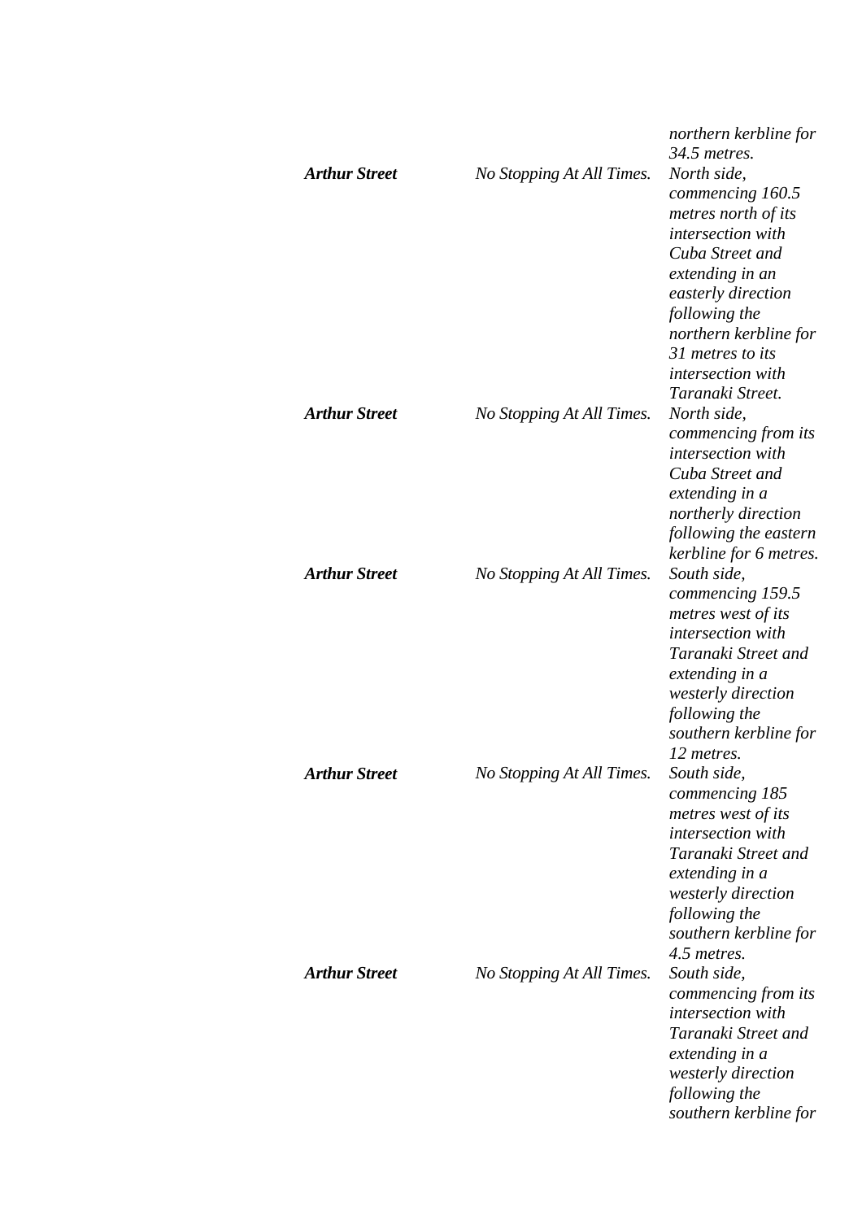| | | |
|---|---|---|
| | | *northern kerbline for 34.5 metres.* |
| ***Arthur Street*** | *No Stopping At All Times.* | *North side, commencing 160.5 metres north of its intersection with Cuba Street and extending in an easterly direction following the northern kerbline for 31 metres to its intersection with Taranaki Street.* |
| ***Arthur Street*** | *No Stopping At All Times.* | *North side, commencing from its intersection with Cuba Street and extending in a northerly direction following the eastern kerbline for 6 metres.* |
| ***Arthur Street*** | *No Stopping At All Times.* | *South side, commencing 159.5 metres west of its intersection with Taranaki Street and extending in a westerly direction following the southern kerbline for 12 metres.* |
| ***Arthur Street*** | *No Stopping At All Times.* | *South side, commencing 185 metres west of its intersection with Taranaki Street and extending in a westerly direction following the southern kerbline for 4.5 metres.* |
| ***Arthur Street*** | *No Stopping At All Times.* | *South side, commencing from its intersection with Taranaki Street and extending in a westerly direction following the southern kerbline for* |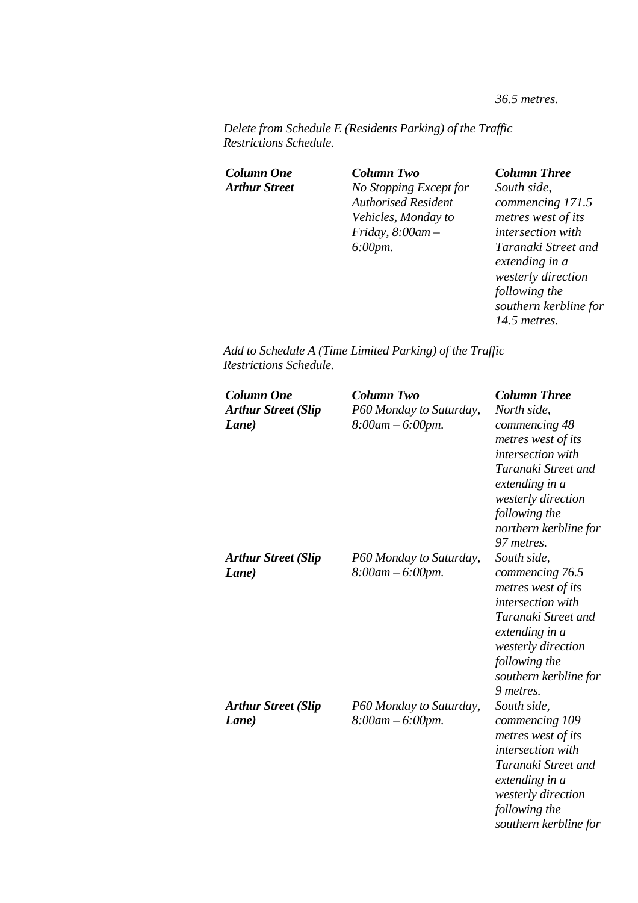*36.5 metres.*

*Delete from Schedule E (Residents Parking) of the Traffic Restrictions Schedule.*

| ***Column One*** | ***Column Two*** | ***Column Three*** |
|---|---|---|
| ***Arthur Street*** | *No Stopping Except for Authorised Resident Vehicles, Monday to Friday, 8:00am – 6:00pm.* | *South side, commencing 171.5 metres west of its intersection with Taranaki Street and extending in a westerly direction following the southern kerbline for 14.5 metres.* |

*Add to Schedule A (Time Limited Parking) of the Traffic Restrictions Schedule.*

| ***Column One*** | ***Column Two*** | ***Column Three*** |
|---|---|---|
| ***Arthur Street (Slip Lane)*** | *P60 Monday to Saturday, 8:00am – 6:00pm.* | *North side, commencing 48 metres west of its intersection with Taranaki Street and extending in a westerly direction following the northern kerbline for 97 metres.* |
| ***Arthur Street (Slip Lane)*** | *P60 Monday to Saturday, 8:00am – 6:00pm.* | *South side, commencing 76.5 metres west of its intersection with Taranaki Street and extending in a westerly direction following the southern kerbline for 9 metres.* |
| ***Arthur Street (Slip Lane)*** | *P60 Monday to Saturday, 8:00am – 6:00pm.* | *South side, commencing 109 metres west of its intersection with Taranaki Street and extending in a westerly direction following the southern kerbline for* |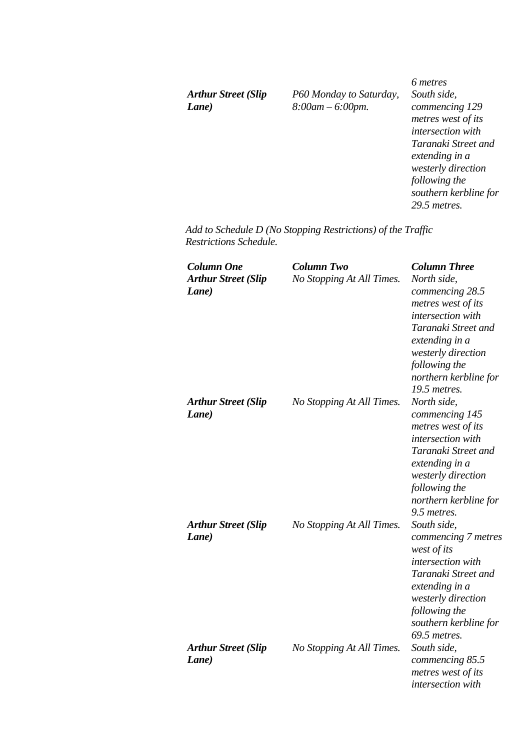| | | *6 metres* |
|---|---|---|
| ***Arthur Street (Slip Lane)*** | *P60 Monday to Saturday, 8:00am – 6:00pm.* | *South side, commencing 129 metres west of its intersection with Taranaki Street and extending in a westerly direction following the southern kerbline for 29.5 metres.* |

*Add to Schedule D (No Stopping Restrictions) of the Traffic Restrictions Schedule.*

| ***Column One*** | ***Column Two*** | ***Column Three*** |
|---|---|---|
| ***Arthur Street (Slip Lane)*** | *No Stopping At All Times.* | *North side, commencing 28.5 metres west of its intersection with Taranaki Street and extending in a westerly direction following the northern kerbline for 19.5 metres.* |
| ***Arthur Street (Slip Lane)*** | *No Stopping At All Times.* | *North side, commencing 145 metres west of its intersection with Taranaki Street and extending in a westerly direction following the northern kerbline for 9.5 metres.* |
| ***Arthur Street (Slip Lane)*** | *No Stopping At All Times.* | *South side, commencing 7 metres west of its intersection with Taranaki Street and extending in a westerly direction following the southern kerbline for 69.5 metres.* |
| ***Arthur Street (Slip Lane)*** | *No Stopping At All Times.* | *South side, commencing 85.5 metres west of its intersection with* |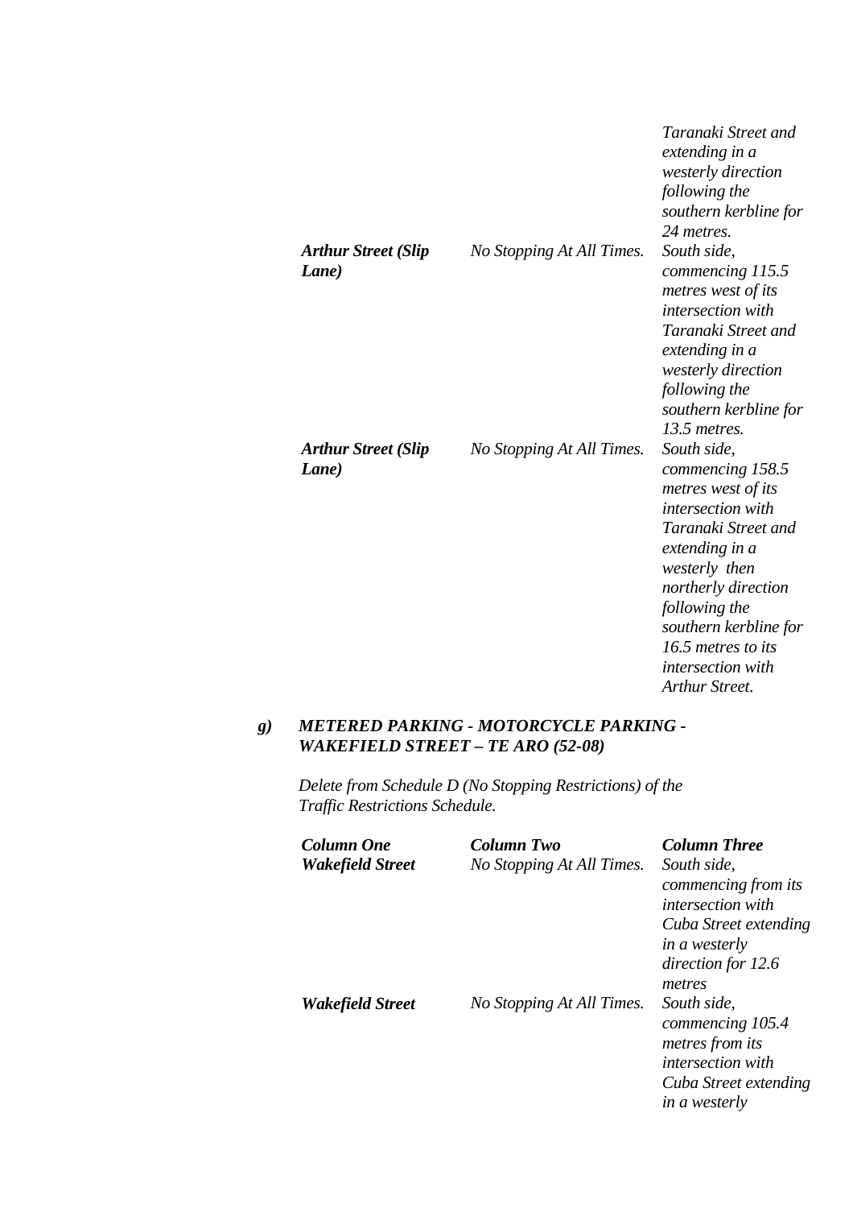| | | |
|---|---|---|
| | | *Taranaki Street and extending in a westerly direction following the southern kerbline for 24 metres.* |
| ***Arthur Street (Slip Lane)*** | *No Stopping At All Times.* | *South side, commencing 115.5 metres west of its intersection with Taranaki Street and extending in a westerly direction following the southern kerbline for 13.5 metres.* |
| ***Arthur Street (Slip Lane)*** | *No Stopping At All Times.* | *South side, commencing 158.5 metres west of its intersection with Taranaki Street and extending in a westerly then northerly direction following the southern kerbline for 16.5 metres to its intersection with Arthur Street.* |

***g) METERED PARKING - MOTORCYCLE PARKING - WAKEFIELD STREET – TE ARO (52-08)***

*Delete from Schedule D (No Stopping Restrictions) of the Traffic Restrictions Schedule.*

| ***Column One*** | ***Column Two*** | ***Column Three*** |
|---|---|---|
| ***Wakefield Street*** | *No Stopping At All Times.* | *South side, commencing from its intersection with Cuba Street extending in a westerly direction for 12.6 metres* |
| ***Wakefield Street*** | *No Stopping At All Times.* | *South side, commencing 105.4 metres from its intersection with Cuba Street extending in a westerly* |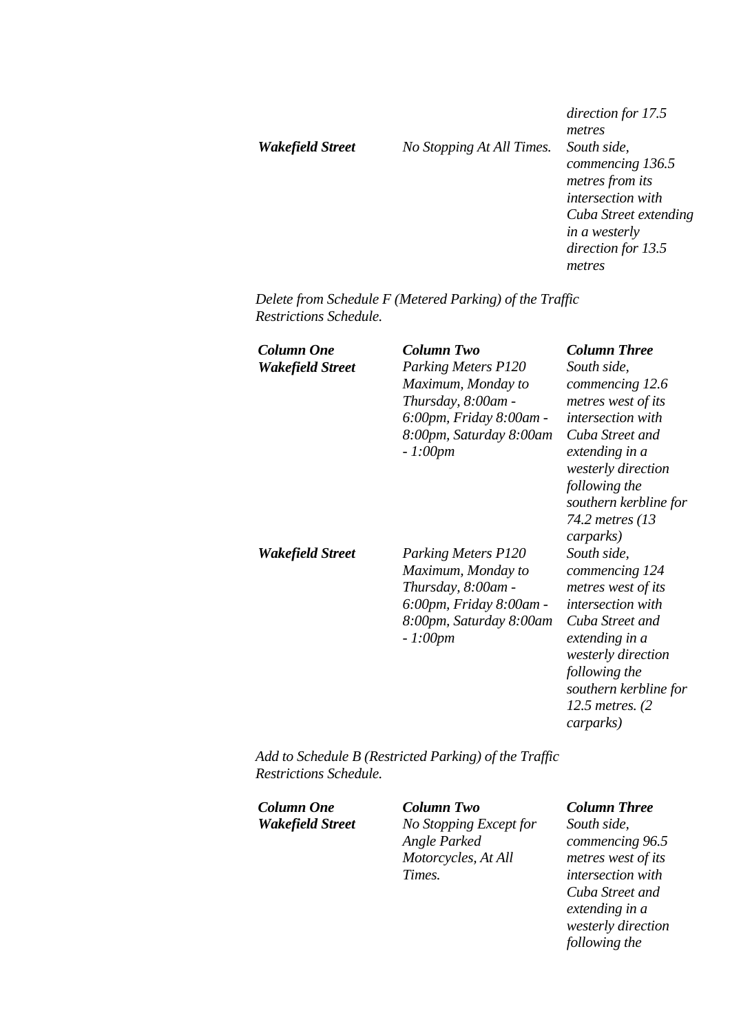| | | |
|---|---|---|
| | | *direction for 17.5 metres* |
| ***Wakefield Street*** | *No Stopping At All Times.* | *South side, commencing 136.5 metres from its intersection with Cuba Street extending in a westerly direction for 13.5 metres* |

*Delete from Schedule F (Metered Parking) of the Traffic Restrictions Schedule.*

| ***Column One*** | ***Column Two*** | ***Column Three*** |
|---|---|---|
| ***Wakefield Street*** | *Parking Meters P120 Maximum, Monday to Thursday, 8:00am - 6:00pm, Friday 8:00am - 8:00pm, Saturday 8:00am - 1:00pm* | *South side, commencing 12.6 metres west of its intersection with Cuba Street and extending in a westerly direction following the southern kerbline for 74.2 metres (13 carparks)* |
| ***Wakefield Street*** | *Parking Meters P120 Maximum, Monday to Thursday, 8:00am - 6:00pm, Friday 8:00am - 8:00pm, Saturday 8:00am - 1:00pm* | *South side, commencing 124 metres west of its intersection with Cuba Street and extending in a westerly direction following the southern kerbline for 12.5 metres. (2 carparks)* |

*Add to Schedule B (Restricted Parking) of the Traffic Restrictions Schedule.*

| ***Column One*** | ***Column Two*** | ***Column Three*** |
|---|---|---|
| ***Wakefield Street*** | *No Stopping Except for Angle Parked Motorcycles, At All Times.* | *South side, commencing 96.5 metres west of its intersection with Cuba Street and extending in a westerly direction following the* |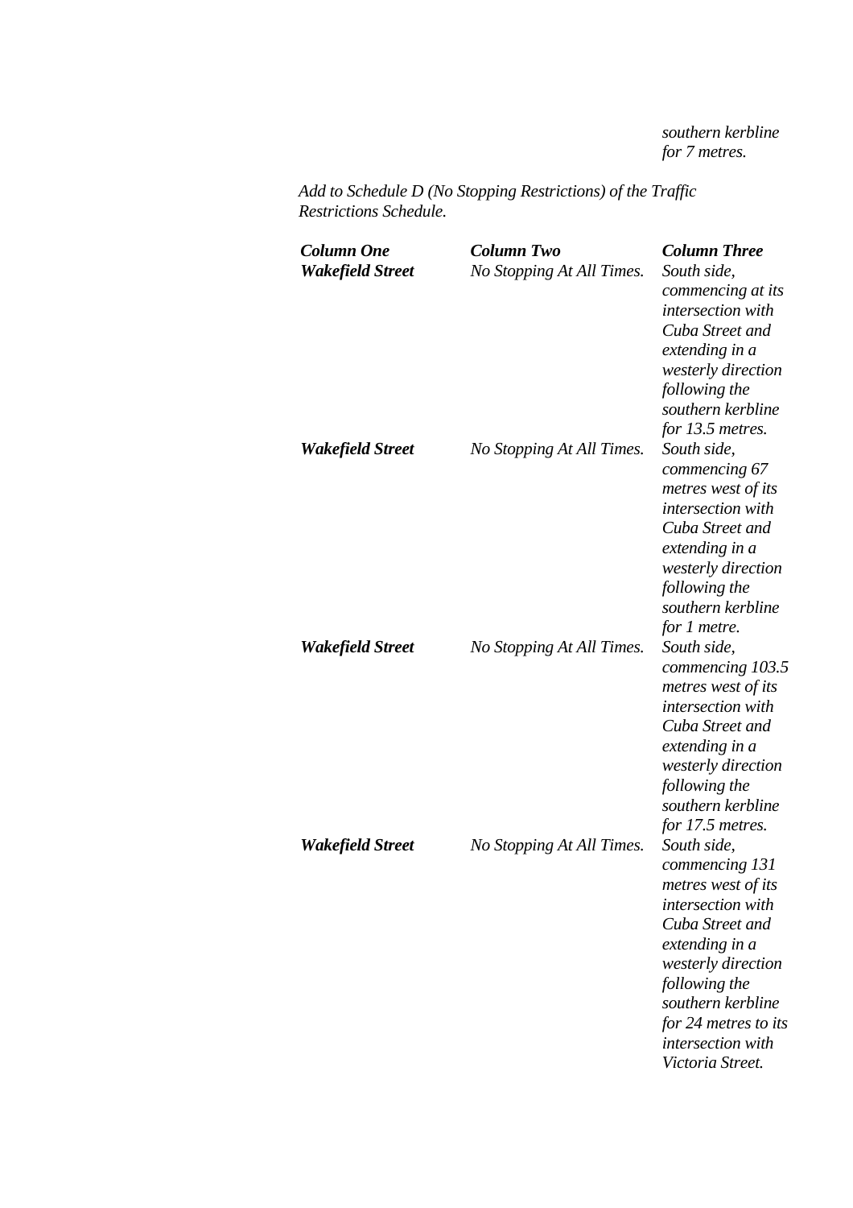*southern kerbline for 7 metres.*

*Add to Schedule D (No Stopping Restrictions) of the Traffic Restrictions Schedule.*

| ***Column One*** | ***Column Two*** | ***Column Three*** |
|---|---|---|
| ***Wakefield Street*** | *No Stopping At All Times.* | *South side, commencing at its intersection with Cuba Street and extending in a westerly direction following the southern kerbline for 13.5 metres.* |
| ***Wakefield Street*** | *No Stopping At All Times.* | *South side, commencing 67 metres west of its intersection with Cuba Street and extending in a westerly direction following the southern kerbline for 1 metre.* |
| ***Wakefield Street*** | *No Stopping At All Times.* | *South side, commencing 103.5 metres west of its intersection with Cuba Street and extending in a westerly direction following the southern kerbline for 17.5 metres.* |
| ***Wakefield Street*** | *No Stopping At All Times.* | *South side, commencing 131 metres west of its intersection with Cuba Street and extending in a westerly direction following the southern kerbline for 24 metres to its intersection with Victoria Street.* |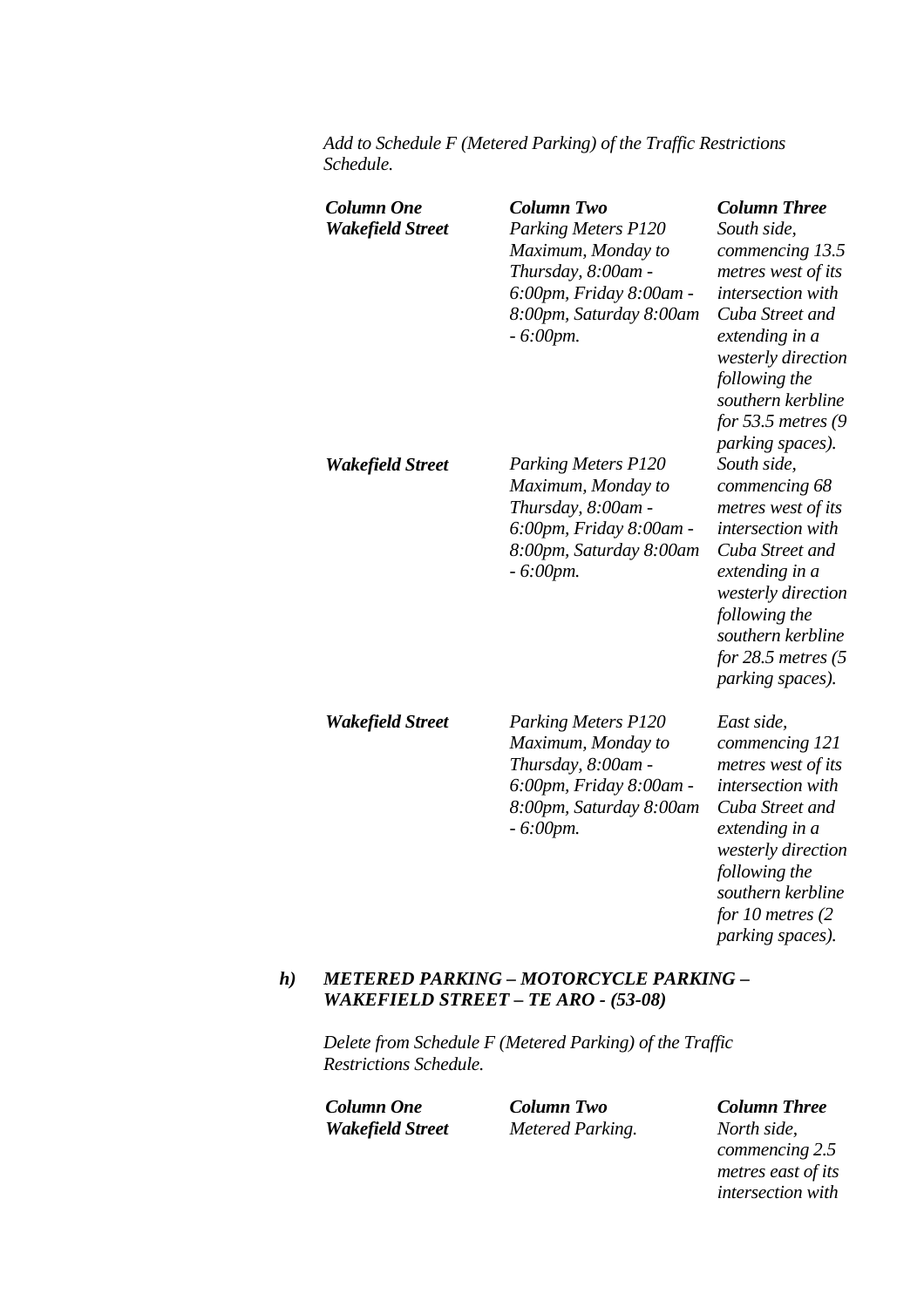*Add to Schedule F (Metered Parking) of the Traffic Restrictions Schedule.*

| ***Column One*** | ***Column Two*** | ***Column Three*** |
|---|---|---|
| ***Wakefield Street*** | *Parking Meters P120 Maximum, Monday to Thursday, 8:00am - 6:00pm, Friday 8:00am - 8:00pm, Saturday 8:00am - 6:00pm.* | *South side, commencing 13.5 metres west of its intersection with Cuba Street and extending in a westerly direction following the southern kerbline for 53.5 metres (9 parking spaces).* |
| ***Wakefield Street*** | *Parking Meters P120 Maximum, Monday to Thursday, 8:00am - 6:00pm, Friday 8:00am - 8:00pm, Saturday 8:00am - 6:00pm.* | *South side, commencing 68 metres west of its intersection with Cuba Street and extending in a westerly direction following the southern kerbline for 28.5 metres (5 parking spaces).* |
| ***Wakefield Street*** | *Parking Meters P120 Maximum, Monday to Thursday, 8:00am - 6:00pm, Friday 8:00am - 8:00pm, Saturday 8:00am - 6:00pm.* | *East side, commencing 121 metres west of its intersection with Cuba Street and extending in a westerly direction following the southern kerbline for 10 metres (2 parking spaces).* |

***h) METERED PARKING – MOTORCYCLE PARKING – WAKEFIELD STREET – TE ARO - (53-08)***

*Delete from Schedule F (Metered Parking) of the Traffic Restrictions Schedule.*

| ***Column One*** | ***Column Two*** | ***Column Three*** |
|---|---|---|
| ***Wakefield Street*** | *Metered Parking.* | *North side, commencing 2.5 metres east of its intersection with* |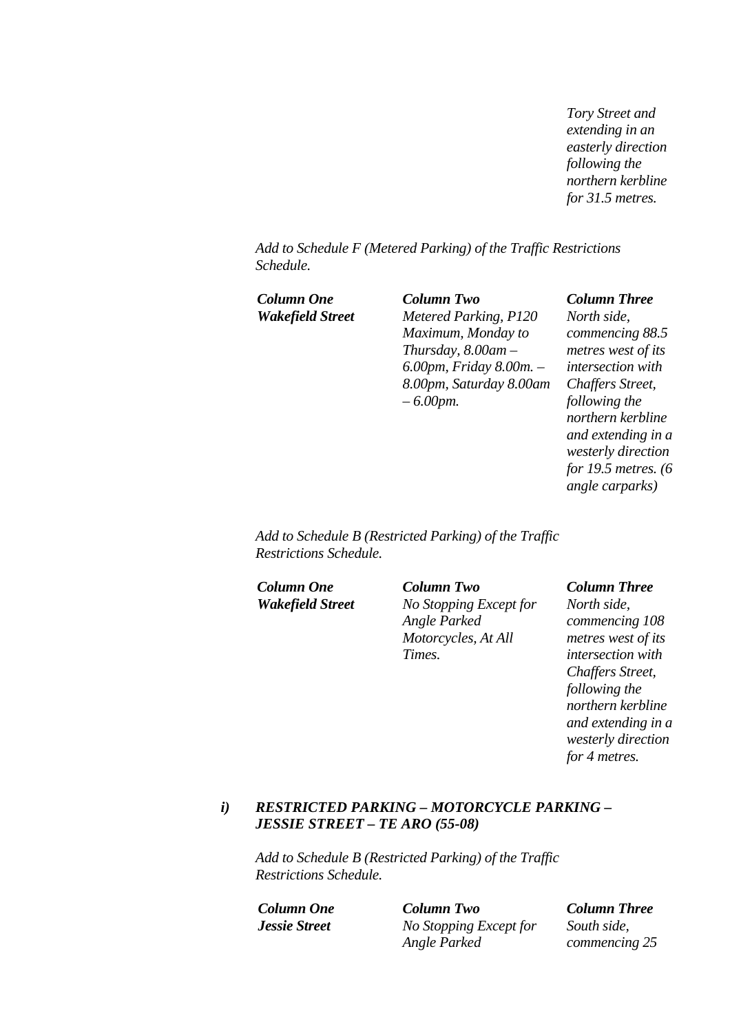*Tory Street and extending in an easterly direction following the northern kerbline for 31.5 metres.*

*Add to Schedule F (Metered Parking) of the Traffic Restrictions Schedule.*

| ***Column One*** | ***Column Two*** | ***Column Three*** |
|---|---|---|
| ***Wakefield Street*** | *Metered Parking, P120 Maximum, Monday to Thursday, 8.00am – 6.00pm, Friday 8.00m. – 8.00pm, Saturday 8.00am – 6.00pm.* | *North side, commencing 88.5 metres west of its intersection with Chaffers Street, following the northern kerbline and extending in a westerly direction for 19.5 metres. (6 angle carparks)* |

*Add to Schedule B (Restricted Parking) of the Traffic Restrictions Schedule.*

| ***Column One*** | ***Column Two*** | ***Column Three*** |
|---|---|---|
| ***Wakefield Street*** | *No Stopping Except for Angle Parked Motorcycles, At All Times.* | *North side, commencing 108 metres west of its intersection with Chaffers Street, following the northern kerbline and extending in a westerly direction for 4 metres.* |

***i) RESTRICTED PARKING – MOTORCYCLE PARKING – JESSIE STREET – TE ARO (55-08)***

*Add to Schedule B (Restricted Parking) of the Traffic Restrictions Schedule.*

| ***Column One*** | ***Column Two*** | ***Column Three*** |
|---|---|---|
| ***Jessie Street*** | *No Stopping Except for Angle Parked* | *South side, commencing 25* |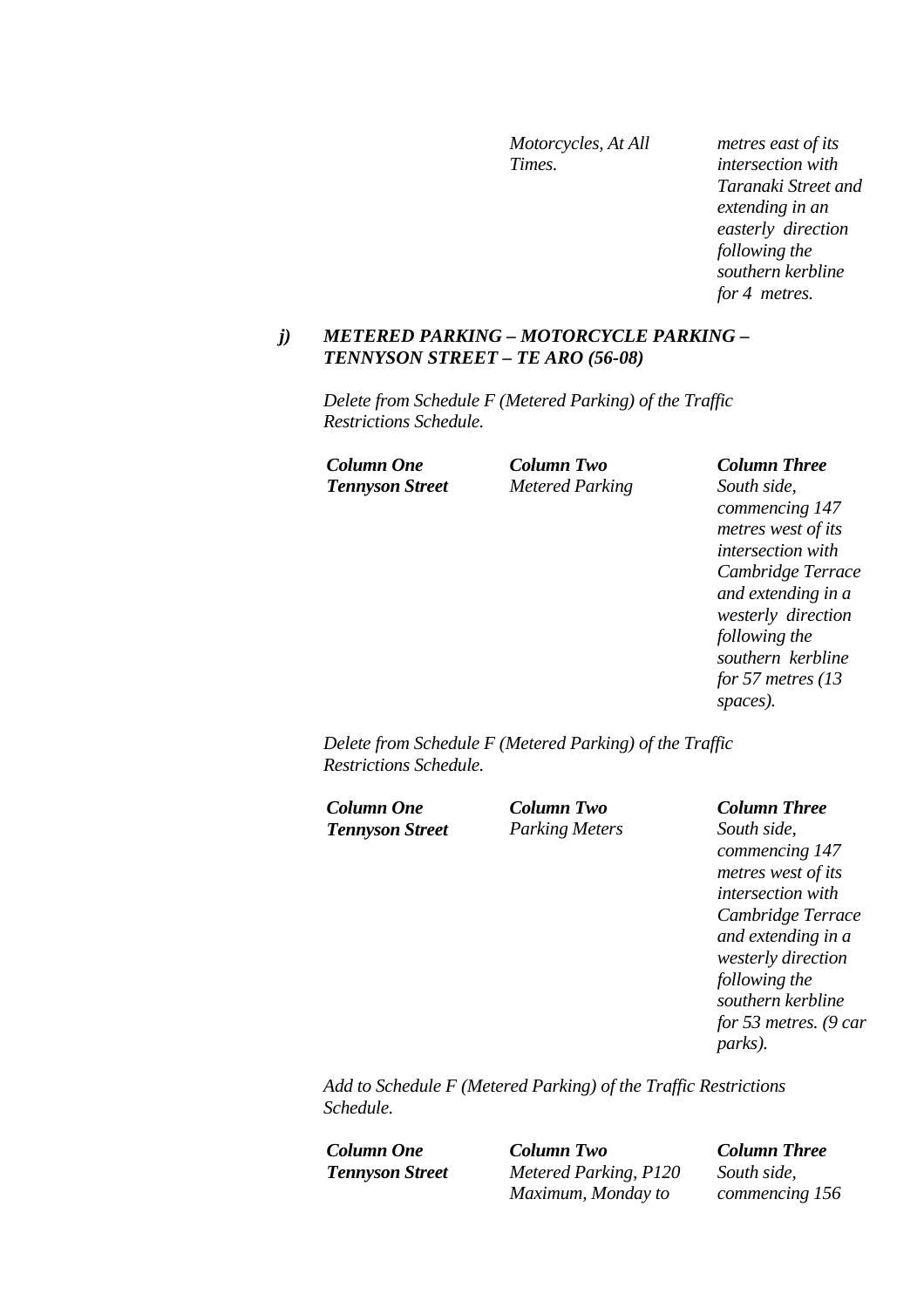| | *Motorcycles, At All Times.* | *metres east of its intersection with Taranaki Street and extending in an easterly direction following the southern kerbline for 4 metres.* |
|---|---|---|

***j) METERED PARKING – MOTORCYCLE PARKING – TENNYSON STREET – TE ARO (56-08)***

*Delete from Schedule F (Metered Parking) of the Traffic Restrictions Schedule.*

| ***Column One*** | ***Column Two*** | ***Column Three*** |
|---|---|---|
| ***Tennyson Street*** | *Metered Parking* | *South side, commencing 147 metres west of its intersection with Cambridge Terrace and extending in a westerly direction following the southern kerbline for 57 metres (13 spaces).* |

*Delete from Schedule F (Metered Parking) of the Traffic Restrictions Schedule.*

| ***Column One*** | ***Column Two*** | ***Column Three*** |
|---|---|---|
| ***Tennyson Street*** | *Parking Meters* | *South side, commencing 147 metres west of its intersection with Cambridge Terrace and extending in a westerly direction following the southern kerbline for 53 metres. (9 car parks).* |

*Add to Schedule F (Metered Parking) of the Traffic Restrictions Schedule.*

| ***Column One*** | ***Column Two*** | ***Column Three*** |
|---|---|---|
| ***Tennyson Street*** | *Metered Parking, P120 Maximum, Monday to* | *South side, commencing 156* |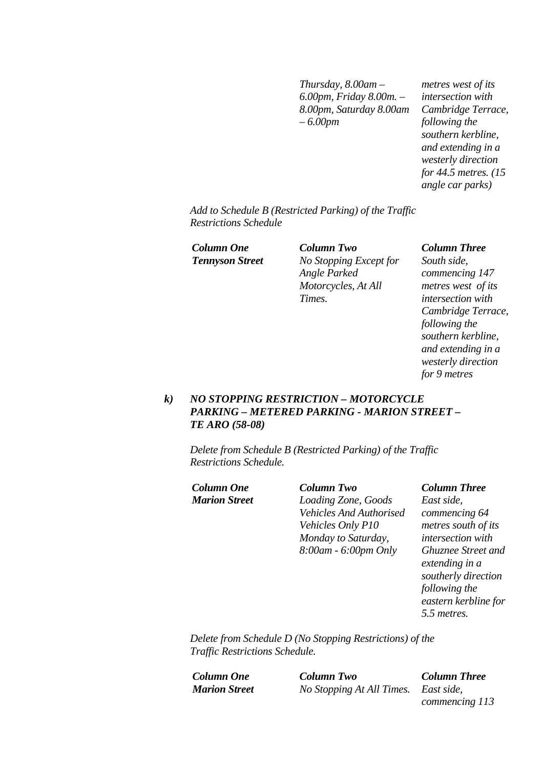| | | |
|---|---|---|
| | *Thursday, 8.00am – 6.00pm, Friday 8.00m. – 8.00pm, Saturday 8.00am – 6.00pm* | *metres west of its intersection with Cambridge Terrace, following the southern kerbline, and extending in a westerly direction for 44.5 metres. (15 angle car parks)* |

*Add to Schedule B (Restricted Parking) of the Traffic Restrictions Schedule*

| ***Column One*** | ***Column Two*** | ***Column Three*** |
|---|---|---|
| ***Tennyson Street*** | *No Stopping Except for Angle Parked Motorcycles, At All Times.* | *South side, commencing 147 metres west of its intersection with Cambridge Terrace, following the southern kerbline, and extending in a westerly direction for 9 metres* |

***k) NO STOPPING RESTRICTION – MOTORCYCLE PARKING – METERED PARKING - MARION STREET – TE ARO (58-08)***

*Delete from Schedule B (Restricted Parking) of the Traffic Restrictions Schedule.*

| ***Column One*** | ***Column Two*** | ***Column Three*** |
|---|---|---|
| ***Marion Street*** | *Loading Zone, Goods Vehicles And Authorised Vehicles Only P10 Monday to Saturday, 8:00am - 6:00pm Only* | *East side, commencing 64 metres south of its intersection with Ghuznee Street and extending in a southerly direction following the eastern kerbline for 5.5 metres.* |

*Delete from Schedule D (No Stopping Restrictions) of the Traffic Restrictions Schedule.*

| ***Column One*** | ***Column Two*** | ***Column Three*** |
|---|---|---|
| ***Marion Street*** | *No Stopping At All Times.* | *East side, commencing 113* |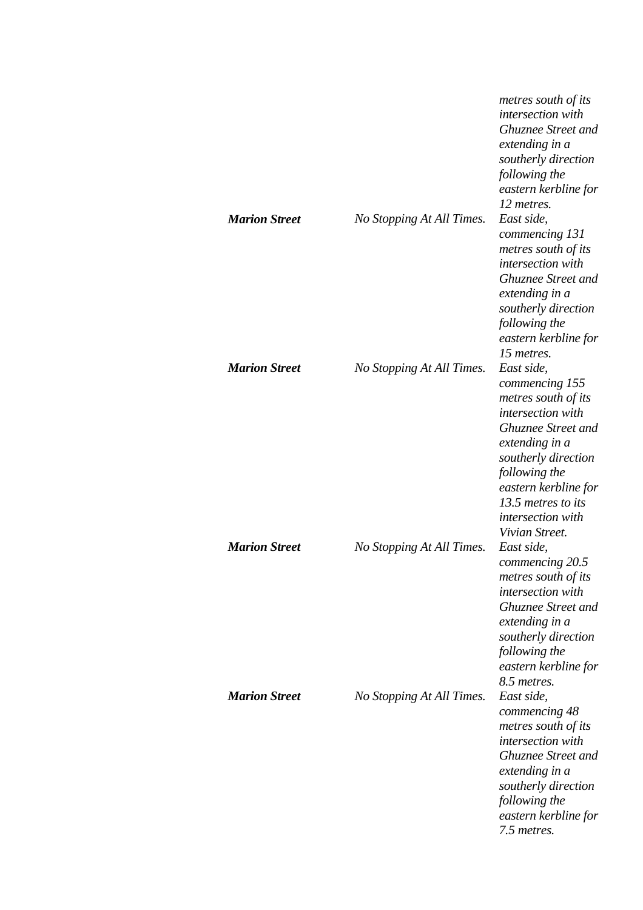| | | |
|---|---|---|
| | | *metres south of its intersection with Ghuznee Street and extending in a southerly direction following the eastern kerbline for 12 metres.* |
| ***Marion Street*** | *No Stopping At All Times.* | *East side, commencing 131 metres south of its intersection with Ghuznee Street and extending in a southerly direction following the eastern kerbline for 15 metres.* |
| ***Marion Street*** | *No Stopping At All Times.* | *East side, commencing 155 metres south of its intersection with Ghuznee Street and extending in a southerly direction following the eastern kerbline for 13.5 metres to its intersection with Vivian Street.* |
| ***Marion Street*** | *No Stopping At All Times.* | *East side, commencing 20.5 metres south of its intersection with Ghuznee Street and extending in a southerly direction following the eastern kerbline for 8.5 metres.* |
| ***Marion Street*** | *No Stopping At All Times.* | *East side, commencing 48 metres south of its intersection with Ghuznee Street and extending in a southerly direction following the eastern kerbline for 7.5 metres.* |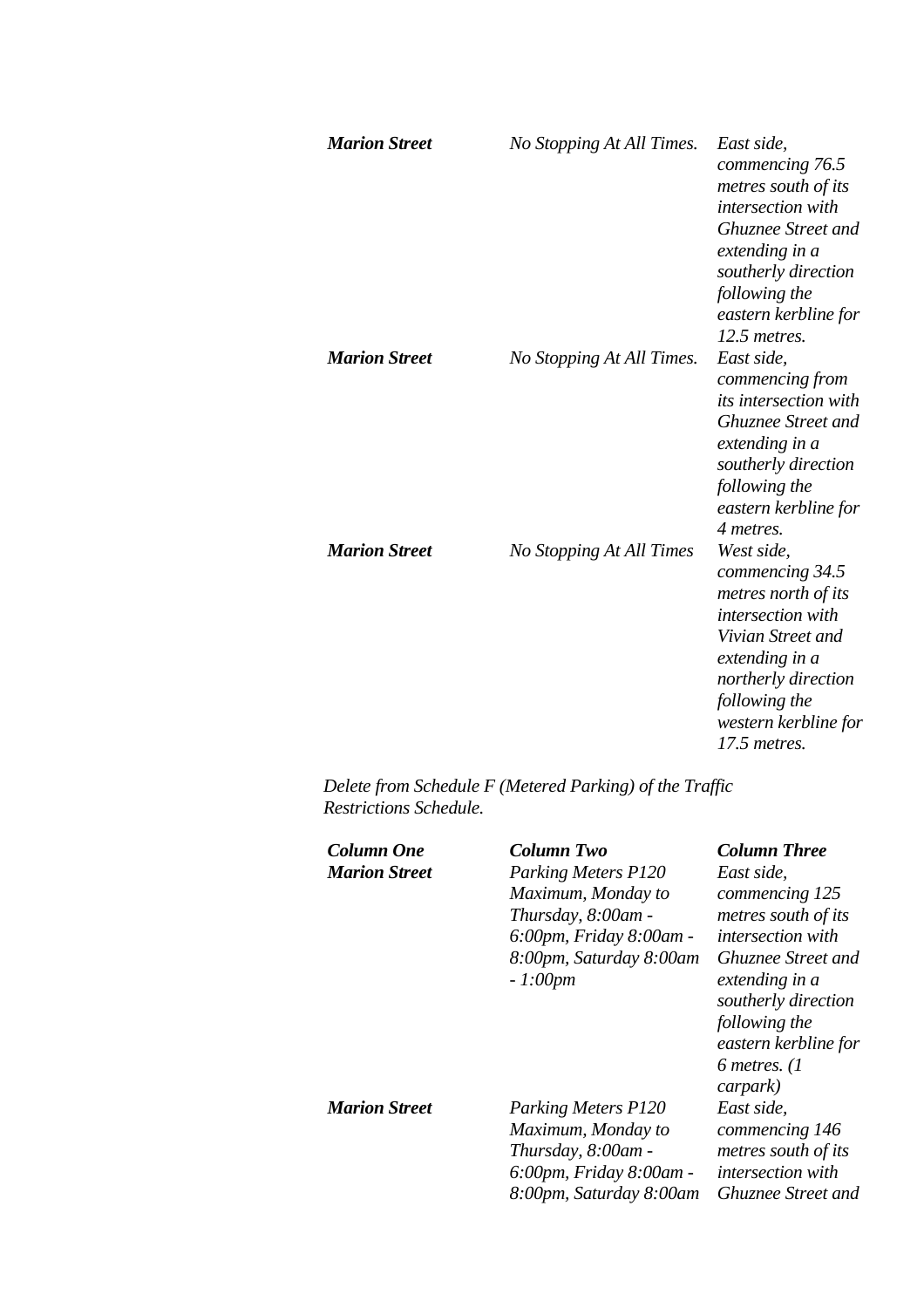| | | |
|---|---|---|
| ***Marion Street*** | *No Stopping At All Times.* | *East side, commencing 76.5 metres south of its intersection with Ghuznee Street and extending in a southerly direction following the eastern kerbline for 12.5 metres.* |
| ***Marion Street*** | *No Stopping At All Times.* | *East side, commencing from its intersection with Ghuznee Street and extending in a southerly direction following the eastern kerbline for 4 metres.* |
| ***Marion Street*** | *No Stopping At All Times* | *West side, commencing 34.5 metres north of its intersection with Vivian Street and extending in a northerly direction following the western kerbline for 17.5 metres.* |

*Delete from Schedule F (Metered Parking) of the Traffic Restrictions Schedule.*

| ***Column One*** | ***Column Two*** | ***Column Three*** |
|---|---|---|
| ***Marion Street*** | *Parking Meters P120 Maximum, Monday to Thursday, 8:00am - 6:00pm, Friday 8:00am - 8:00pm, Saturday 8:00am - 1:00pm* | *East side, commencing 125 metres south of its intersection with Ghuznee Street and extending in a southerly direction following the eastern kerbline for 6 metres. (1 carpark)* |
| ***Marion Street*** | *Parking Meters P120 Maximum, Monday to Thursday, 8:00am - 6:00pm, Friday 8:00am - 8:00pm, Saturday 8:00am* | *East side, commencing 146 metres south of its intersection with Ghuznee Street and* |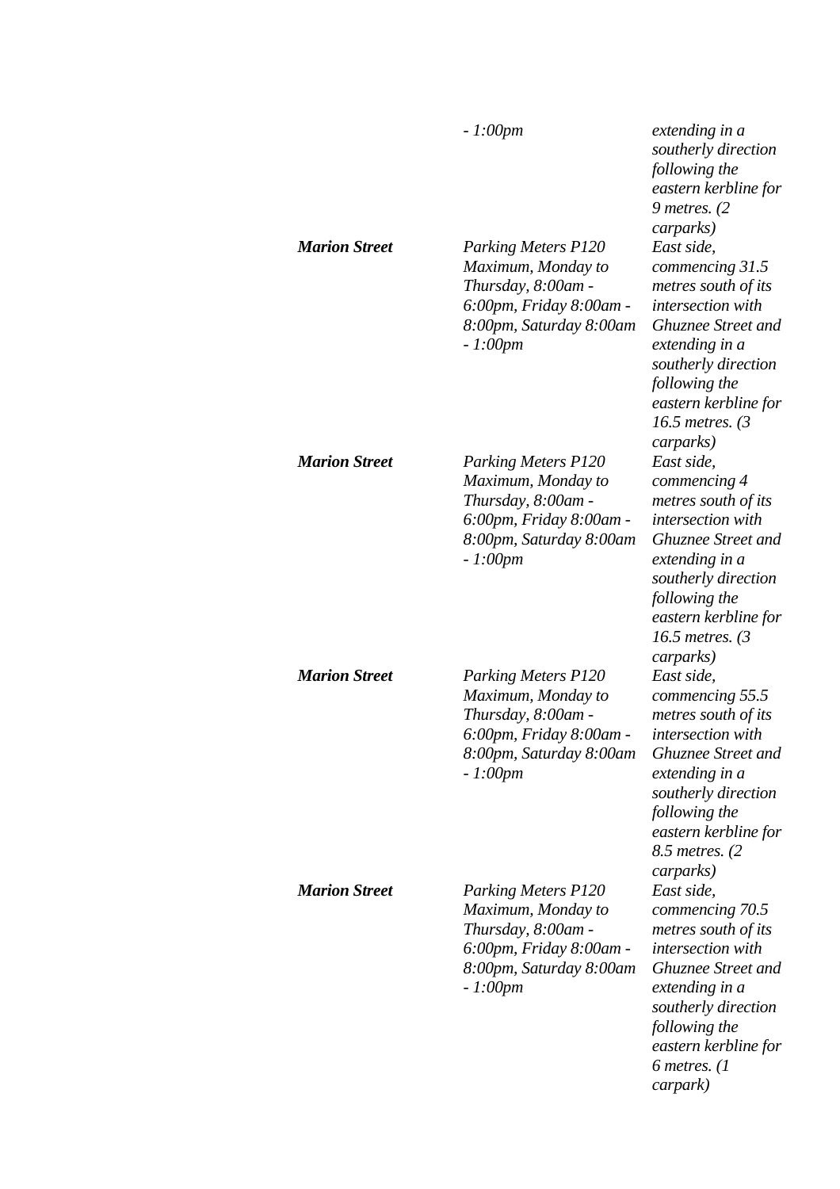| | | |
|---|---|---|
| | *- 1:00pm* | *extending in a southerly direction following the eastern kerbline for 9 metres. (2 carparks)* |
| ***Marion Street*** | *Parking Meters P120 Maximum, Monday to Thursday, 8:00am - 6:00pm, Friday 8:00am - 8:00pm, Saturday 8:00am - 1:00pm* | *East side, commencing 31.5 metres south of its intersection with Ghuznee Street and extending in a southerly direction following the eastern kerbline for 16.5 metres. (3 carparks)* |
| ***Marion Street*** | *Parking Meters P120 Maximum, Monday to Thursday, 8:00am - 6:00pm, Friday 8:00am - 8:00pm, Saturday 8:00am - 1:00pm* | *East side, commencing 4 metres south of its intersection with Ghuznee Street and extending in a southerly direction following the eastern kerbline for 16.5 metres. (3 carparks)* |
| ***Marion Street*** | *Parking Meters P120 Maximum, Monday to Thursday, 8:00am - 6:00pm, Friday 8:00am - 8:00pm, Saturday 8:00am - 1:00pm* | *East side, commencing 55.5 metres south of its intersection with Ghuznee Street and extending in a southerly direction following the eastern kerbline for 8.5 metres. (2 carparks)* |
| ***Marion Street*** | *Parking Meters P120 Maximum, Monday to Thursday, 8:00am - 6:00pm, Friday 8:00am - 8:00pm, Saturday 8:00am - 1:00pm* | *East side, commencing 70.5 metres south of its intersection with Ghuznee Street and extending in a southerly direction following the eastern kerbline for 6 metres. (1 carpark)* |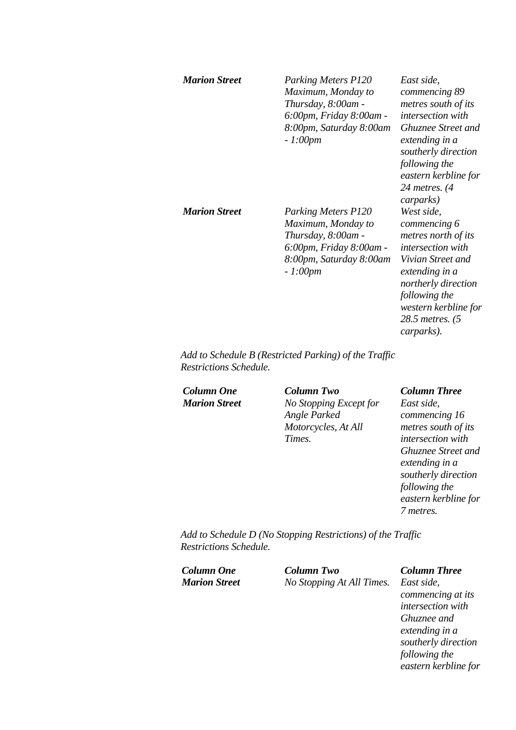| | | |
|---|---|---|
| ***Marion Street*** | *Parking Meters P120 Maximum, Monday to Thursday, 8:00am - 6:00pm, Friday 8:00am - 8:00pm, Saturday 8:00am - 1:00pm* | *East side, commencing 89 metres south of its intersection with Ghuznee Street and extending in a southerly direction following the eastern kerbline for 24 metres. (4 carparks)* |
| ***Marion Street*** | *Parking Meters P120 Maximum, Monday to Thursday, 8:00am - 6:00pm, Friday 8:00am - 8:00pm, Saturday 8:00am - 1:00pm* | *West side, commencing 6 metres north of its intersection with Vivian Street and extending in a northerly direction following the western kerbline for 28.5 metres. (5 carparks).* |

*Add to Schedule B (Restricted Parking) of the Traffic Restrictions Schedule.*

| ***Column One*** | ***Column Two*** | ***Column Three*** |
|---|---|---|
| ***Marion Street*** | *No Stopping Except for Angle Parked Motorcycles, At All Times.* | *East side, commencing 16 metres south of its intersection with Ghuznee Street and extending in a southerly direction following the eastern kerbline for 7 metres.* |

*Add to Schedule D (No Stopping Restrictions) of the Traffic Restrictions Schedule.*

| ***Column One*** | ***Column Two*** | ***Column Three*** |
|---|---|---|
| ***Marion Street*** | *No Stopping At All Times.* | *East side, commencing at its intersection with Ghuznee and extending in a southerly direction following the eastern kerbline for* |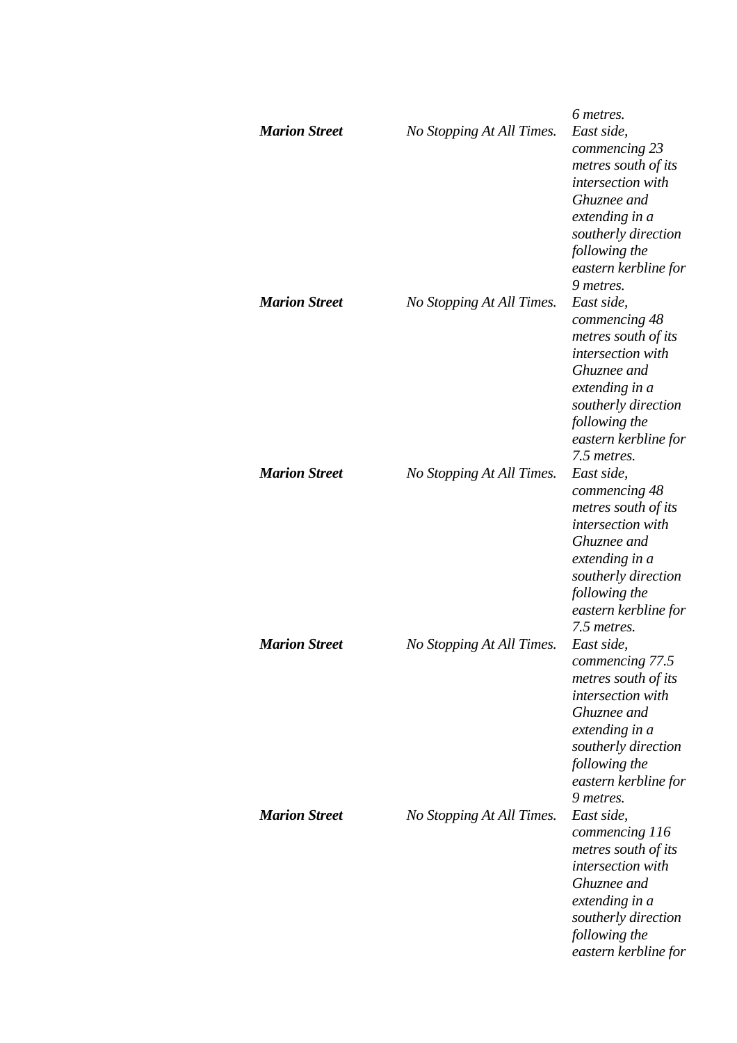| | | |
|---|---|---|
| | | *6 metres.* |
| ***Marion Street*** | *No Stopping At All Times.* | *East side, commencing 23 metres south of its intersection with Ghuznee and extending in a southerly direction following the eastern kerbline for 9 metres.* |
| ***Marion Street*** | *No Stopping At All Times.* | *East side, commencing 48 metres south of its intersection with Ghuznee and extending in a southerly direction following the eastern kerbline for 7.5 metres.* |
| ***Marion Street*** | *No Stopping At All Times.* | *East side, commencing 48 metres south of its intersection with Ghuznee and extending in a southerly direction following the eastern kerbline for 7.5 metres.* |
| ***Marion Street*** | *No Stopping At All Times.* | *East side, commencing 77.5 metres south of its intersection with Ghuznee and extending in a southerly direction following the eastern kerbline for 9 metres.* |
| ***Marion Street*** | *No Stopping At All Times.* | *East side, commencing 116 metres south of its intersection with Ghuznee and extending in a southerly direction following the eastern kerbline for* |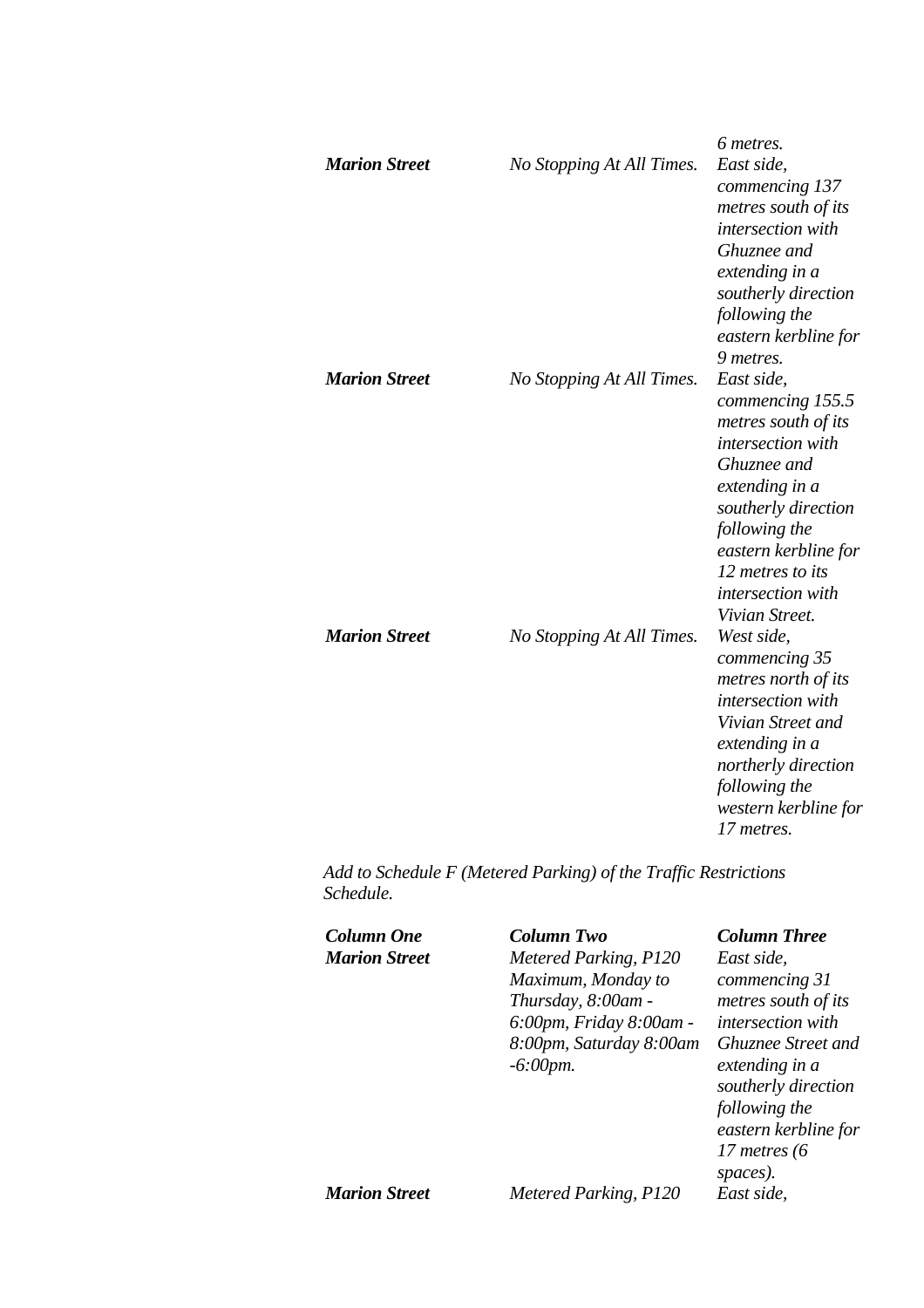| | | 6 metres. |
|---|---|---|
| ***Marion Street*** | *No Stopping At All Times.* | *East side, commencing 137 metres south of its intersection with Ghuznee and extending in a southerly direction following the eastern kerbline for 9 metres.* |
| ***Marion Street*** | *No Stopping At All Times.* | *East side, commencing 155.5 metres south of its intersection with Ghuznee and extending in a southerly direction following the eastern kerbline for 12 metres to its intersection with Vivian Street.* |
| ***Marion Street*** | *No Stopping At All Times.* | *West side, commencing 35 metres north of its intersection with Vivian Street and extending in a northerly direction following the western kerbline for 17 metres.* |

*Add to Schedule F (Metered Parking) of the Traffic Restrictions Schedule.*

| ***Column One*** | ***Column Two*** | ***Column Three*** |
|---|---|---|
| ***Marion Street*** | *Metered Parking, P120 Maximum, Monday to Thursday, 8:00am - 6:00pm, Friday 8:00am - 8:00pm, Saturday 8:00am -6:00pm.* | *East side, commencing 31 metres south of its intersection with Ghuznee Street and extending in a southerly direction following the eastern kerbline for 17 metres (6 spaces).* |
| ***Marion Street*** | *Metered Parking, P120* | *East side,* |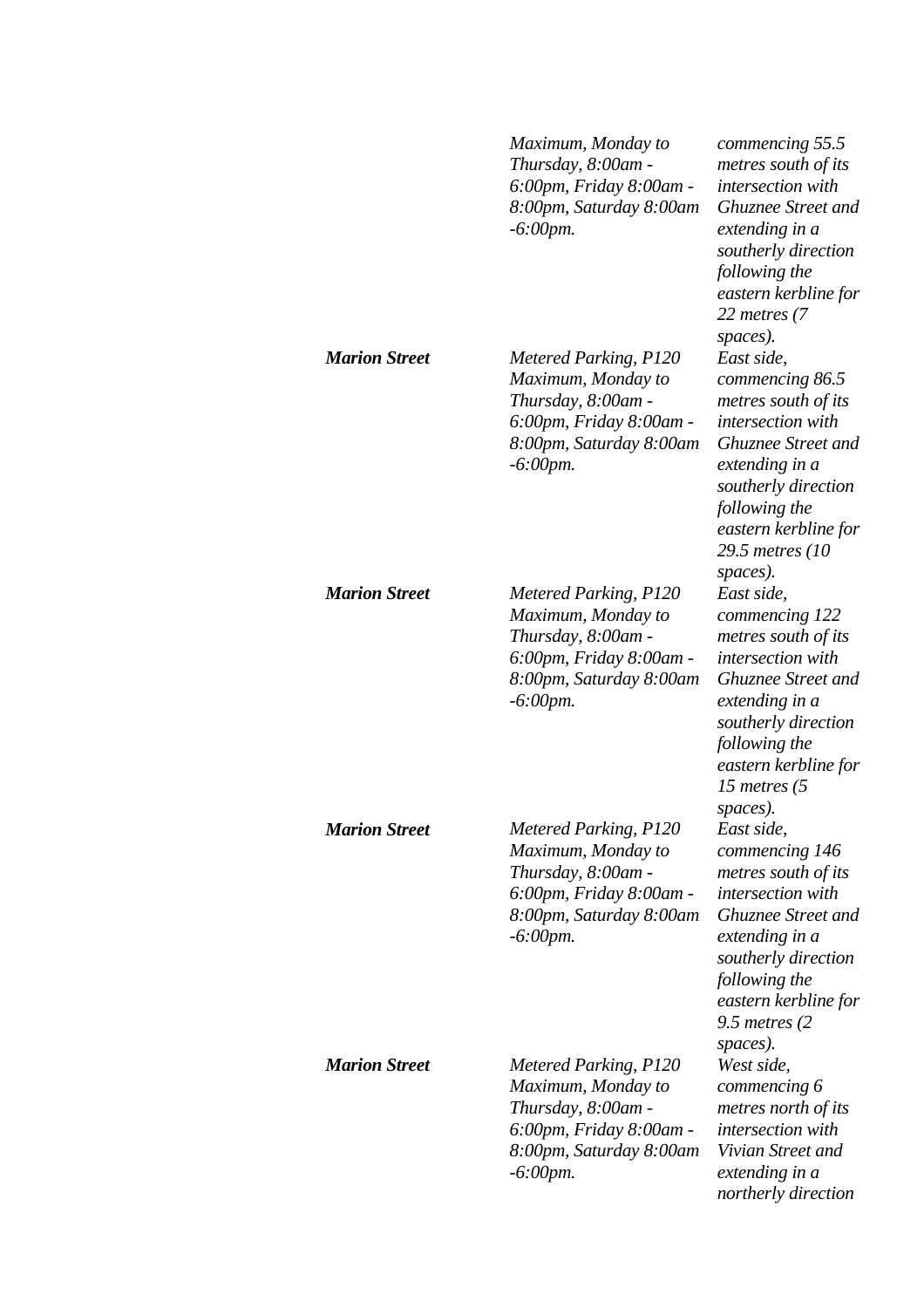| | | |
|---|---|---|
| | *Maximum, Monday to Thursday, 8:00am - 6:00pm, Friday 8:00am - 8:00pm, Saturday 8:00am -6:00pm.* | *commencing 55.5 metres south of its intersection with Ghuznee Street and extending in a southerly direction following the eastern kerbline for 22 metres (7 spaces).* |
| ***Marion Street*** | *Metered Parking, P120 Maximum, Monday to Thursday, 8:00am - 6:00pm, Friday 8:00am - 8:00pm, Saturday 8:00am -6:00pm.* | *East side, commencing 86.5 metres south of its intersection with Ghuznee Street and extending in a southerly direction following the eastern kerbline for 29.5 metres (10 spaces).* |
| ***Marion Street*** | *Metered Parking, P120 Maximum, Monday to Thursday, 8:00am - 6:00pm, Friday 8:00am - 8:00pm, Saturday 8:00am -6:00pm.* | *East side, commencing 122 metres south of its intersection with Ghuznee Street and extending in a southerly direction following the eastern kerbline for 15 metres (5 spaces).* |
| ***Marion Street*** | *Metered Parking, P120 Maximum, Monday to Thursday, 8:00am - 6:00pm, Friday 8:00am - 8:00pm, Saturday 8:00am -6:00pm.* | *East side, commencing 146 metres south of its intersection with Ghuznee Street and extending in a southerly direction following the eastern kerbline for 9.5 metres (2 spaces).* |
| ***Marion Street*** | *Metered Parking, P120 Maximum, Monday to Thursday, 8:00am - 6:00pm, Friday 8:00am - 8:00pm, Saturday 8:00am -6:00pm.* | *West side, commencing 6 metres north of its intersection with Vivian Street and extending in a northerly direction* |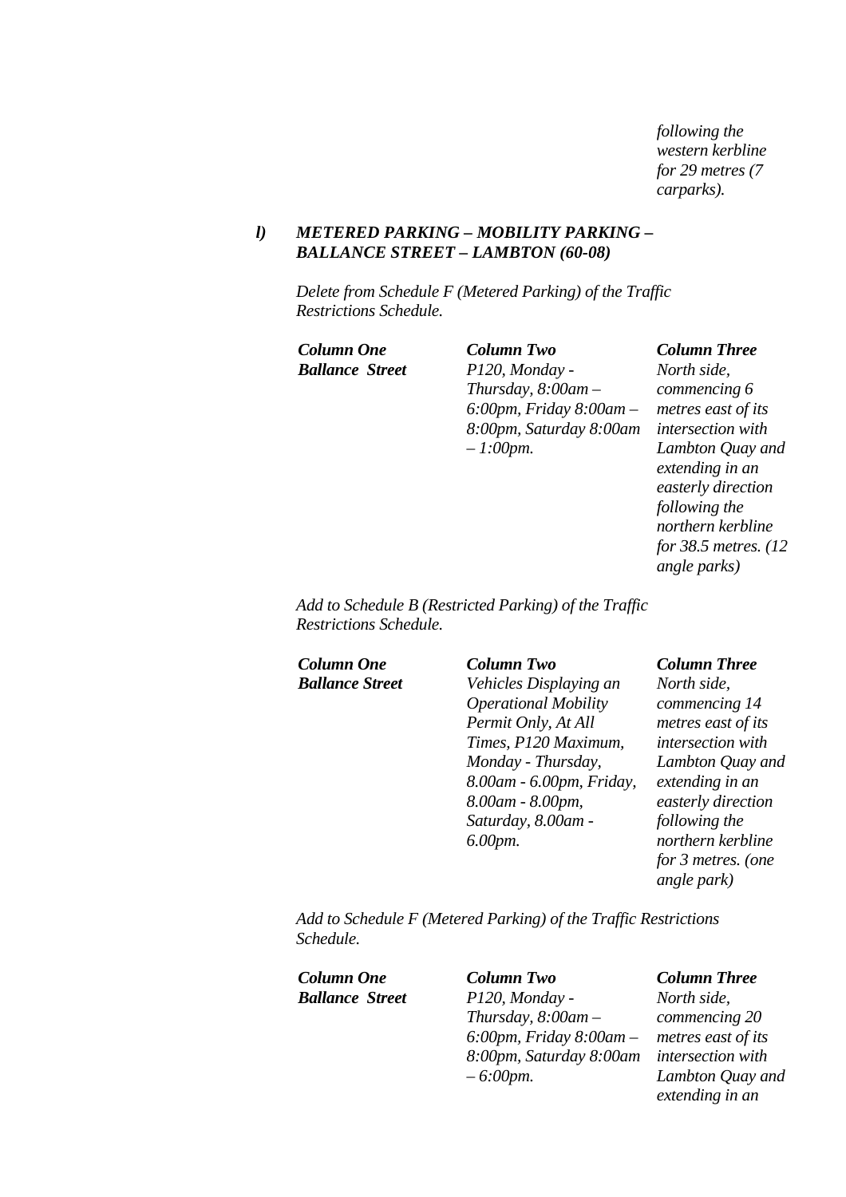*following the western kerbline for 29 metres (7 carparks).*

***l) METERED PARKING – MOBILITY PARKING – BALLANCE STREET – LAMBTON (60-08)***

*Delete from Schedule F (Metered Parking) of the Traffic Restrictions Schedule.*

| ***Column One*** | ***Column Two*** | ***Column Three*** |
|---|---|---|
| ***Ballance Street*** | *P120, Monday - Thursday, 8:00am – 6:00pm, Friday 8:00am – 8:00pm, Saturday 8:00am – 1:00pm.* | *North side, commencing 6 metres east of its intersection with Lambton Quay and extending in an easterly direction following the northern kerbline for 38.5 metres. (12 angle parks)* |

*Add to Schedule B (Restricted Parking) of the Traffic Restrictions Schedule.*

| ***Column One*** | ***Column Two*** | ***Column Three*** |
|---|---|---|
| ***Ballance Street*** | *Vehicles Displaying an Operational Mobility Permit Only, At All Times, P120 Maximum, Monday - Thursday, 8.00am - 6.00pm, Friday, 8.00am - 8.00pm, Saturday, 8.00am - 6.00pm.* | *North side, commencing 14 metres east of its intersection with Lambton Quay and extending in an easterly direction following the northern kerbline for 3 metres. (one angle park)* |

*Add to Schedule F (Metered Parking) of the Traffic Restrictions Schedule.*

| ***Column One*** | ***Column Two*** | ***Column Three*** |
|---|---|---|
| ***Ballance Street*** | *P120, Monday - Thursday, 8:00am – 6:00pm, Friday 8:00am – 8:00pm, Saturday 8:00am – 6:00pm.* | *North side, commencing 20 metres east of its intersection with Lambton Quay and extending in an* |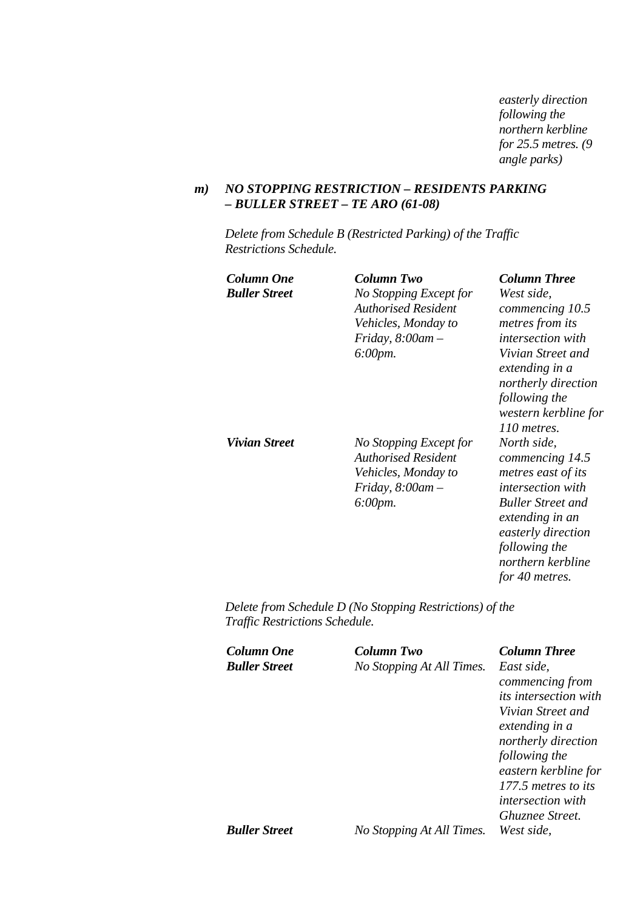*easterly direction following the northern kerbline for 25.5 metres. (9 angle parks)*

***m) NO STOPPING RESTRICTION – RESIDENTS PARKING – BULLER STREET – TE ARO (61-08)***

*Delete from Schedule B (Restricted Parking) of the Traffic Restrictions Schedule.*

| ***Column One*** | ***Column Two*** | ***Column Three*** |
|---|---|---|
| ***Buller Street*** | *No Stopping Except for Authorised Resident Vehicles, Monday to Friday, 8:00am – 6:00pm.* | *West side, commencing 10.5 metres from its intersection with Vivian Street and extending in a northerly direction following the western kerbline for 110 metres.* |
| ***Vivian Street*** | *No Stopping Except for Authorised Resident Vehicles, Monday to Friday, 8:00am – 6:00pm.* | *North side, commencing 14.5 metres east of its intersection with Buller Street and extending in an easterly direction following the northern kerbline for 40 metres.* |

*Delete from Schedule D (No Stopping Restrictions) of the Traffic Restrictions Schedule.*

| ***Column One*** | ***Column Two*** | ***Column Three*** |
|---|---|---|
| ***Buller Street*** | *No Stopping At All Times.* | *East side, commencing from its intersection with Vivian Street and extending in a northerly direction following the eastern kerbline for 177.5 metres to its intersection with Ghuznee Street.* |
| ***Buller Street*** | *No Stopping At All Times.* | *West side,* |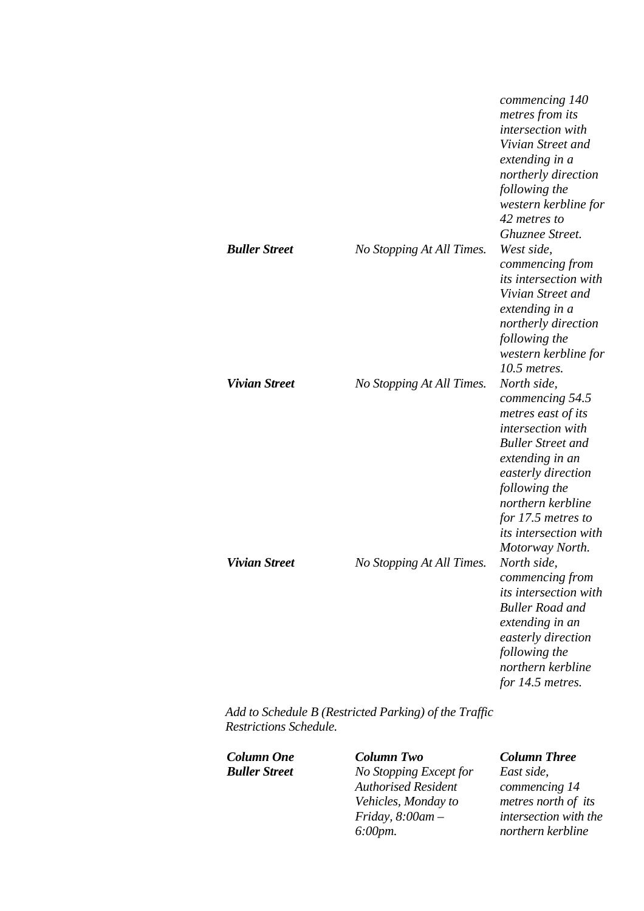| | | |
|---|---|---|
| | | *commencing 140 metres from its intersection with Vivian Street and extending in a northerly direction following the western kerbline for 42 metres to Ghuznee Street.* |
| ***Buller Street*** | *No Stopping At All Times.* | *West side, commencing from its intersection with Vivian Street and extending in a northerly direction following the western kerbline for 10.5 metres.* |
| ***Vivian Street*** | *No Stopping At All Times.* | *North side, commencing 54.5 metres east of its intersection with Buller Street and extending in an easterly direction following the northern kerbline for 17.5 metres to its intersection with Motorway North.* |
| ***Vivian Street*** | *No Stopping At All Times.* | *North side, commencing from its intersection with Buller Road and extending in an easterly direction following the northern kerbline for 14.5 metres.* |

*Add to Schedule B (Restricted Parking) of the Traffic Restrictions Schedule.*

| ***Column One*** | ***Column Two*** | ***Column Three*** |
|---|---|---|
| ***Buller Street*** | *No Stopping Except for Authorised Resident Vehicles, Monday to Friday, 8:00am – 6:00pm.* | *East side, commencing 14 metres north of its intersection with the northern kerbline* |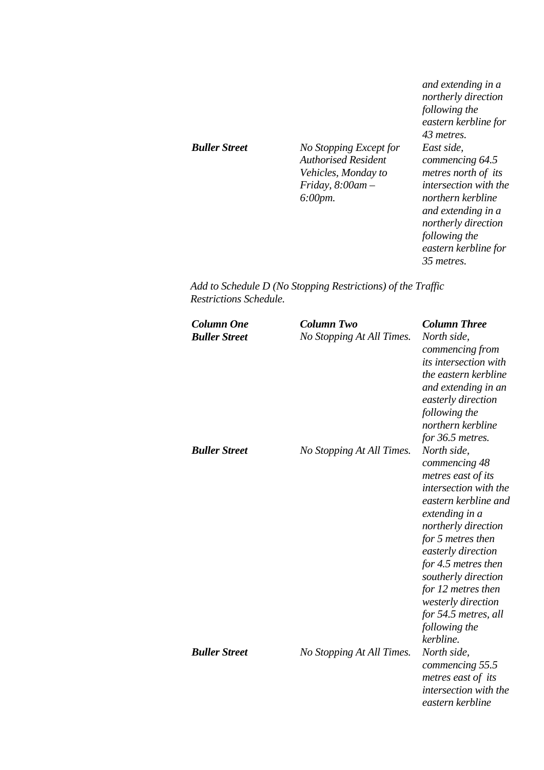| | | *and extending in a northerly direction following the eastern kerbline for 43 metres.* |
|---|---|---|
| ***Buller Street*** | *No Stopping Except for Authorised Resident Vehicles, Monday to Friday, 8:00am – 6:00pm.* | *East side, commencing 64.5 metres north of its intersection with the northern kerbline and extending in a northerly direction following the eastern kerbline for 35 metres.* |

*Add to Schedule D (No Stopping Restrictions) of the Traffic Restrictions Schedule.*

| ***Column One*** | ***Column Two*** | ***Column Three*** |
|---|---|---|
| ***Buller Street*** | *No Stopping At All Times.* | *North side, commencing from its intersection with the eastern kerbline and extending in an easterly direction following the northern kerbline for 36.5 metres.* |
| ***Buller Street*** | *No Stopping At All Times.* | *North side, commencing 48 metres east of its intersection with the eastern kerbline and extending in a northerly direction for 5 metres then easterly direction for 4.5 metres then southerly direction for 12 metres then westerly direction for 54.5 metres, all following the kerbline.* |
| ***Buller Street*** | *No Stopping At All Times.* | *North side, commencing 55.5 metres east of its intersection with the eastern kerbline* |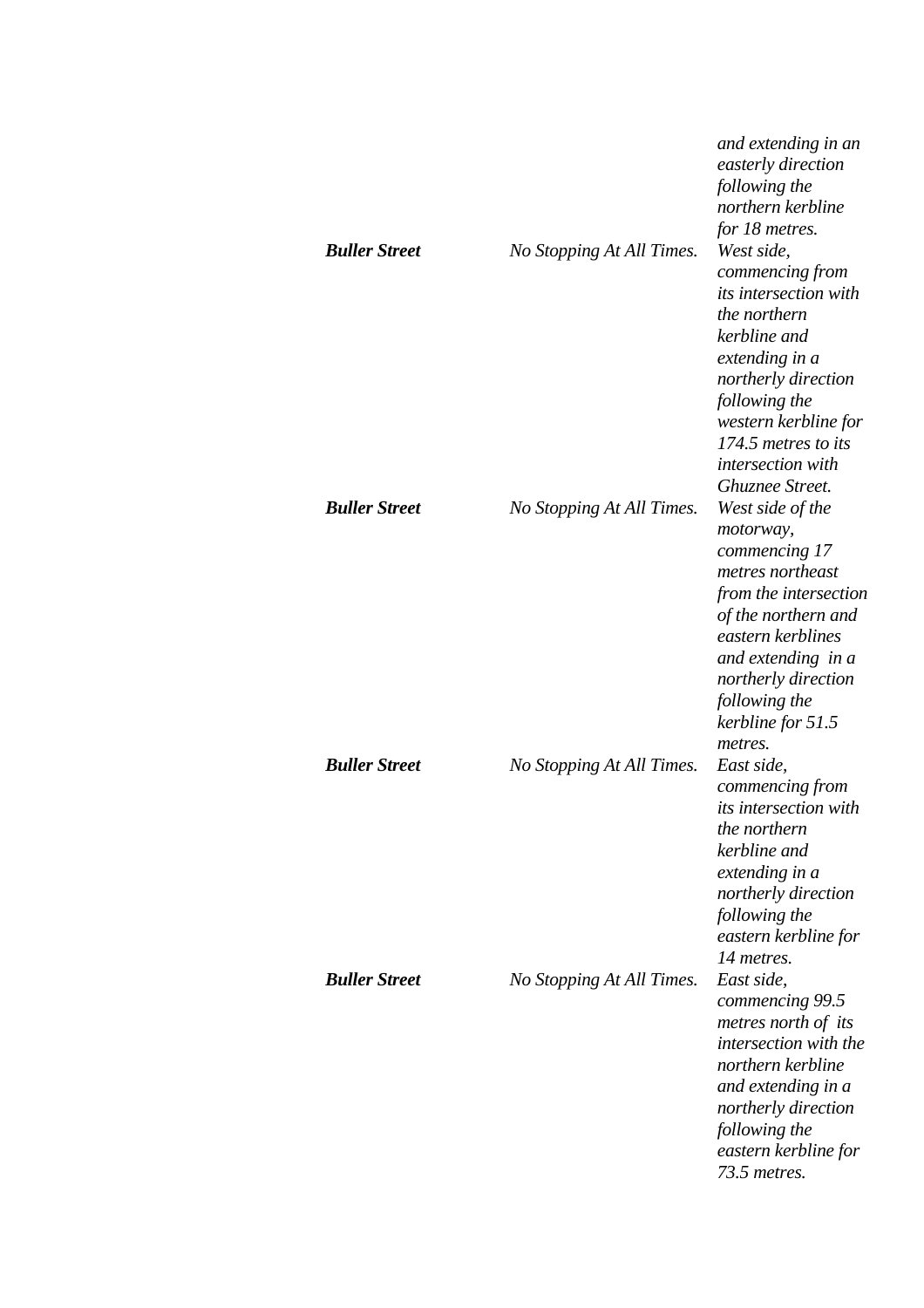| | | |
|---|---|---|
| | | *and extending in an easterly direction following the northern kerbline for 18 metres.* |
| ***Buller Street*** | *No Stopping At All Times.* | *West side, commencing from its intersection with the northern kerbline and extending in a northerly direction following the western kerbline for 174.5 metres to its intersection with Ghuznee Street.* |
| ***Buller Street*** | *No Stopping At All Times.* | *West side of the motorway, commencing 17 metres northeast from the intersection of the northern and eastern kerblines and extending in a northerly direction following the kerbline for 51.5 metres.* |
| ***Buller Street*** | *No Stopping At All Times.* | *East side, commencing from its intersection with the northern kerbline and extending in a northerly direction following the eastern kerbline for 14 metres.* |
| ***Buller Street*** | *No Stopping At All Times.* | *East side, commencing 99.5 metres north of its intersection with the northern kerbline and extending in a northerly direction following the eastern kerbline for 73.5 metres.* |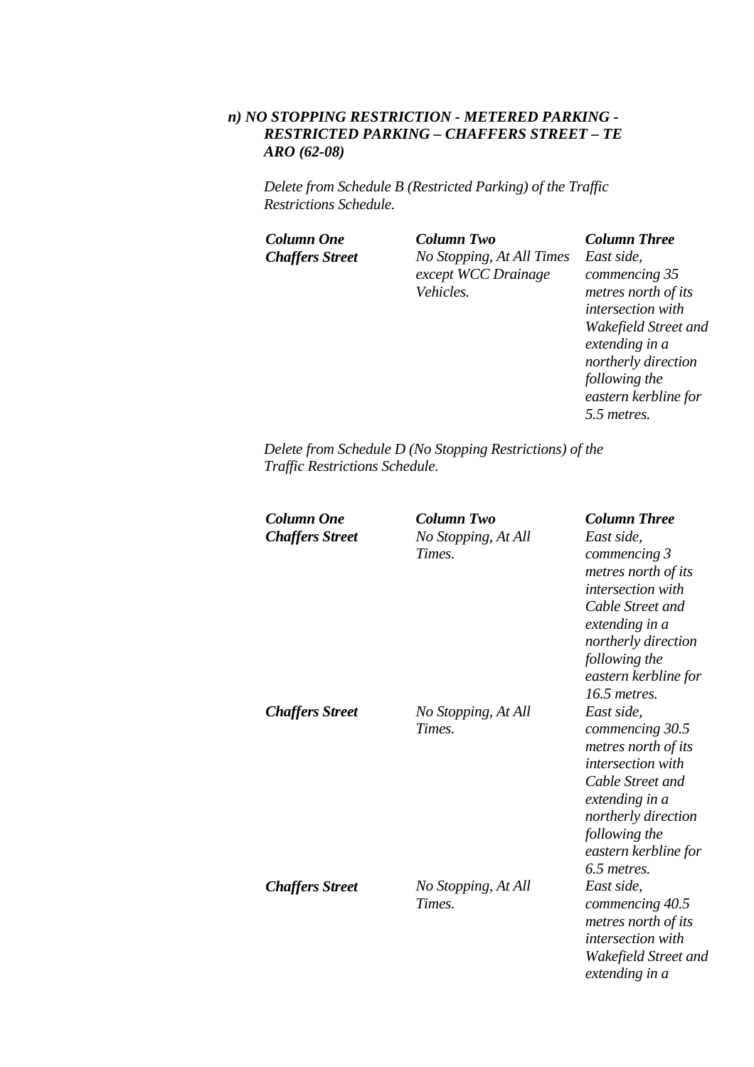***n) NO STOPPING RESTRICTION - METERED PARKING - RESTRICTED PARKING – CHAFFERS STREET – TE ARO (62-08)***

*Delete from Schedule B (Restricted Parking) of the Traffic Restrictions Schedule.*

| ***Column One*** | ***Column Two*** | ***Column Three*** |
|---|---|---|
| ***Chaffers Street*** | *No Stopping, At All Times except WCC Drainage Vehicles.* | *East side, commencing 35 metres north of its intersection with Wakefield Street and extending in a northerly direction following the eastern kerbline for 5.5 metres.* |

*Delete from Schedule D (No Stopping Restrictions) of the Traffic Restrictions Schedule.*

| ***Column One*** | ***Column Two*** | ***Column Three*** |
|---|---|---|
| ***Chaffers Street*** | *No Stopping, At All Times.* | *East side, commencing 3 metres north of its intersection with Cable Street and extending in a northerly direction following the eastern kerbline for 16.5 metres.* |
| ***Chaffers Street*** | *No Stopping, At All Times.* | *East side, commencing 30.5 metres north of its intersection with Cable Street and extending in a northerly direction following the eastern kerbline for 6.5 metres.* |
| ***Chaffers Street*** | *No Stopping, At All Times.* | *East side, commencing 40.5 metres north of its intersection with Wakefield Street and extending in a* |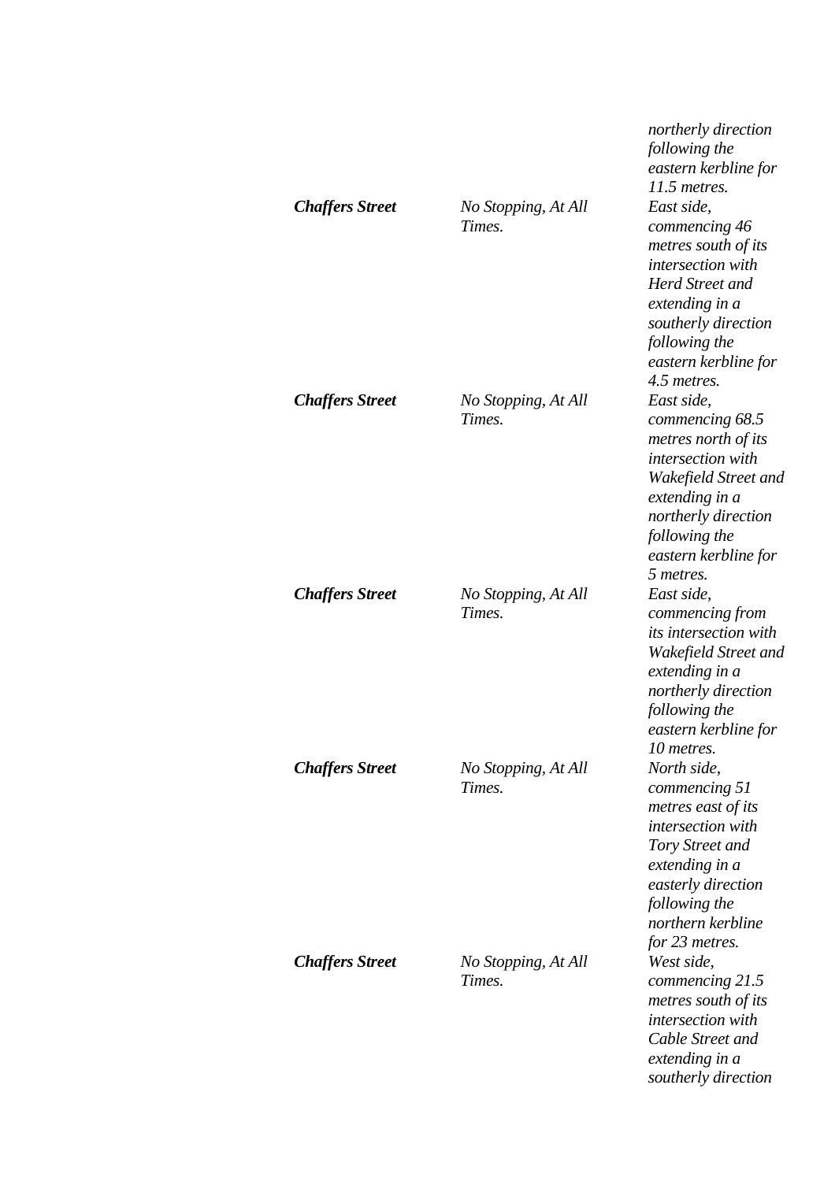| | | |
|---|---|---|
| | | *northerly direction following the eastern kerbline for 11.5 metres.* |
| ***Chaffers Street*** | *No Stopping, At All Times.* | *East side, commencing 46 metres south of its intersection with Herd Street and extending in a southerly direction following the eastern kerbline for 4.5 metres.* |
| ***Chaffers Street*** | *No Stopping, At All Times.* | *East side, commencing 68.5 metres north of its intersection with Wakefield Street and extending in a northerly direction following the eastern kerbline for 5 metres.* |
| ***Chaffers Street*** | *No Stopping, At All Times.* | *East side, commencing from its intersection with Wakefield Street and extending in a northerly direction following the eastern kerbline for 10 metres.* |
| ***Chaffers Street*** | *No Stopping, At All Times.* | *North side, commencing 51 metres east of its intersection with Tory Street and extending in a easterly direction following the northern kerbline for 23 metres.* |
| ***Chaffers Street*** | *No Stopping, At All Times.* | *West side, commencing 21.5 metres south of its intersection with Cable Street and extending in a southerly direction* |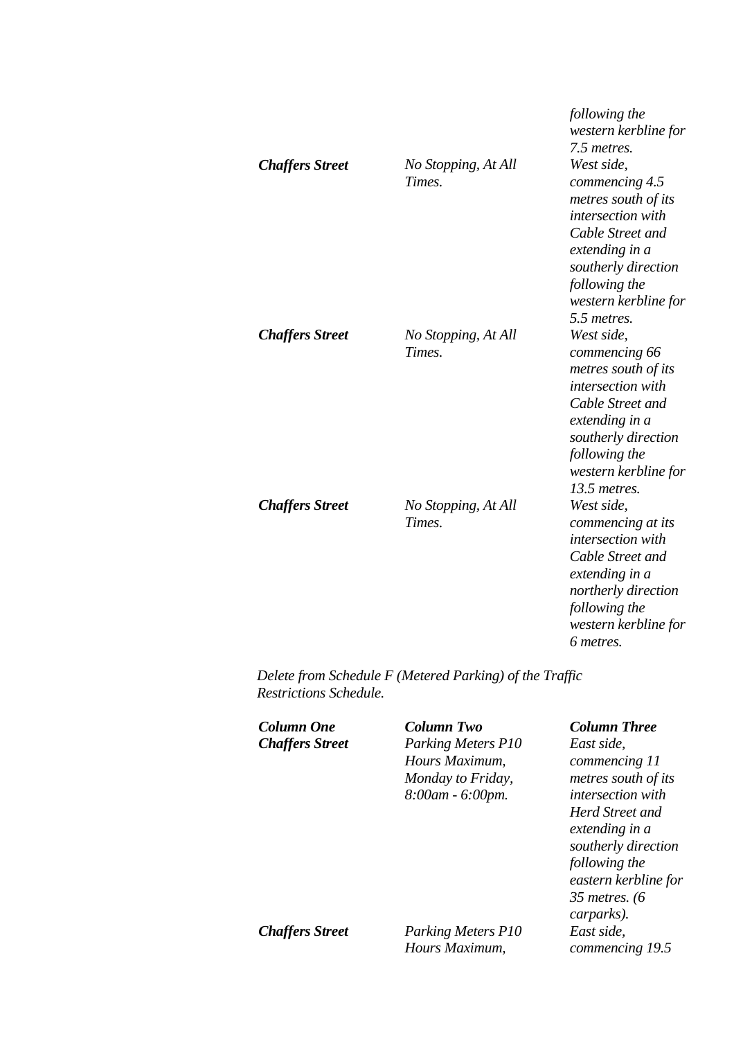| | | *following the western kerbline for 7.5 metres.* |
|---|---|---|
| ***Chaffers Street*** | *No Stopping, At All Times.* | *West side, commencing 4.5 metres south of its intersection with Cable Street and extending in a southerly direction following the western kerbline for 5.5 metres.* |
| ***Chaffers Street*** | *No Stopping, At All Times.* | *West side, commencing 66 metres south of its intersection with Cable Street and extending in a southerly direction following the western kerbline for 13.5 metres.* |
| ***Chaffers Street*** | *No Stopping, At All Times.* | *West side, commencing at its intersection with Cable Street and extending in a northerly direction following the western kerbline for 6 metres.* |

*Delete from Schedule F (Metered Parking) of the Traffic Restrictions Schedule.*

| ***Column One*** | ***Column Two*** | ***Column Three*** |
|---|---|---|
| ***Chaffers Street*** | *Parking Meters P10 Hours Maximum, Monday to Friday, 8:00am - 6:00pm.* | *East side, commencing 11 metres south of its intersection with Herd Street and extending in a southerly direction following the eastern kerbline for 35 metres. (6 carparks).* |
| ***Chaffers Street*** | *Parking Meters P10 Hours Maximum,* | *East side, commencing 19.5* |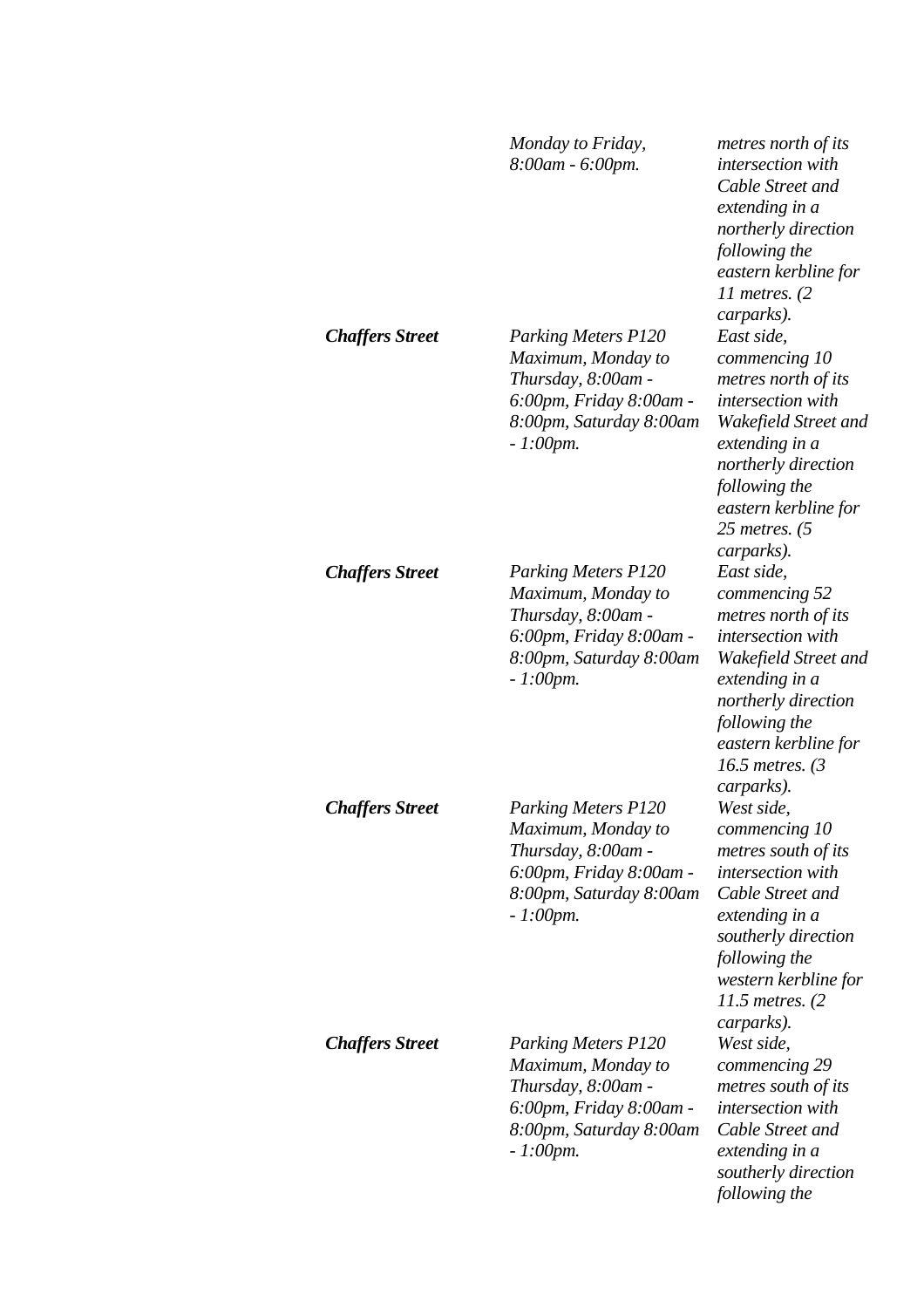| | | |
|---|---|---|
| | *Monday to Friday, 8:00am - 6:00pm.* | *metres north of its intersection with Cable Street and extending in a northerly direction following the eastern kerbline for 11 metres. (2 carparks).* |
| ***Chaffers Street*** | *Parking Meters P120 Maximum, Monday to Thursday, 8:00am - 6:00pm, Friday 8:00am - 8:00pm, Saturday 8:00am - 1:00pm.* | *East side, commencing 10 metres north of its intersection with Wakefield Street and extending in a northerly direction following the eastern kerbline for 25 metres. (5 carparks).* |
| ***Chaffers Street*** | *Parking Meters P120 Maximum, Monday to Thursday, 8:00am - 6:00pm, Friday 8:00am - 8:00pm, Saturday 8:00am - 1:00pm.* | *East side, commencing 52 metres north of its intersection with Wakefield Street and extending in a northerly direction following the eastern kerbline for 16.5 metres. (3 carparks).* |
| ***Chaffers Street*** | *Parking Meters P120 Maximum, Monday to Thursday, 8:00am - 6:00pm, Friday 8:00am - 8:00pm, Saturday 8:00am - 1:00pm.* | *West side, commencing 10 metres south of its intersection with Cable Street and extending in a southerly direction following the western kerbline for 11.5 metres. (2 carparks).* |
| ***Chaffers Street*** | *Parking Meters P120 Maximum, Monday to Thursday, 8:00am - 6:00pm, Friday 8:00am - 8:00pm, Saturday 8:00am - 1:00pm.* | *West side, commencing 29 metres south of its intersection with Cable Street and extending in a southerly direction following the* |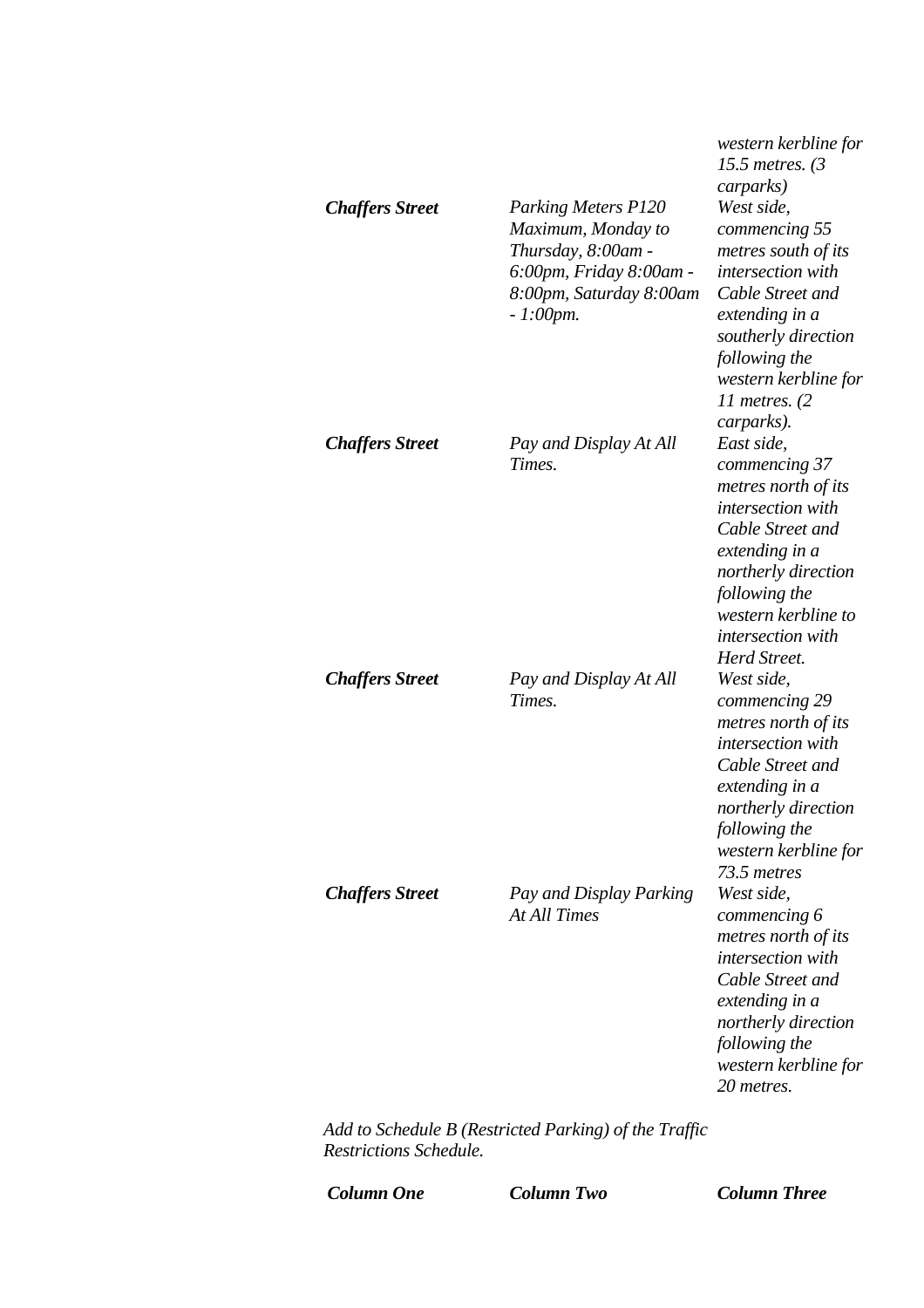| | | |
|---|---|---|
| | | *western kerbline for 15.5 metres. (3 carparks)* |
| ***Chaffers Street*** | *Parking Meters P120 Maximum, Monday to Thursday, 8:00am - 6:00pm, Friday 8:00am - 8:00pm, Saturday 8:00am - 1:00pm.* | *West side, commencing 55 metres south of its intersection with Cable Street and extending in a southerly direction following the western kerbline for 11 metres. (2 carparks).* |
| ***Chaffers Street*** | *Pay and Display At All Times.* | *East side, commencing 37 metres north of its intersection with Cable Street and extending in a northerly direction following the western kerbline to intersection with Herd Street.* |
| ***Chaffers Street*** | *Pay and Display At All Times.* | *West side, commencing 29 metres north of its intersection with Cable Street and extending in a northerly direction following the western kerbline for 73.5 metres* |
| ***Chaffers Street*** | *Pay and Display Parking At All Times* | *West side, commencing 6 metres north of its intersection with Cable Street and extending in a northerly direction following the western kerbline for 20 metres.* |

*Add to Schedule B (Restricted Parking) of the Traffic Restrictions Schedule.*

| ***Column One*** | ***Column Two*** | ***Column Three*** |
|---|---|---|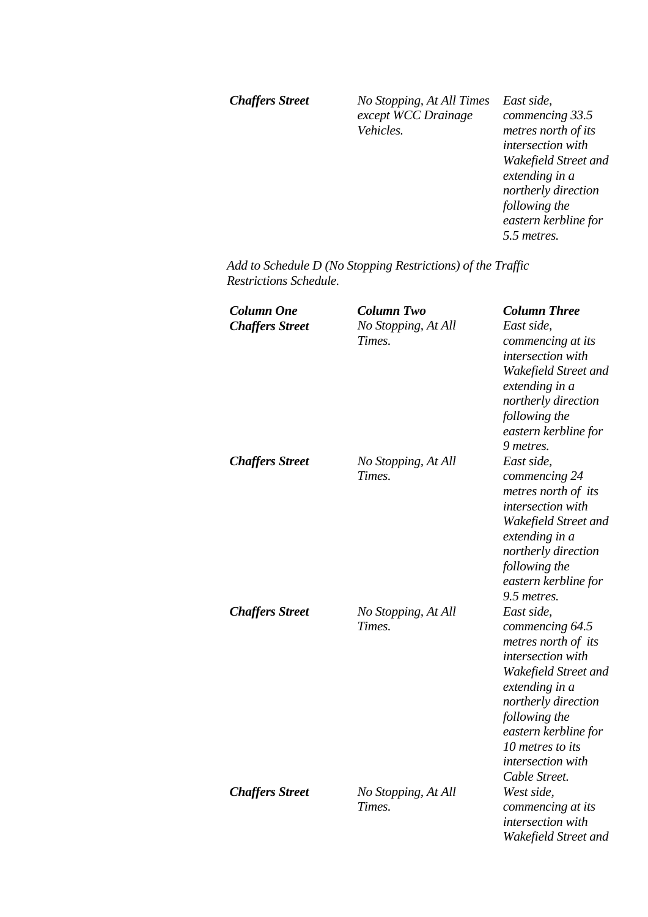| | | |
|---|---|---|
| ***Chaffers Street*** | *No Stopping, At All Times except WCC Drainage Vehicles.* | *East side, commencing 33.5 metres north of its intersection with Wakefield Street and extending in a northerly direction following the eastern kerbline for 5.5 metres.* |

*Add to Schedule D (No Stopping Restrictions) of the Traffic Restrictions Schedule.*

| ***Column One*** | ***Column Two*** | ***Column Three*** |
|---|---|---|
| ***Chaffers Street*** | *No Stopping, At All Times.* | *East side, commencing at its intersection with Wakefield Street and extending in a northerly direction following the eastern kerbline for 9 metres.* |
| ***Chaffers Street*** | *No Stopping, At All Times.* | *East side, commencing 24 metres north of its intersection with Wakefield Street and extending in a northerly direction following the eastern kerbline for 9.5 metres.* |
| ***Chaffers Street*** | *No Stopping, At All Times.* | *East side, commencing 64.5 metres north of its intersection with Wakefield Street and extending in a northerly direction following the eastern kerbline for 10 metres to its intersection with Cable Street.* |
| ***Chaffers Street*** | *No Stopping, At All Times.* | *West side, commencing at its intersection with Wakefield Street and* |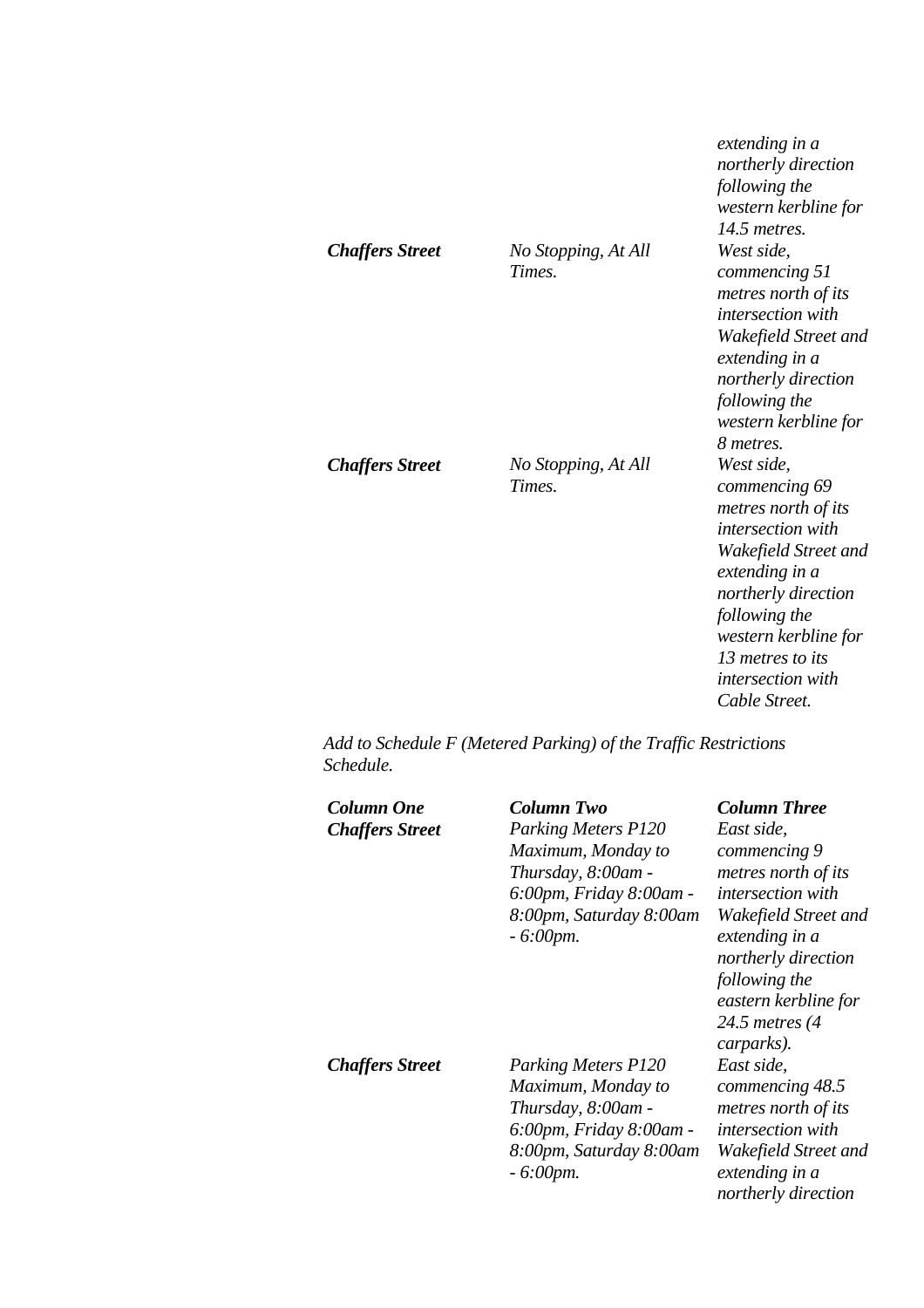| | | |
|---|---|---|
| | | *extending in a northerly direction following the western kerbline for 14.5 metres.* |
| ***Chaffers Street*** | *No Stopping, At All Times.* | *West side, commencing 51 metres north of its intersection with Wakefield Street and extending in a northerly direction following the western kerbline for 8 metres.* |
| ***Chaffers Street*** | *No Stopping, At All Times.* | *West side, commencing 69 metres north of its intersection with Wakefield Street and extending in a northerly direction following the western kerbline for 13 metres to its intersection with Cable Street.* |

*Add to Schedule F (Metered Parking) of the Traffic Restrictions Schedule.*

| ***Column One*** | ***Column Two*** | ***Column Three*** |
|---|---|---|
| ***Chaffers Street*** | *Parking Meters P120 Maximum, Monday to Thursday, 8:00am - 6:00pm, Friday 8:00am - 8:00pm, Saturday 8:00am - 6:00pm.* | *East side, commencing 9 metres north of its intersection with Wakefield Street and extending in a northerly direction following the eastern kerbline for 24.5 metres (4 carparks).* |
| ***Chaffers Street*** | *Parking Meters P120 Maximum, Monday to Thursday, 8:00am - 6:00pm, Friday 8:00am - 8:00pm, Saturday 8:00am - 6:00pm.* | *East side, commencing 48.5 metres north of its intersection with Wakefield Street and extending in a northerly direction* |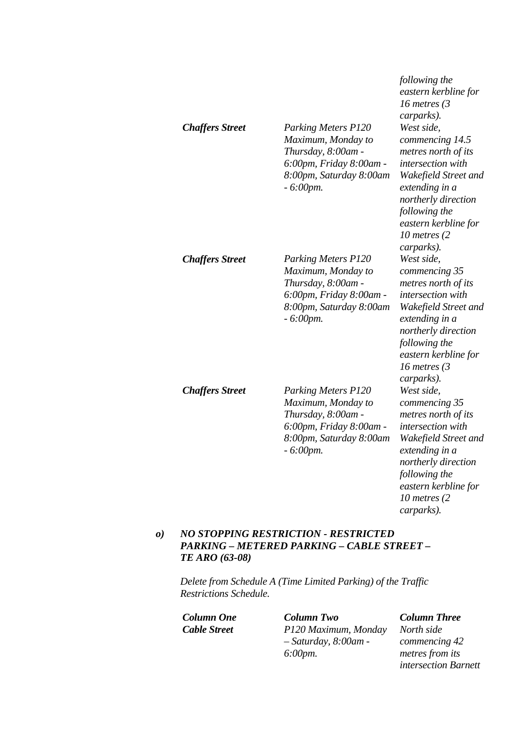| | | *following the eastern kerbline for 16 metres (3 carparks).* |
|---|---|---|
| ***Chaffers Street*** | *Parking Meters P120 Maximum, Monday to Thursday, 8:00am - 6:00pm, Friday 8:00am - 8:00pm, Saturday 8:00am - 6:00pm.* | *West side, commencing 14.5 metres north of its intersection with Wakefield Street and extending in a northerly direction following the eastern kerbline for 10 metres (2 carparks).* |
| ***Chaffers Street*** | *Parking Meters P120 Maximum, Monday to Thursday, 8:00am - 6:00pm, Friday 8:00am - 8:00pm, Saturday 8:00am - 6:00pm.* | *West side, commencing 35 metres north of its intersection with Wakefield Street and extending in a northerly direction following the eastern kerbline for 16 metres (3 carparks).* |
| ***Chaffers Street*** | *Parking Meters P120 Maximum, Monday to Thursday, 8:00am - 6:00pm, Friday 8:00am - 8:00pm, Saturday 8:00am - 6:00pm.* | *West side, commencing 35 metres north of its intersection with Wakefield Street and extending in a northerly direction following the eastern kerbline for 10 metres (2 carparks).* |

***o) NO STOPPING RESTRICTION - RESTRICTED PARKING – METERED PARKING – CABLE STREET – TE ARO (63-08)***

*Delete from Schedule A (Time Limited Parking) of the Traffic Restrictions Schedule.*

| ***Column One*** | ***Column Two*** | ***Column Three*** |
|---|---|---|
| ***Cable Street*** | *P120 Maximum, Monday – Saturday, 8:00am - 6:00pm.* | *North side commencing 42 metres from its intersection Barnett* |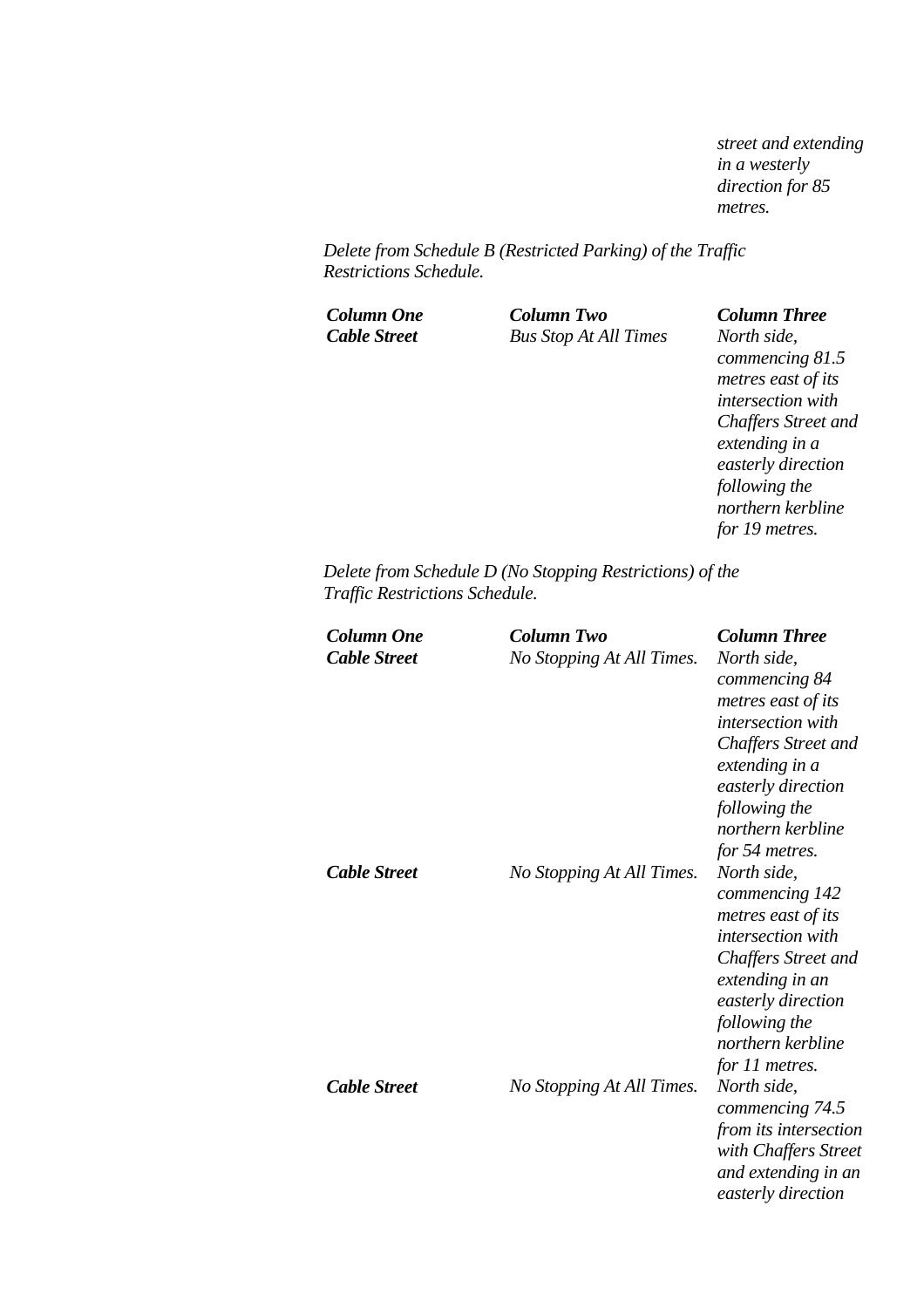*street and extending in a westerly direction for 85 metres.*

*Delete from Schedule B (Restricted Parking) of the Traffic Restrictions Schedule.*

| ***Column One*** | ***Column Two*** | ***Column Three*** |
|---|---|---|
| ***Cable Street*** | *Bus Stop At All Times* | *North side, commencing 81.5 metres east of its intersection with Chaffers Street and extending in a easterly direction following the northern kerbline for 19 metres.* |

*Delete from Schedule D (No Stopping Restrictions) of the Traffic Restrictions Schedule.*

| ***Column One*** | ***Column Two*** | ***Column Three*** |
|---|---|---|
| ***Cable Street*** | *No Stopping At All Times.* | *North side, commencing 84 metres east of its intersection with Chaffers Street and extending in a easterly direction following the northern kerbline for 54 metres.* |
| ***Cable Street*** | *No Stopping At All Times.* | *North side, commencing 142 metres east of its intersection with Chaffers Street and extending in an easterly direction following the northern kerbline for 11 metres.* |
| ***Cable Street*** | *No Stopping At All Times.* | *North side, commencing 74.5 from its intersection with Chaffers Street and extending in an easterly direction* |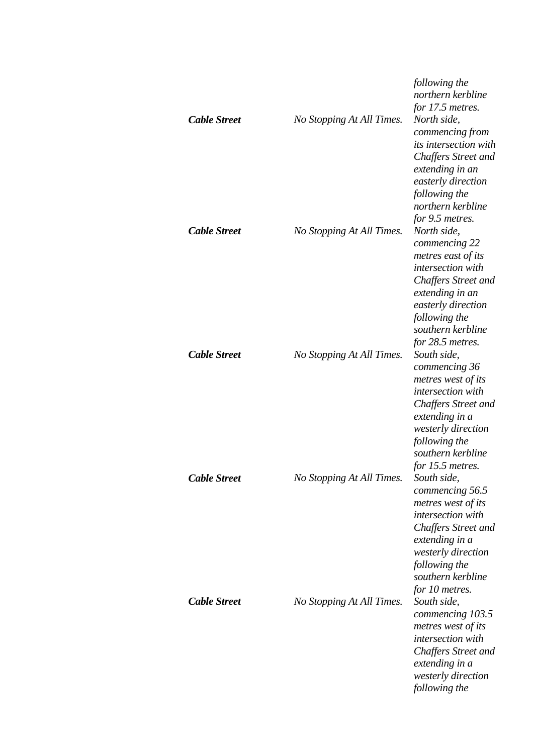| | | *following the northern kerbline for 17.5 metres.* |
|---|---|---|
| ***Cable Street*** | *No Stopping At All Times.* | *North side, commencing from its intersection with Chaffers Street and extending in an easterly direction following the northern kerbline for 9.5 metres.* |
| ***Cable Street*** | *No Stopping At All Times.* | *North side, commencing 22 metres east of its intersection with Chaffers Street and extending in an easterly direction following the southern kerbline for 28.5 metres.* |
| ***Cable Street*** | *No Stopping At All Times.* | *South side, commencing 36 metres west of its intersection with Chaffers Street and extending in a westerly direction following the southern kerbline for 15.5 metres.* |
| ***Cable Street*** | *No Stopping At All Times.* | *South side, commencing 56.5 metres west of its intersection with Chaffers Street and extending in a westerly direction following the southern kerbline for 10 metres.* |
| ***Cable Street*** | *No Stopping At All Times.* | *South side, commencing 103.5 metres west of its intersection with Chaffers Street and extending in a westerly direction following the* |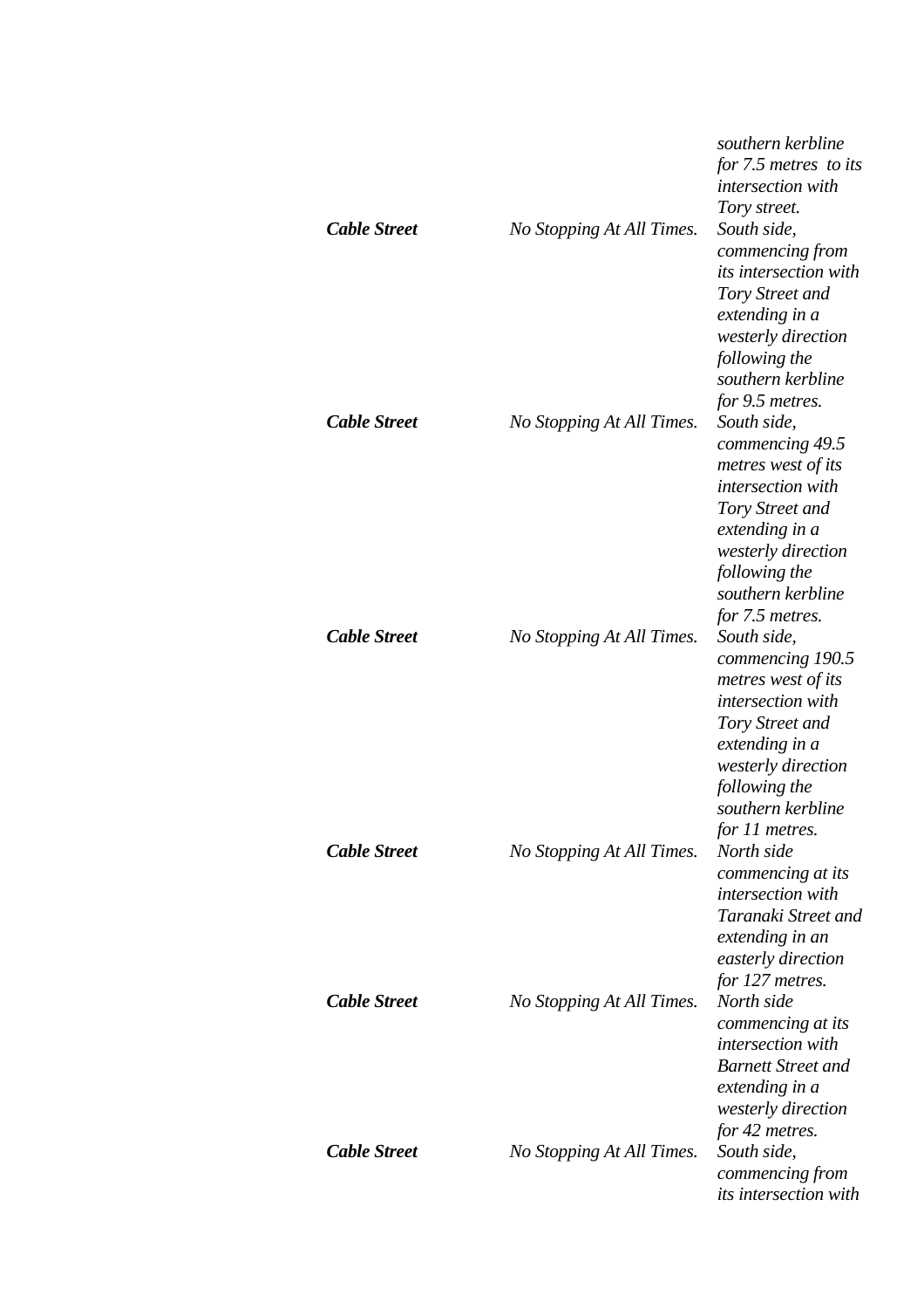| | | |
|---|---|---|
| | | *southern kerbline for 7.5 metres to its intersection with Tory street.* |
| ***Cable Street*** | *No Stopping At All Times.* | *South side, commencing from its intersection with Tory Street and extending in a westerly direction following the southern kerbline for 9.5 metres.* |
| ***Cable Street*** | *No Stopping At All Times.* | *South side, commencing 49.5 metres west of its intersection with Tory Street and extending in a westerly direction following the southern kerbline for 7.5 metres.* |
| ***Cable Street*** | *No Stopping At All Times.* | *South side, commencing 190.5 metres west of its intersection with Tory Street and extending in a westerly direction following the southern kerbline for 11 metres.* |
| ***Cable Street*** | *No Stopping At All Times.* | *North side commencing at its intersection with Taranaki Street and extending in an easterly direction for 127 metres.* |
| ***Cable Street*** | *No Stopping At All Times.* | *North side commencing at its intersection with Barnett Street and extending in a westerly direction for 42 metres.* |
| ***Cable Street*** | *No Stopping At All Times.* | *South side, commencing from its intersection with* |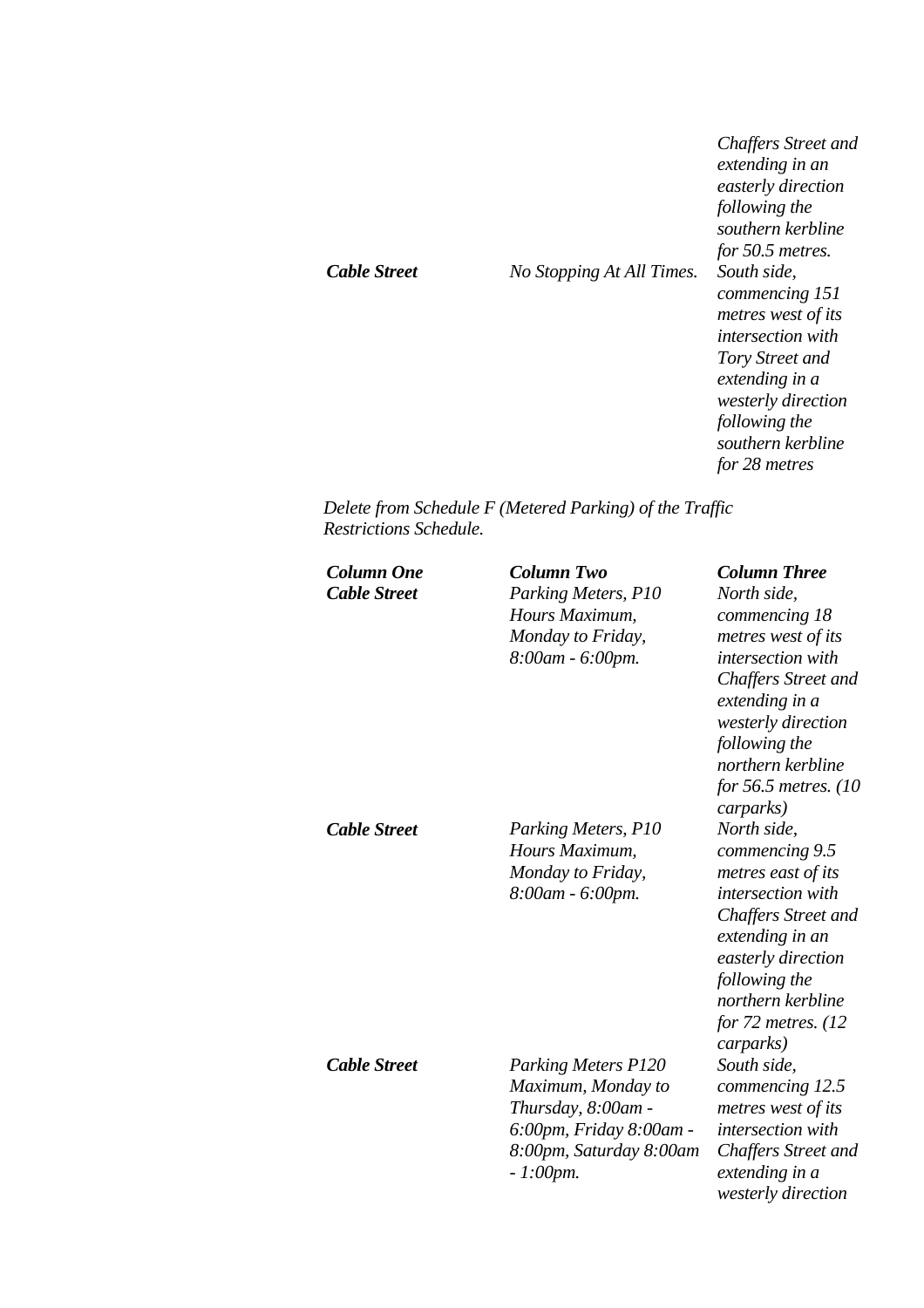| | | |
|---|---|---|
| | | *Chaffers Street and extending in an easterly direction following the southern kerbline for 50.5 metres.* |
| ***Cable Street*** | *No Stopping At All Times.* | *South side, commencing 151 metres west of its intersection with Tory Street and extending in a westerly direction following the southern kerbline for 28 metres* |

*Delete from Schedule F (Metered Parking) of the Traffic Restrictions Schedule.*

| ***Column One*** | ***Column Two*** | ***Column Three*** |
|---|---|---|
| ***Cable Street*** | *Parking Meters, P10 Hours Maximum, Monday to Friday, 8:00am - 6:00pm.* | *North side, commencing 18 metres west of its intersection with Chaffers Street and extending in a westerly direction following the northern kerbline for 56.5 metres. (10 carparks)* |
| ***Cable Street*** | *Parking Meters, P10 Hours Maximum, Monday to Friday, 8:00am - 6:00pm.* | *North side, commencing 9.5 metres east of its intersection with Chaffers Street and extending in an easterly direction following the northern kerbline for 72 metres. (12 carparks)* |
| ***Cable Street*** | *Parking Meters P120 Maximum, Monday to Thursday, 8:00am - 6:00pm, Friday 8:00am - 8:00pm, Saturday 8:00am - 1:00pm.* | *South side, commencing 12.5 metres west of its intersection with Chaffers Street and extending in a westerly direction* |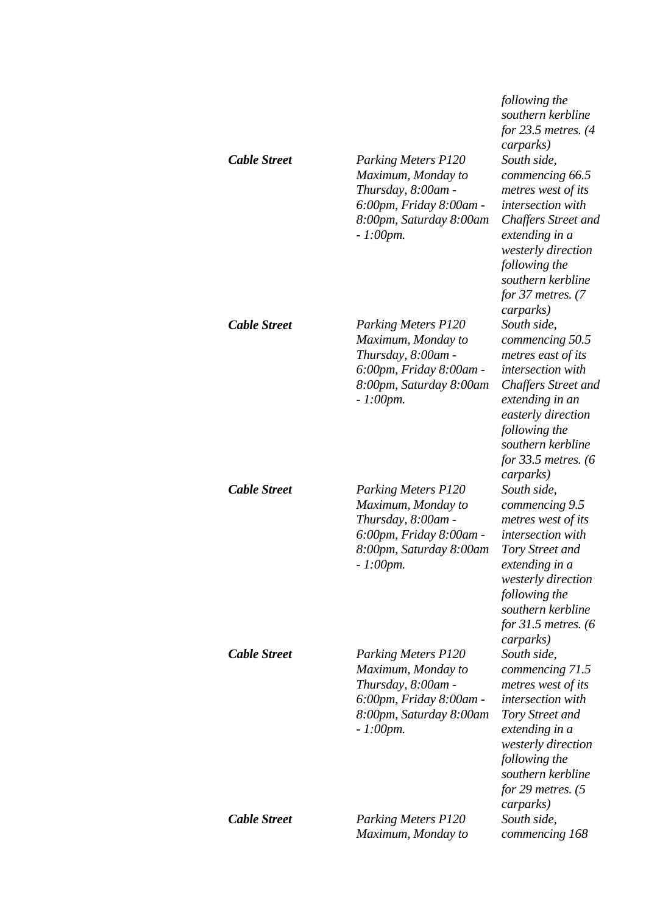| | | following the southern kerbline for 23.5 metres. (4 carparks) |
|---|---|---|
| ***Cable Street*** | *Parking Meters P120 Maximum, Monday to Thursday, 8:00am - 6:00pm, Friday 8:00am - 8:00pm, Saturday 8:00am - 1:00pm.* | *South side, commencing 66.5 metres west of its intersection with Chaffers Street and extending in a westerly direction following the southern kerbline for 37 metres. (7 carparks)* |
| ***Cable Street*** | *Parking Meters P120 Maximum, Monday to Thursday, 8:00am - 6:00pm, Friday 8:00am - 8:00pm, Saturday 8:00am - 1:00pm.* | *South side, commencing 50.5 metres east of its intersection with Chaffers Street and extending in an easterly direction following the southern kerbline for 33.5 metres. (6 carparks)* |
| ***Cable Street*** | *Parking Meters P120 Maximum, Monday to Thursday, 8:00am - 6:00pm, Friday 8:00am - 8:00pm, Saturday 8:00am - 1:00pm.* | *South side, commencing 9.5 metres west of its intersection with Tory Street and extending in a westerly direction following the southern kerbline for 31.5 metres. (6 carparks)* |
| ***Cable Street*** | *Parking Meters P120 Maximum, Monday to Thursday, 8:00am - 6:00pm, Friday 8:00am - 8:00pm, Saturday 8:00am - 1:00pm.* | *South side, commencing 71.5 metres west of its intersection with Tory Street and extending in a westerly direction following the southern kerbline for 29 metres. (5 carparks)* |
| ***Cable Street*** | *Parking Meters P120 Maximum, Monday to* | *South side, commencing 168* |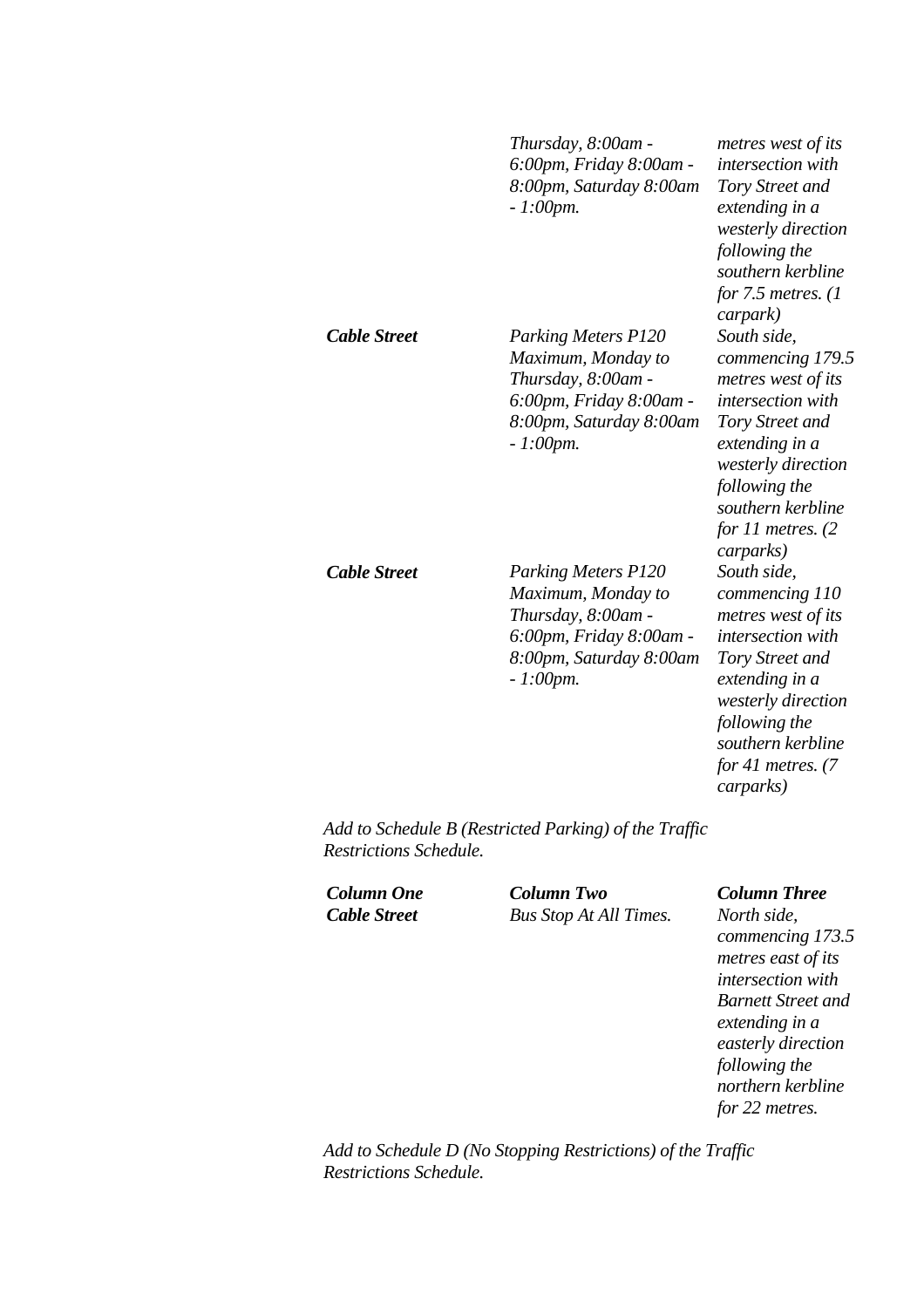| | | |
|---|---|---|
| | *Thursday, 8:00am - 6:00pm, Friday 8:00am - 8:00pm, Saturday 8:00am - 1:00pm.* | *metres west of its intersection with Tory Street and extending in a westerly direction following the southern kerbline for 7.5 metres. (1 carpark)* |
| ***Cable Street*** | *Parking Meters P120 Maximum, Monday to Thursday, 8:00am - 6:00pm, Friday 8:00am - 8:00pm, Saturday 8:00am - 1:00pm.* | *South side, commencing 179.5 metres west of its intersection with Tory Street and extending in a westerly direction following the southern kerbline for 11 metres. (2 carparks)* |
| ***Cable Street*** | *Parking Meters P120 Maximum, Monday to Thursday, 8:00am - 6:00pm, Friday 8:00am - 8:00pm, Saturday 8:00am - 1:00pm.* | *South side, commencing 110 metres west of its intersection with Tory Street and extending in a westerly direction following the southern kerbline for 41 metres. (7 carparks)* |

*Add to Schedule B (Restricted Parking) of the Traffic Restrictions Schedule.*

| ***Column One*** | ***Column Two*** | ***Column Three*** |
|---|---|---|
| ***Cable Street*** | *Bus Stop At All Times.* | *North side, commencing 173.5 metres east of its intersection with Barnett Street and extending in a easterly direction following the northern kerbline for 22 metres.* |

*Add to Schedule D (No Stopping Restrictions) of the Traffic Restrictions Schedule.*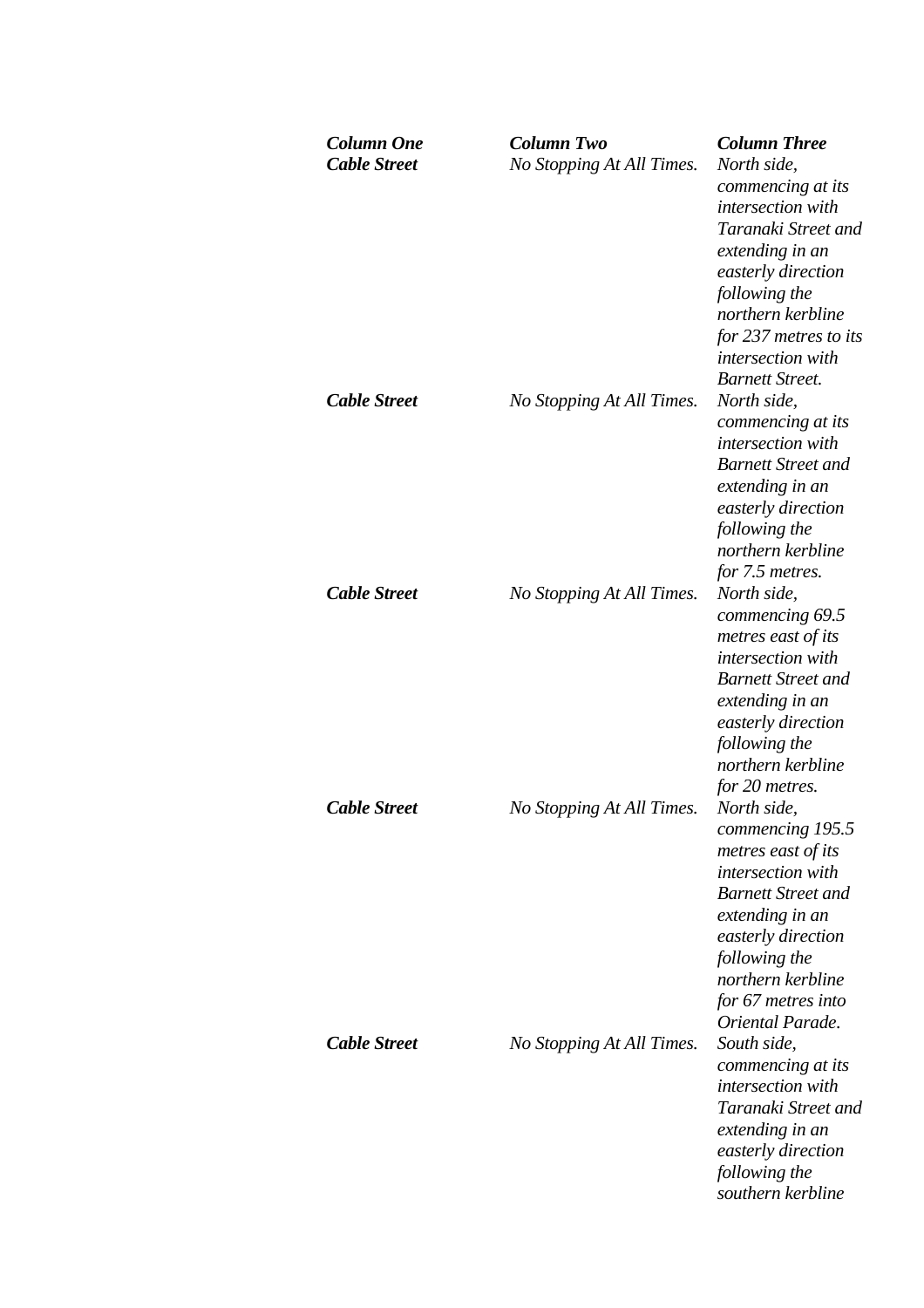| *Column One* | *Column Two* | *Column Three* |
|---|---|---|
| ***Cable Street*** | *No Stopping At All Times.* | *North side, commencing at its intersection with Taranaki Street and extending in an easterly direction following the northern kerbline for 237 metres to its intersection with Barnett Street.* |
| ***Cable Street*** | *No Stopping At All Times.* | *North side, commencing at its intersection with Barnett Street and extending in an easterly direction following the northern kerbline for 7.5 metres.* |
| ***Cable Street*** | *No Stopping At All Times.* | *North side, commencing 69.5 metres east of its intersection with Barnett Street and extending in an easterly direction following the northern kerbline for 20 metres.* |
| ***Cable Street*** | *No Stopping At All Times.* | *North side, commencing 195.5 metres east of its intersection with Barnett Street and extending in an easterly direction following the northern kerbline for 67 metres into Oriental Parade.* |
| ***Cable Street*** | *No Stopping At All Times.* | *South side, commencing at its intersection with Taranaki Street and extending in an easterly direction following the southern kerbline* |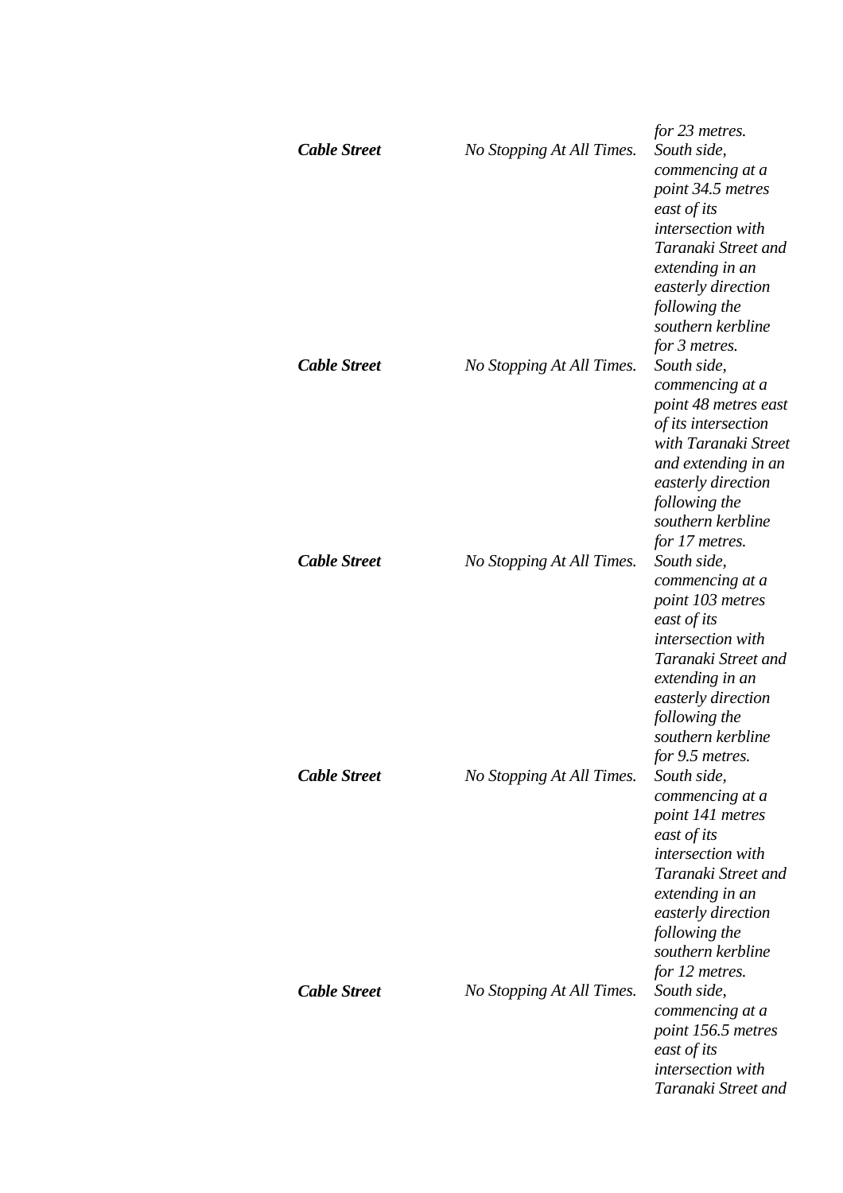| | | |
|---|---|---|
| | | *for 23 metres.* |
| ***Cable Street*** | *No Stopping At All Times.* | *South side, commencing at a point 34.5 metres east of its intersection with Taranaki Street and extending in an easterly direction following the southern kerbline for 3 metres.* |
| ***Cable Street*** | *No Stopping At All Times.* | *South side, commencing at a point 48 metres east of its intersection with Taranaki Street and extending in an easterly direction following the southern kerbline for 17 metres.* |
| ***Cable Street*** | *No Stopping At All Times.* | *South side, commencing at a point 103 metres east of its intersection with Taranaki Street and extending in an easterly direction following the southern kerbline for 9.5 metres.* |
| ***Cable Street*** | *No Stopping At All Times.* | *South side, commencing at a point 141 metres east of its intersection with Taranaki Street and extending in an easterly direction following the southern kerbline for 12 metres.* |
| ***Cable Street*** | *No Stopping At All Times.* | *South side, commencing at a point 156.5 metres east of its intersection with Taranaki Street and* |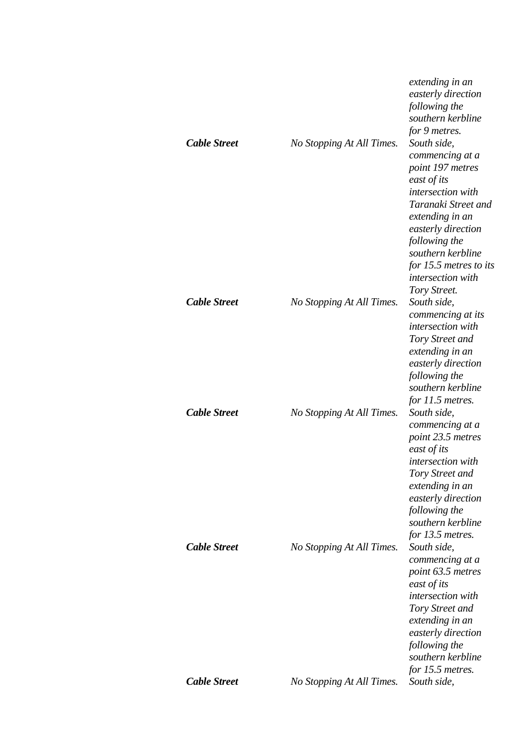| | | |
|---|---|---|
| | | *extending in an easterly direction following the southern kerbline for 9 metres.* |
| ***Cable Street*** | *No Stopping At All Times.* | *South side, commencing at a point 197 metres east of its intersection with Taranaki Street and extending in an easterly direction following the southern kerbline for 15.5 metres to its intersection with Tory Street.* |
| ***Cable Street*** | *No Stopping At All Times.* | *South side, commencing at its intersection with Tory Street and extending in an easterly direction following the southern kerbline for 11.5 metres.* |
| ***Cable Street*** | *No Stopping At All Times.* | *South side, commencing at a point 23.5 metres east of its intersection with Tory Street and extending in an easterly direction following the southern kerbline for 13.5 metres.* |
| ***Cable Street*** | *No Stopping At All Times.* | *South side, commencing at a point 63.5 metres east of its intersection with Tory Street and extending in an easterly direction following the southern kerbline for 15.5 metres.* |
| ***Cable Street*** | *No Stopping At All Times.* | *South side,* |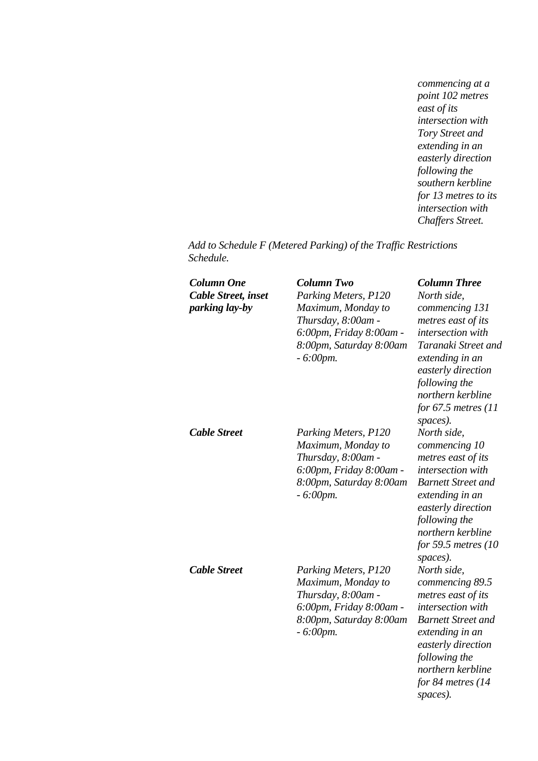| | | commencing at a point 102 metres east of its intersection with Tory Street and extending in an easterly direction following the southern kerbline for 13 metres to its intersection with Chaffers Street. |
|---|---|---|

*Add to Schedule F (Metered Parking) of the Traffic Restrictions Schedule.*

| ***Column One*** | ***Column Two*** | ***Column Three*** |
|---|---|---|
| ***Cable Street, inset parking lay-by*** | *Parking Meters, P120 Maximum, Monday to Thursday, 8:00am - 6:00pm, Friday 8:00am - 8:00pm, Saturday 8:00am - 6:00pm.* | *North side, commencing 131 metres east of its intersection with Taranaki Street and extending in an easterly direction following the northern kerbline for 67.5 metres (11 spaces).* |
| ***Cable Street*** | *Parking Meters, P120 Maximum, Monday to Thursday, 8:00am - 6:00pm, Friday 8:00am - 8:00pm, Saturday 8:00am - 6:00pm.* | *North side, commencing 10 metres east of its intersection with Barnett Street and extending in an easterly direction following the northern kerbline for 59.5 metres (10 spaces).* |
| ***Cable Street*** | *Parking Meters, P120 Maximum, Monday to Thursday, 8:00am - 6:00pm, Friday 8:00am - 8:00pm, Saturday 8:00am - 6:00pm.* | *North side, commencing 89.5 metres east of its intersection with Barnett Street and extending in an easterly direction following the northern kerbline for 84 metres (14 spaces).* |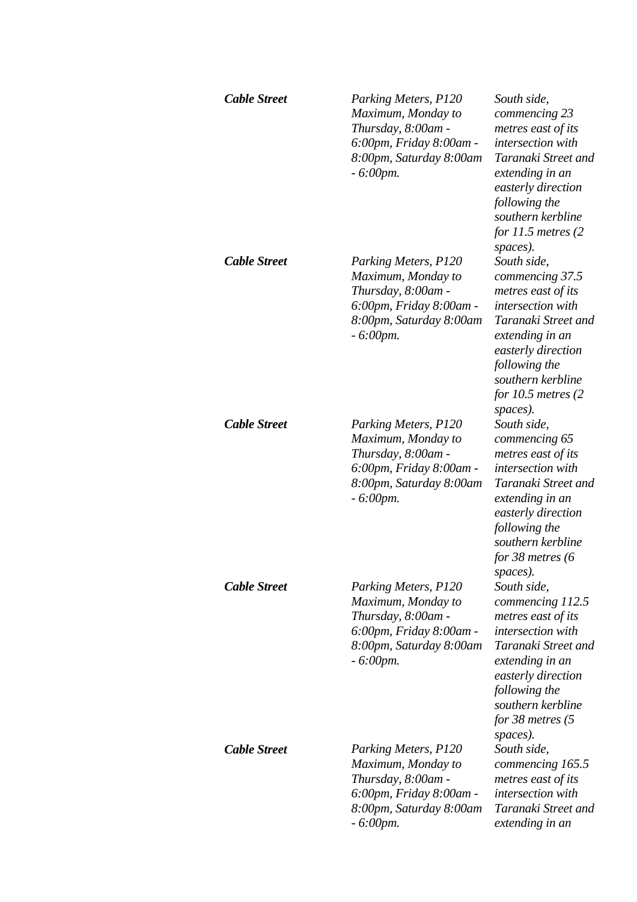| | | |
|---|---|---|
| ***Cable Street*** | *Parking Meters, P120 Maximum, Monday to Thursday, 8:00am - 6:00pm, Friday 8:00am - 8:00pm, Saturday 8:00am - 6:00pm.* | *South side, commencing 23 metres east of its intersection with Taranaki Street and extending in an easterly direction following the southern kerbline for 11.5 metres (2 spaces).* |
| ***Cable Street*** | *Parking Meters, P120 Maximum, Monday to Thursday, 8:00am - 6:00pm, Friday 8:00am - 8:00pm, Saturday 8:00am - 6:00pm.* | *South side, commencing 37.5 metres east of its intersection with Taranaki Street and extending in an easterly direction following the southern kerbline for 10.5 metres (2 spaces).* |
| ***Cable Street*** | *Parking Meters, P120 Maximum, Monday to Thursday, 8:00am - 6:00pm, Friday 8:00am - 8:00pm, Saturday 8:00am - 6:00pm.* | *South side, commencing 65 metres east of its intersection with Taranaki Street and extending in an easterly direction following the southern kerbline for 38 metres (6 spaces).* |
| ***Cable Street*** | *Parking Meters, P120 Maximum, Monday to Thursday, 8:00am - 6:00pm, Friday 8:00am - 8:00pm, Saturday 8:00am - 6:00pm.* | *South side, commencing 112.5 metres east of its intersection with Taranaki Street and extending in an easterly direction following the southern kerbline for 38 metres (5 spaces).* |
| ***Cable Street*** | *Parking Meters, P120 Maximum, Monday to Thursday, 8:00am - 6:00pm, Friday 8:00am - 8:00pm, Saturday 8:00am - 6:00pm.* | *South side, commencing 165.5 metres east of its intersection with Taranaki Street and extending in an* |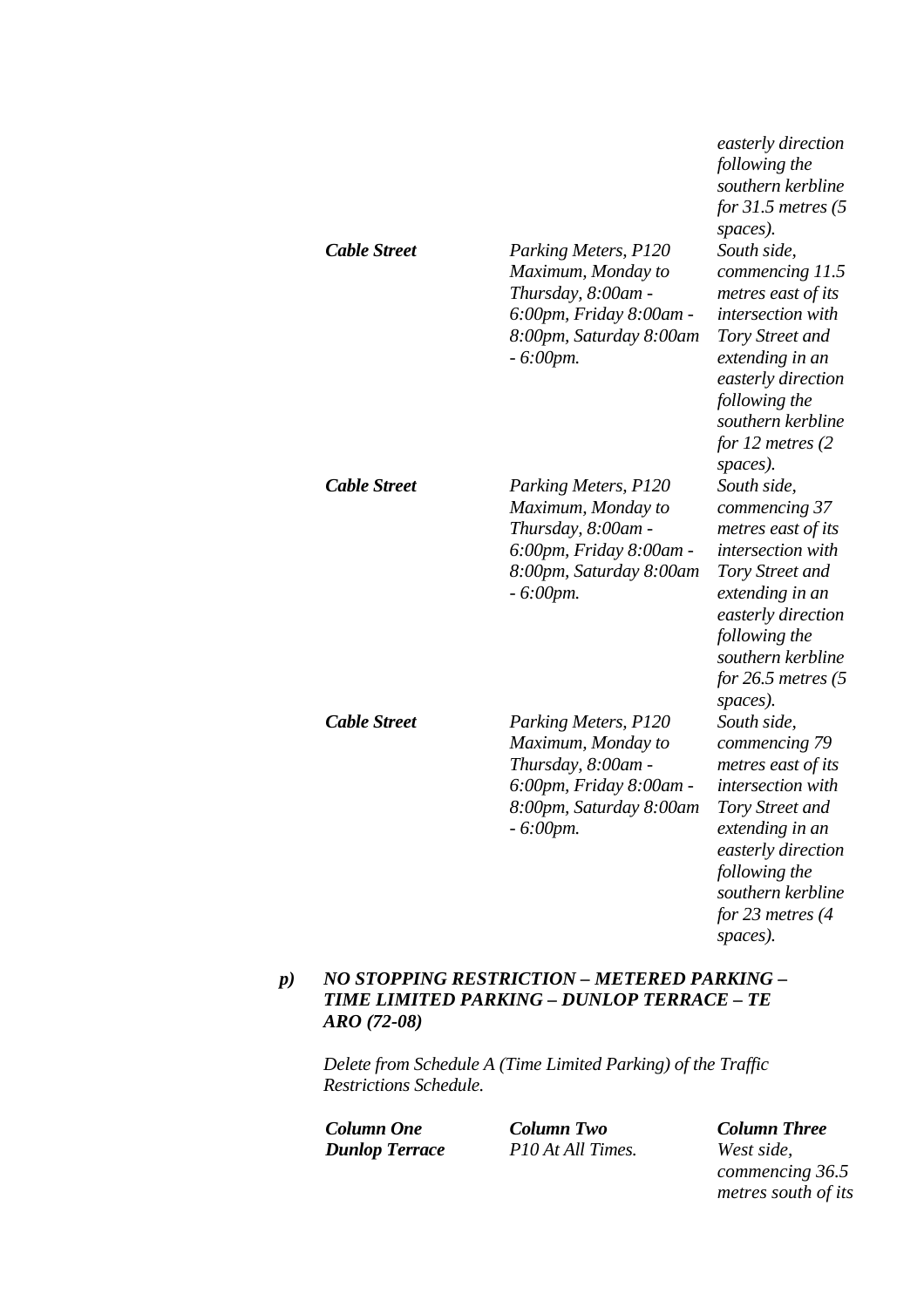| | | |
|---|---|---|
| | | *easterly direction following the southern kerbline for 31.5 metres (5 spaces).* |
| ***Cable Street*** | *Parking Meters, P120 Maximum, Monday to Thursday, 8:00am - 6:00pm, Friday 8:00am - 8:00pm, Saturday 8:00am - 6:00pm.* | *South side, commencing 11.5 metres east of its intersection with Tory Street and extending in an easterly direction following the southern kerbline for 12 metres (2 spaces).* |
| ***Cable Street*** | *Parking Meters, P120 Maximum, Monday to Thursday, 8:00am - 6:00pm, Friday 8:00am - 8:00pm, Saturday 8:00am - 6:00pm.* | *South side, commencing 37 metres east of its intersection with Tory Street and extending in an easterly direction following the southern kerbline for 26.5 metres (5 spaces).* |
| ***Cable Street*** | *Parking Meters, P120 Maximum, Monday to Thursday, 8:00am - 6:00pm, Friday 8:00am - 8:00pm, Saturday 8:00am - 6:00pm.* | *South side, commencing 79 metres east of its intersection with Tory Street and extending in an easterly direction following the southern kerbline for 23 metres (4 spaces).* |

***p) NO STOPPING RESTRICTION – METERED PARKING – TIME LIMITED PARKING – DUNLOP TERRACE – TE ARO (72-08)***

*Delete from Schedule A (Time Limited Parking) of the Traffic Restrictions Schedule.*

| ***Column One*** | ***Column Two*** | ***Column Three*** |
|---|---|---|
| ***Dunlop Terrace*** | *P10 At All Times.* | *West side, commencing 36.5 metres south of its* |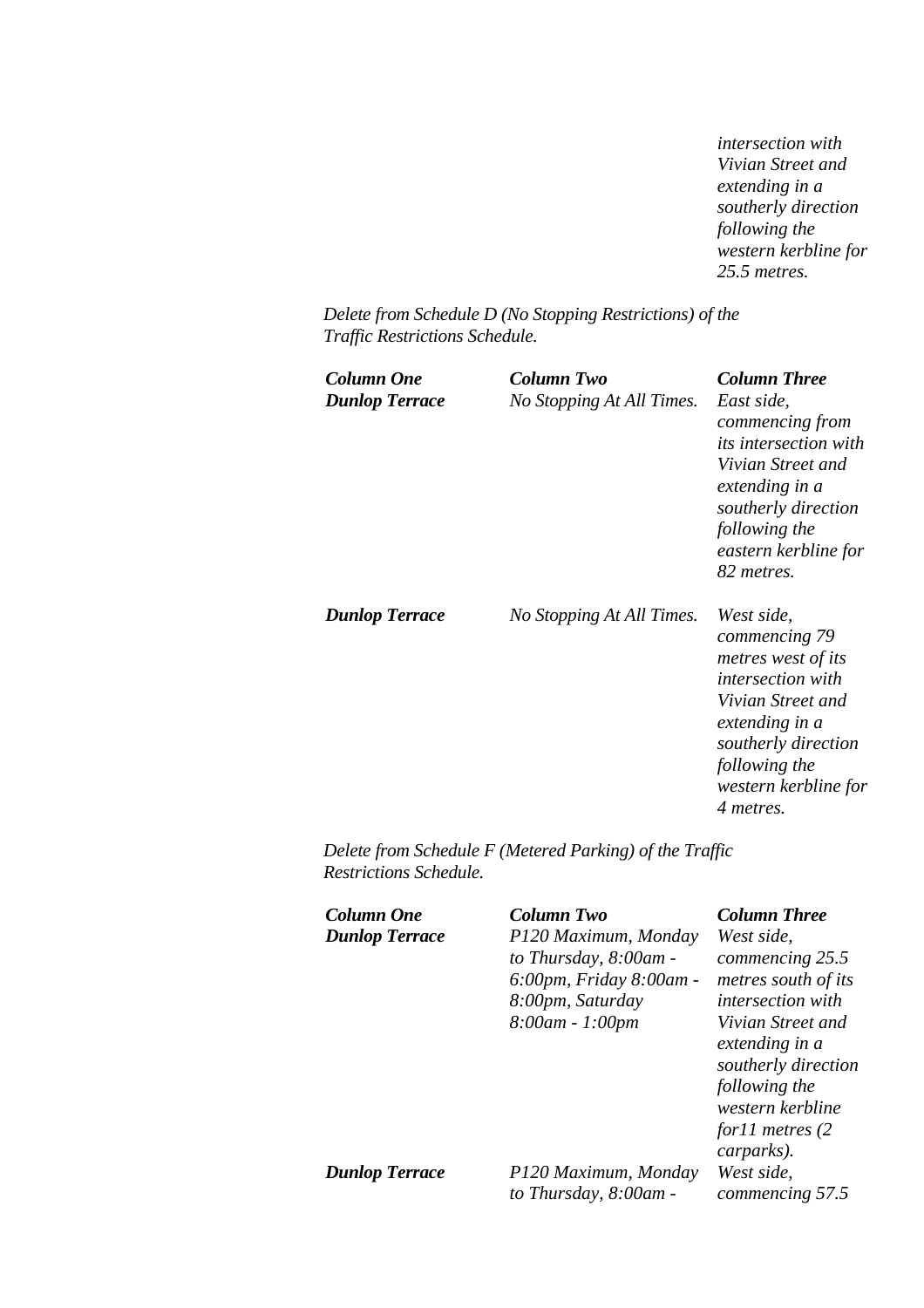*intersection with Vivian Street and extending in a southerly direction following the western kerbline for 25.5 metres.*

*Delete from Schedule D (No Stopping Restrictions) of the Traffic Restrictions Schedule.*

| ***Column One*** | ***Column Two*** | ***Column Three*** |
|---|---|---|
| ***Dunlop Terrace*** | *No Stopping At All Times.* | *East side, commencing from its intersection with Vivian Street and extending in a southerly direction following the eastern kerbline for 82 metres.* |
| ***Dunlop Terrace*** | *No Stopping At All Times.* | *West side, commencing 79 metres west of its intersection with Vivian Street and extending in a southerly direction following the western kerbline for 4 metres.* |

*Delete from Schedule F (Metered Parking) of the Traffic Restrictions Schedule.*

| ***Column One*** | ***Column Two*** | ***Column Three*** |
|---|---|---|
| ***Dunlop Terrace*** | *P120 Maximum, Monday to Thursday, 8:00am - 6:00pm, Friday 8:00am - 8:00pm, Saturday 8:00am - 1:00pm* | *West side, commencing 25.5 metres south of its intersection with Vivian Street and extending in a southerly direction following the western kerbline for11 metres (2 carparks).* |
| ***Dunlop Terrace*** | *P120 Maximum, Monday to Thursday, 8:00am -* | *West side, commencing 57.5* |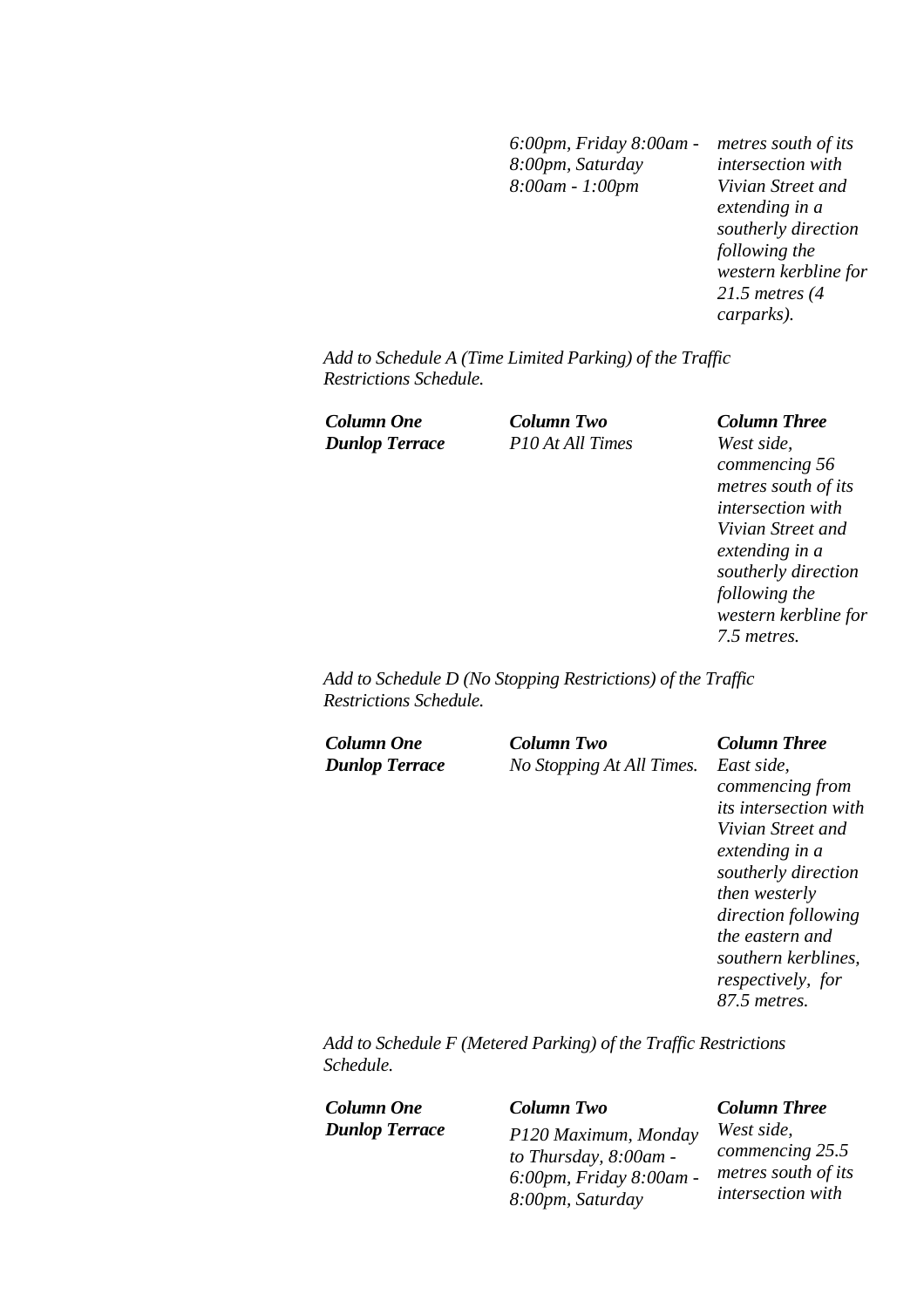| | | |
|---|---|---|
| | *6:00pm, Friday 8:00am - 8:00pm, Saturday 8:00am - 1:00pm* | *metres south of its intersection with Vivian Street and extending in a southerly direction following the western kerbline for 21.5 metres (4 carparks).* |

*Add to Schedule A (Time Limited Parking) of the Traffic Restrictions Schedule.*

| ***Column One*** | ***Column Two*** | ***Column Three*** |
|---|---|---|
| ***Dunlop Terrace*** | *P10 At All Times* | *West side, commencing 56 metres south of its intersection with Vivian Street and extending in a southerly direction following the western kerbline for 7.5 metres.* |

*Add to Schedule D (No Stopping Restrictions) of the Traffic Restrictions Schedule.*

| ***Column One*** | ***Column Two*** | ***Column Three*** |
|---|---|---|
| ***Dunlop Terrace*** | *No Stopping At All Times.* | *East side, commencing from its intersection with Vivian Street and extending in a southerly direction then westerly direction following the eastern and southern kerblines, respectively, for 87.5 metres.* |

*Add to Schedule F (Metered Parking) of the Traffic Restrictions Schedule.*

| ***Column One*** | ***Column Two*** | ***Column Three*** |
|---|---|---|
| ***Dunlop Terrace*** | *P120 Maximum, Monday to Thursday, 8:00am - 6:00pm, Friday 8:00am - 8:00pm, Saturday* | *West side, commencing 25.5 metres south of its intersection with* |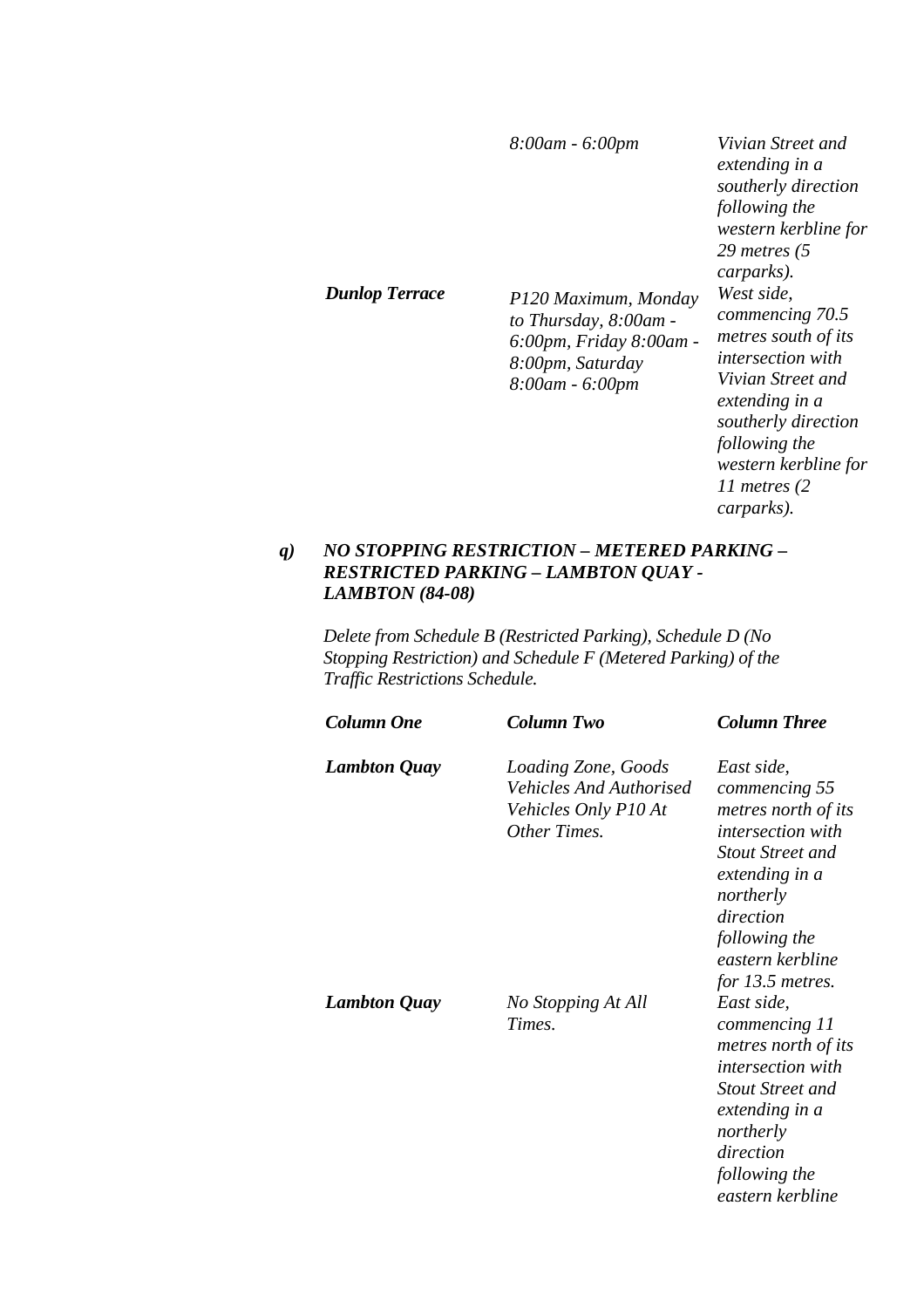| | | |
|---|---|---|
| | *8:00am - 6:00pm* | *Vivian Street and extending in a southerly direction following the western kerbline for 29 metres (5 carparks).* |
| ***Dunlop Terrace*** | *P120 Maximum, Monday to Thursday, 8:00am - 6:00pm, Friday 8:00am - 8:00pm, Saturday 8:00am - 6:00pm* | *West side, commencing 70.5 metres south of its intersection with Vivian Street and extending in a southerly direction following the western kerbline for 11 metres (2 carparks).* |

***q) NO STOPPING RESTRICTION – METERED PARKING – RESTRICTED PARKING – LAMBTON QUAY - LAMBTON (84-08)***

*Delete from Schedule B (Restricted Parking), Schedule D (No Stopping Restriction) and Schedule F (Metered Parking) of the Traffic Restrictions Schedule.*

| ***Column One*** | ***Column Two*** | ***Column Three*** |
|---|---|---|
| ***Lambton Quay*** | *Loading Zone, Goods Vehicles And Authorised Vehicles Only P10 At Other Times.* | *East side, commencing 55 metres north of its intersection with Stout Street and extending in a northerly direction following the eastern kerbline for 13.5 metres.* |
| ***Lambton Quay*** | *No Stopping At All Times.* | *East side, commencing 11 metres north of its intersection with Stout Street and extending in a northerly direction following the eastern kerbline* |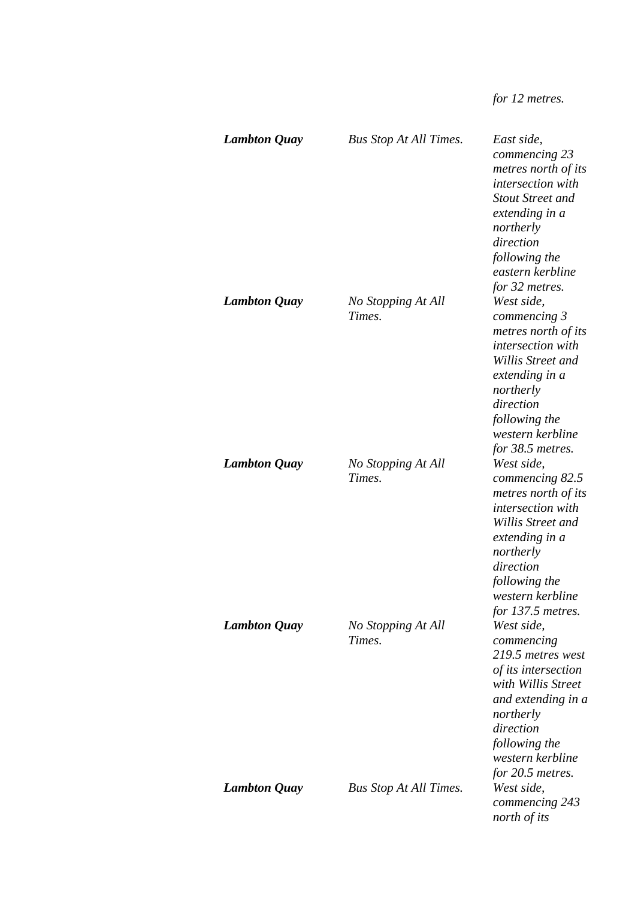| | | *for 12 metres.* |
|---|---|---|
| ***Lambton Quay*** | *Bus Stop At All Times.* | *East side, commencing 23 metres north of its intersection with Stout Street and extending in a northerly direction following the eastern kerbline for 32 metres.* |
| ***Lambton Quay*** | *No Stopping At All Times.* | *West side, commencing 3 metres north of its intersection with Willis Street and extending in a northerly direction following the western kerbline for 38.5 metres.* |
| ***Lambton Quay*** | *No Stopping At All Times.* | *West side, commencing 82.5 metres north of its intersection with Willis Street and extending in a northerly direction following the western kerbline for 137.5 metres.* |
| ***Lambton Quay*** | *No Stopping At All Times.* | *West side, commencing 219.5 metres west of its intersection with Willis Street and extending in a northerly direction following the western kerbline for 20.5 metres.* |
| ***Lambton Quay*** | *Bus Stop At All Times.* | *West side, commencing 243 north of its* |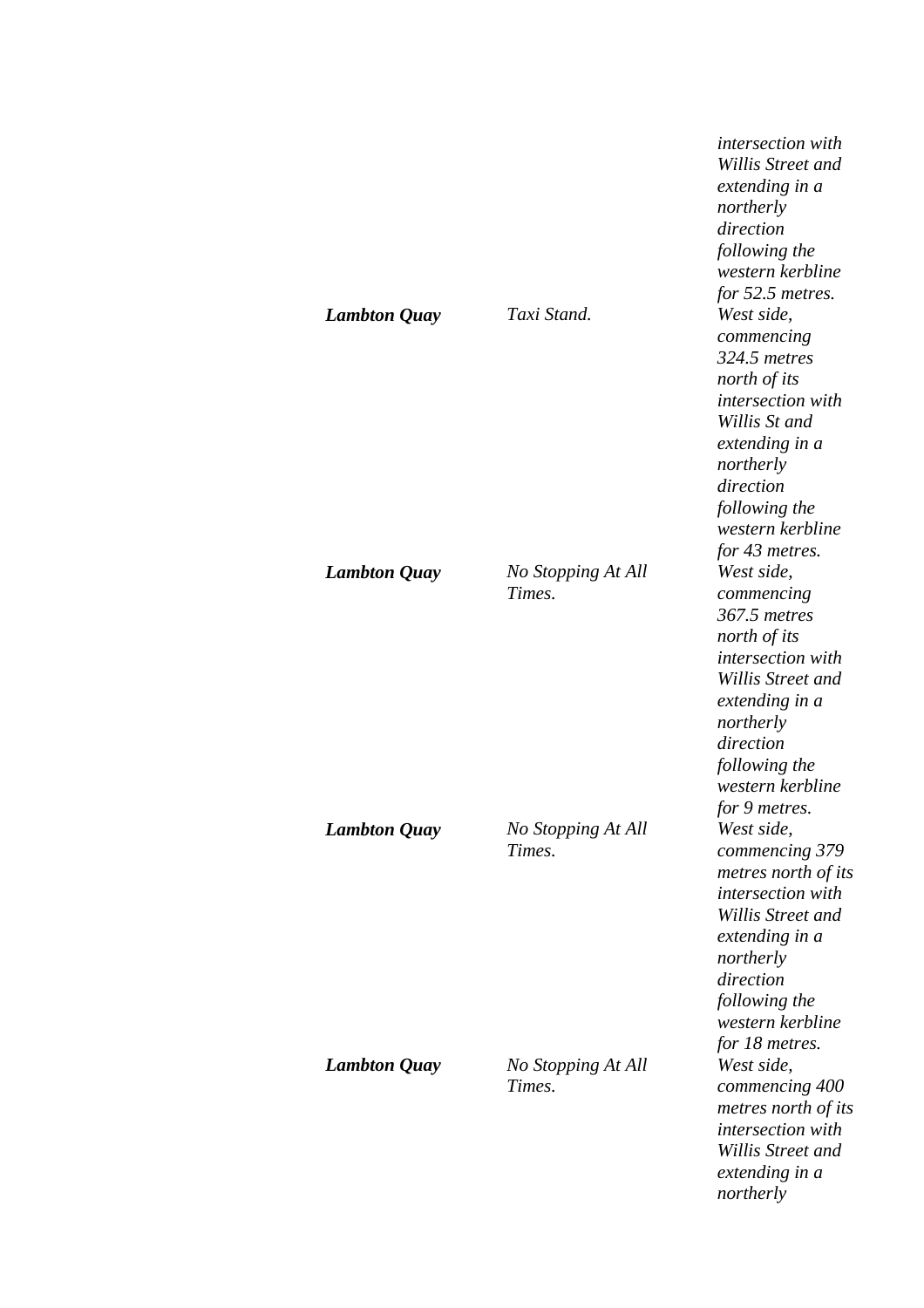| | | |
|---|---|---|
| | | *intersection with Willis Street and extending in a northerly direction following the western kerbline for 52.5 metres.* |
| ***Lambton Quay*** | *Taxi Stand.* | *West side, commencing 324.5 metres north of its intersection with Willis St and extending in a northerly direction following the western kerbline for 43 metres.* |
| ***Lambton Quay*** | *No Stopping At All Times.* | *West side, commencing 367.5 metres north of its intersection with Willis Street and extending in a northerly direction following the western kerbline for 9 metres.* |
| ***Lambton Quay*** | *No Stopping At All Times.* | *West side, commencing 379 metres north of its intersection with Willis Street and extending in a northerly direction following the western kerbline for 18 metres.* |
| ***Lambton Quay*** | *No Stopping At All Times.* | *West side, commencing 400 metres north of its intersection with Willis Street and extending in a northerly* |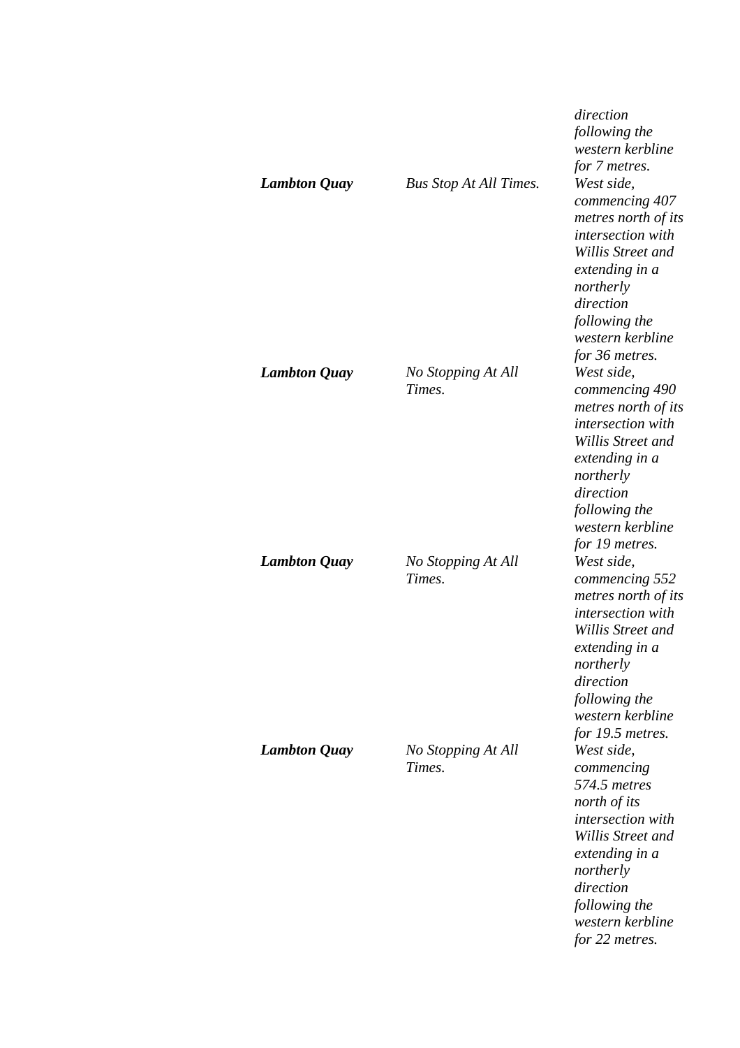| | | |
|---|---|---|
| | | *direction following the western kerbline for 7 metres.* |
| ***Lambton Quay*** | *Bus Stop At All Times.* | *West side, commencing 407 metres north of its intersection with Willis Street and extending in a northerly direction following the western kerbline for 36 metres.* |
| ***Lambton Quay*** | *No Stopping At All Times.* | *West side, commencing 490 metres north of its intersection with Willis Street and extending in a northerly direction following the western kerbline for 19 metres.* |
| ***Lambton Quay*** | *No Stopping At All Times.* | *West side, commencing 552 metres north of its intersection with Willis Street and extending in a northerly direction following the western kerbline for 19.5 metres.* |
| ***Lambton Quay*** | *No Stopping At All Times.* | *West side, commencing 574.5 metres north of its intersection with Willis Street and extending in a northerly direction following the western kerbline for 22 metres.* |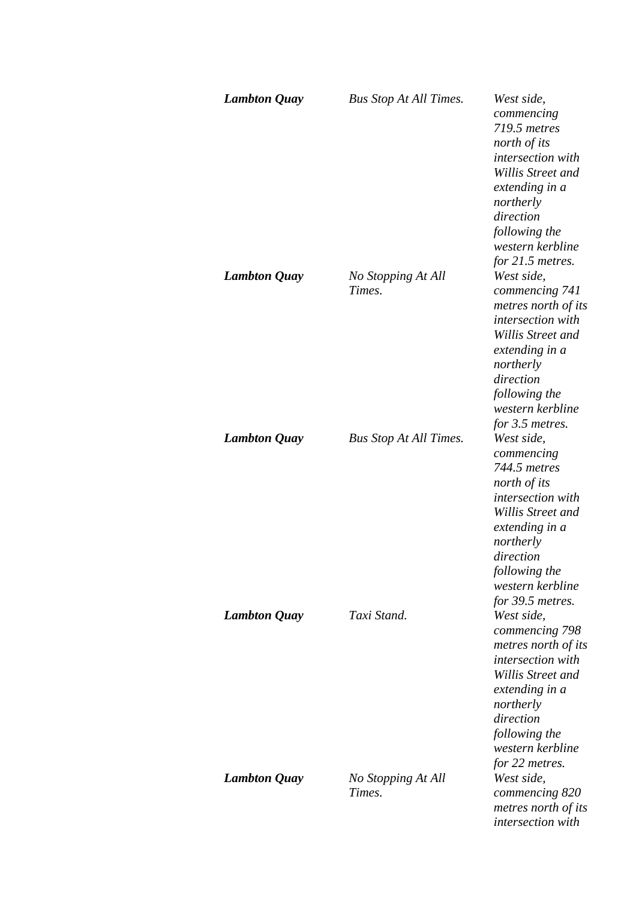| | | |
|---|---|---|
| ***Lambton Quay*** | *Bus Stop At All Times.* | *West side, commencing 719.5 metres north of its intersection with Willis Street and extending in a northerly direction following the western kerbline for 21.5 metres.* |
| ***Lambton Quay*** | *No Stopping At All Times.* | *West side, commencing 741 metres north of its intersection with Willis Street and extending in a northerly direction following the western kerbline for 3.5 metres.* |
| ***Lambton Quay*** | *Bus Stop At All Times.* | *West side, commencing 744.5 metres north of its intersection with Willis Street and extending in a northerly direction following the western kerbline for 39.5 metres.* |
| ***Lambton Quay*** | *Taxi Stand.* | *West side, commencing 798 metres north of its intersection with Willis Street and extending in a northerly direction following the western kerbline for 22 metres.* |
| ***Lambton Quay*** | *No Stopping At All Times.* | *West side, commencing 820 metres north of its intersection with* |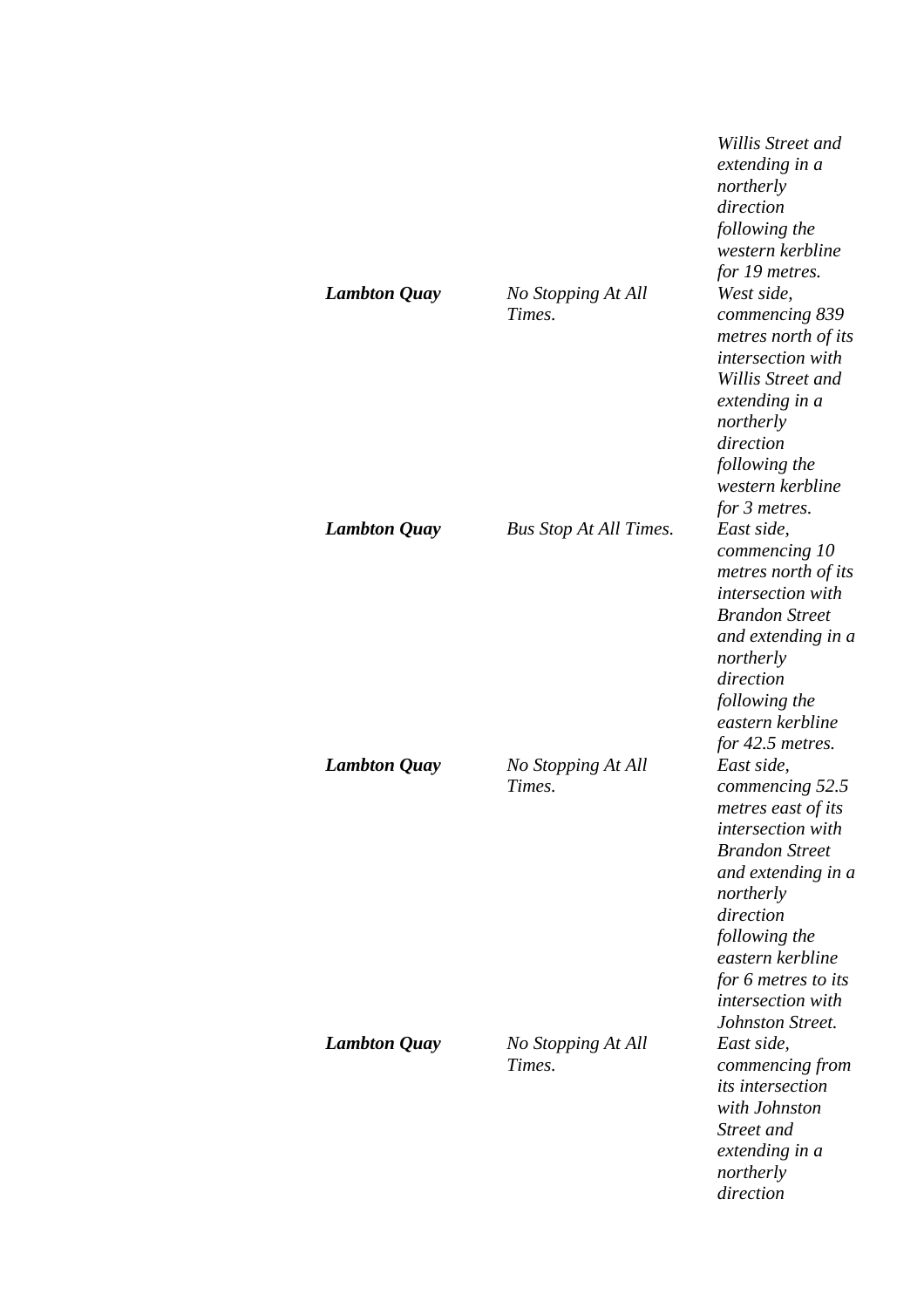| | | |
|---|---|---|
| | | *Willis Street and extending in a northerly direction following the western kerbline for 19 metres.* |
| ***Lambton Quay*** | *No Stopping At All Times.* | *West side, commencing 839 metres north of its intersection with Willis Street and extending in a northerly direction following the western kerbline for 3 metres.* |
| ***Lambton Quay*** | *Bus Stop At All Times.* | *East side, commencing 10 metres north of its intersection with Brandon Street and extending in a northerly direction following the eastern kerbline for 42.5 metres.* |
| ***Lambton Quay*** | *No Stopping At All Times.* | *East side, commencing 52.5 metres east of its intersection with Brandon Street and extending in a northerly direction following the eastern kerbline for 6 metres to its intersection with Johnston Street.* |
| ***Lambton Quay*** | *No Stopping At All Times.* | *East side, commencing from its intersection with Johnston Street and extending in a northerly direction* |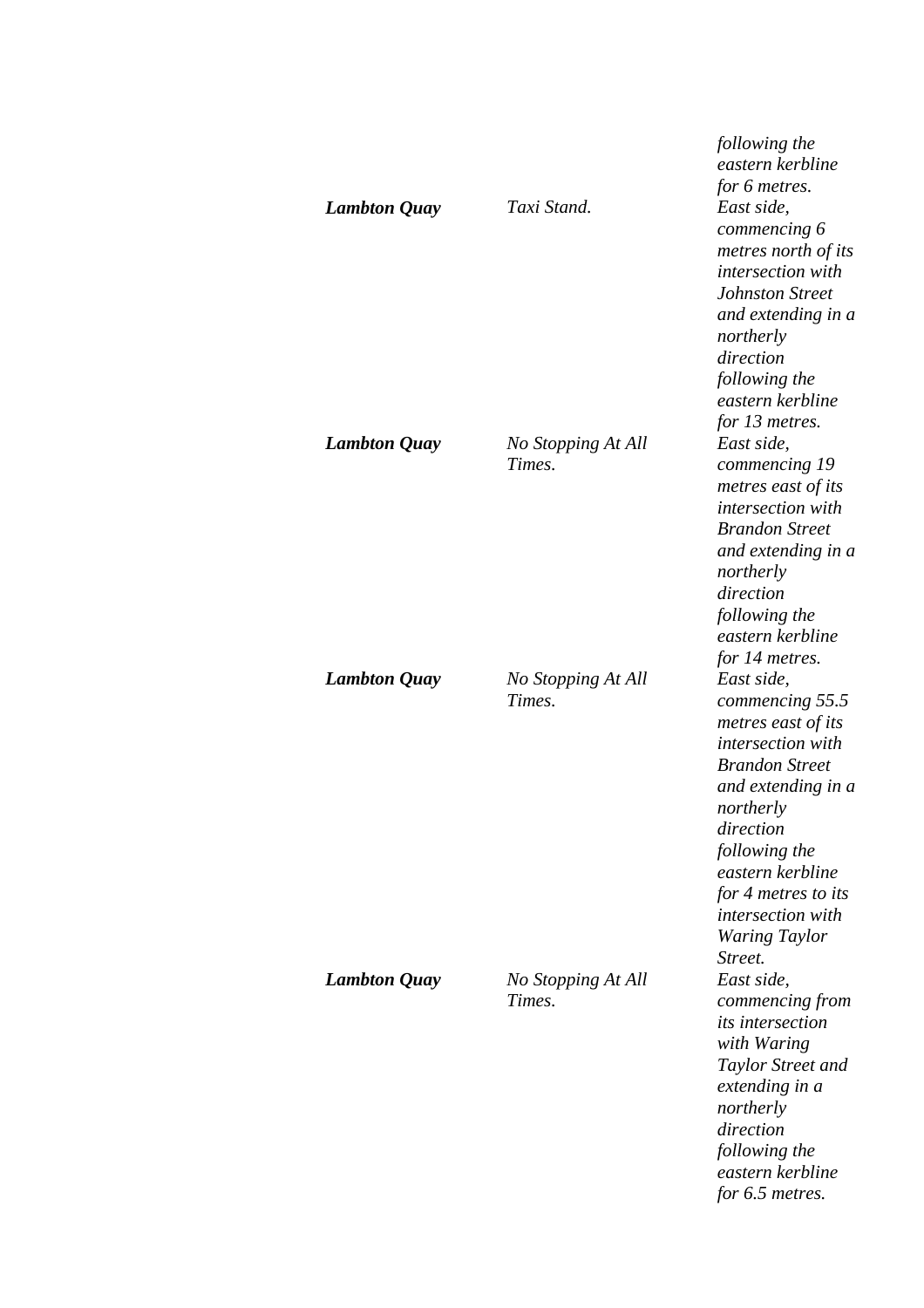| | | |
|---|---|---|
| | | *following the eastern kerbline for 6 metres.* |
| ***Lambton Quay*** | *Taxi Stand.* | *East side, commencing 6 metres north of its intersection with Johnston Street and extending in a northerly direction following the eastern kerbline for 13 metres.* |
| ***Lambton Quay*** | *No Stopping At All Times.* | *East side, commencing 19 metres east of its intersection with Brandon Street and extending in a northerly direction following the eastern kerbline for 14 metres.* |
| ***Lambton Quay*** | *No Stopping At All Times.* | *East side, commencing 55.5 metres east of its intersection with Brandon Street and extending in a northerly direction following the eastern kerbline for 4 metres to its intersection with Waring Taylor Street.* |
| ***Lambton Quay*** | *No Stopping At All Times.* | *East side, commencing from its intersection with Waring Taylor Street and extending in a northerly direction following the eastern kerbline for 6.5 metres.* |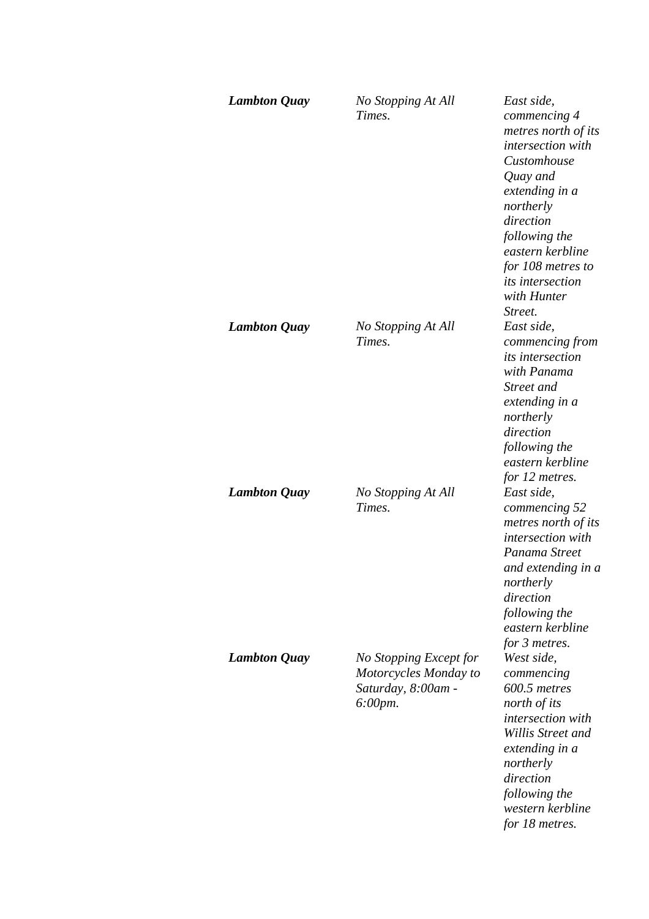| | | |
|---|---|---|
| ***Lambton Quay*** | *No Stopping At All Times.* | *East side, commencing 4 metres north of its intersection with Customhouse Quay and extending in a northerly direction following the eastern kerbline for 108 metres to its intersection with Hunter Street.* |
| ***Lambton Quay*** | *No Stopping At All Times.* | *East side, commencing from its intersection with Panama Street and extending in a northerly direction following the eastern kerbline for 12 metres.* |
| ***Lambton Quay*** | *No Stopping At All Times.* | *East side, commencing 52 metres north of its intersection with Panama Street and extending in a northerly direction following the eastern kerbline for 3 metres.* |
| ***Lambton Quay*** | *No Stopping Except for Motorcycles Monday to Saturday, 8:00am - 6:00pm.* | *West side, commencing 600.5 metres north of its intersection with Willis Street and extending in a northerly direction following the western kerbline for 18 metres.* |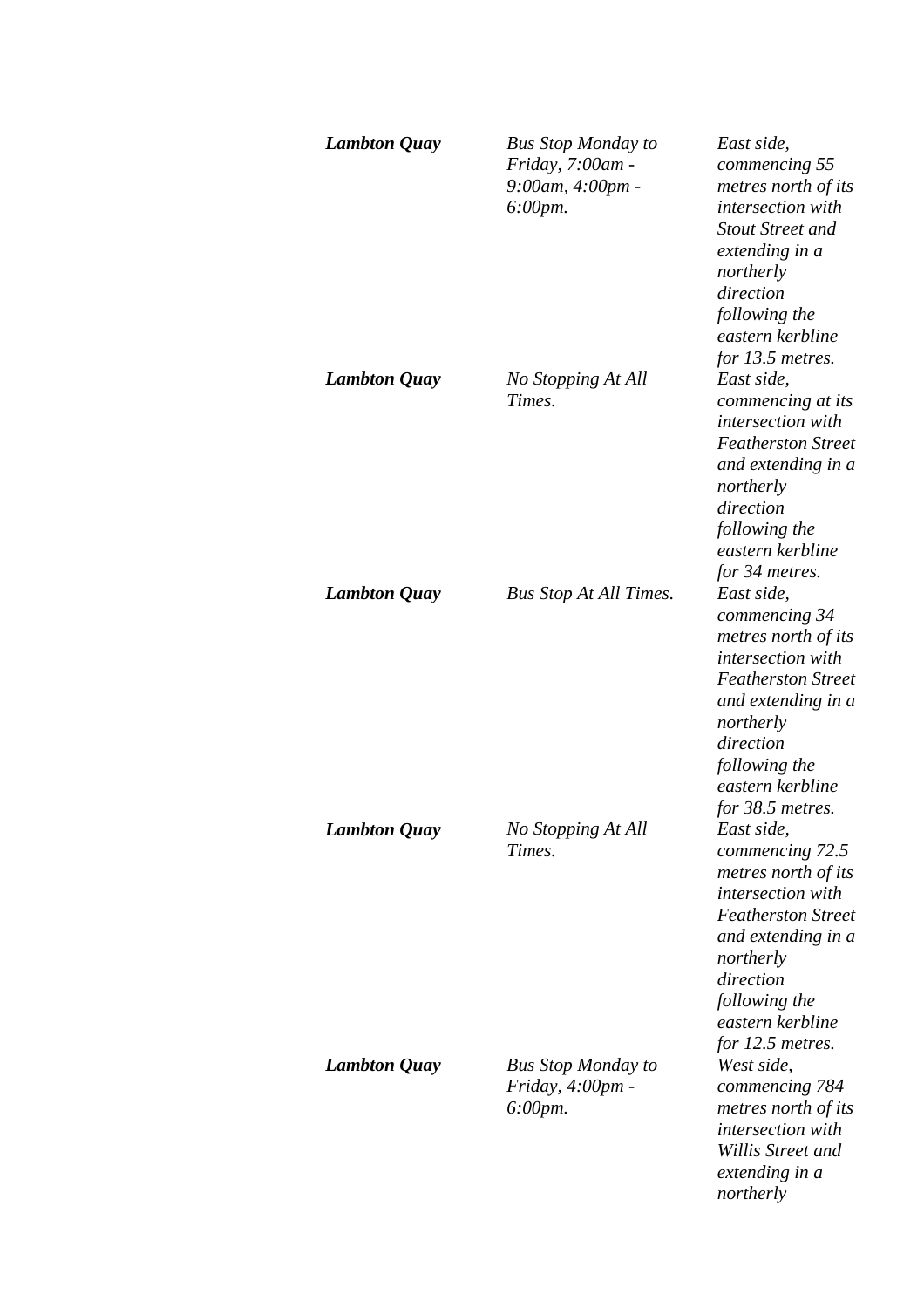| | | |
|---|---|---|
| ***Lambton Quay*** | *Bus Stop Monday to Friday, 7:00am - 9:00am, 4:00pm - 6:00pm.* | *East side, commencing 55 metres north of its intersection with Stout Street and extending in a northerly direction following the eastern kerbline for 13.5 metres.* |
| ***Lambton Quay*** | *No Stopping At All Times.* | *East side, commencing at its intersection with Featherston Street and extending in a northerly direction following the eastern kerbline for 34 metres.* |
| ***Lambton Quay*** | *Bus Stop At All Times.* | *East side, commencing 34 metres north of its intersection with Featherston Street and extending in a northerly direction following the eastern kerbline for 38.5 metres.* |
| ***Lambton Quay*** | *No Stopping At All Times.* | *East side, commencing 72.5 metres north of its intersection with Featherston Street and extending in a northerly direction following the eastern kerbline for 12.5 metres.* |
| ***Lambton Quay*** | *Bus Stop Monday to Friday, 4:00pm - 6:00pm.* | *West side, commencing 784 metres north of its intersection with Willis Street and extending in a northerly* |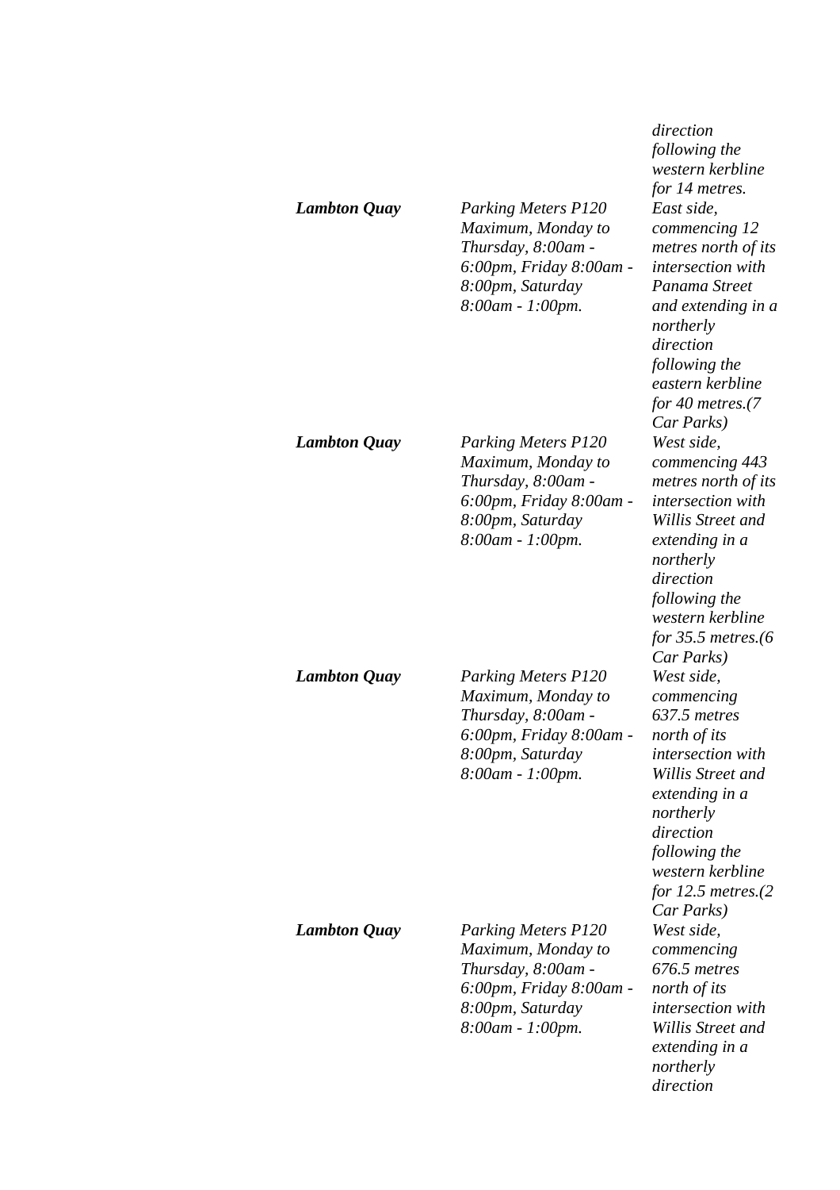| | | |
|---|---|---|
| | | *direction following the western kerbline for 14 metres.* |
| ***Lambton Quay*** | *Parking Meters P120 Maximum, Monday to Thursday, 8:00am - 6:00pm, Friday 8:00am - 8:00pm, Saturday 8:00am - 1:00pm.* | *East side, commencing 12 metres north of its intersection with Panama Street and extending in a northerly direction following the eastern kerbline for 40 metres.(7 Car Parks)* |
| ***Lambton Quay*** | *Parking Meters P120 Maximum, Monday to Thursday, 8:00am - 6:00pm, Friday 8:00am - 8:00pm, Saturday 8:00am - 1:00pm.* | *West side, commencing 443 metres north of its intersection with Willis Street and extending in a northerly direction following the western kerbline for 35.5 metres.(6 Car Parks)* |
| ***Lambton Quay*** | *Parking Meters P120 Maximum, Monday to Thursday, 8:00am - 6:00pm, Friday 8:00am - 8:00pm, Saturday 8:00am - 1:00pm.* | *West side, commencing 637.5 metres north of its intersection with Willis Street and extending in a northerly direction following the western kerbline for 12.5 metres.(2 Car Parks)* |
| ***Lambton Quay*** | *Parking Meters P120 Maximum, Monday to Thursday, 8:00am - 6:00pm, Friday 8:00am - 8:00pm, Saturday 8:00am - 1:00pm.* | *West side, commencing 676.5 metres north of its intersection with Willis Street and extending in a northerly direction* |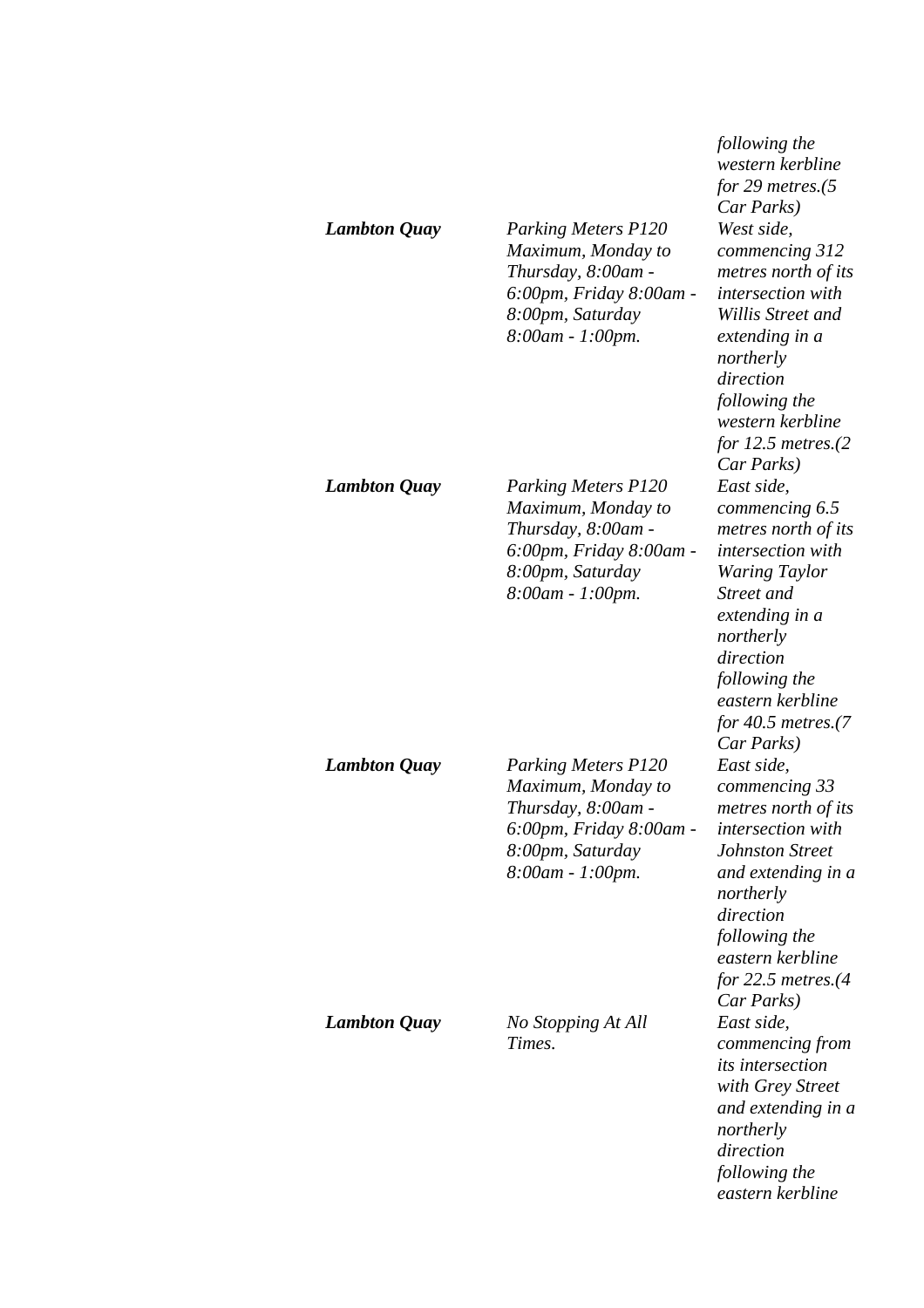| | | |
|---|---|---|
| | | *following the western kerbline for 29 metres.(5 Car Parks)* |
| ***Lambton Quay*** | *Parking Meters P120 Maximum, Monday to Thursday, 8:00am - 6:00pm, Friday 8:00am - 8:00pm, Saturday 8:00am - 1:00pm.* | *West side, commencing 312 metres north of its intersection with Willis Street and extending in a northerly direction following the western kerbline for 12.5 metres.(2 Car Parks)* |
| ***Lambton Quay*** | *Parking Meters P120 Maximum, Monday to Thursday, 8:00am - 6:00pm, Friday 8:00am - 8:00pm, Saturday 8:00am - 1:00pm.* | *East side, commencing 6.5 metres north of its intersection with Waring Taylor Street and extending in a northerly direction following the eastern kerbline for 40.5 metres.(7 Car Parks)* |
| ***Lambton Quay*** | *Parking Meters P120 Maximum, Monday to Thursday, 8:00am - 6:00pm, Friday 8:00am - 8:00pm, Saturday 8:00am - 1:00pm.* | *East side, commencing 33 metres north of its intersection with Johnston Street and extending in a northerly direction following the eastern kerbline for 22.5 metres.(4 Car Parks)* |
| ***Lambton Quay*** | *No Stopping At All Times.* | *East side, commencing from its intersection with Grey Street and extending in a northerly direction following the eastern kerbline* |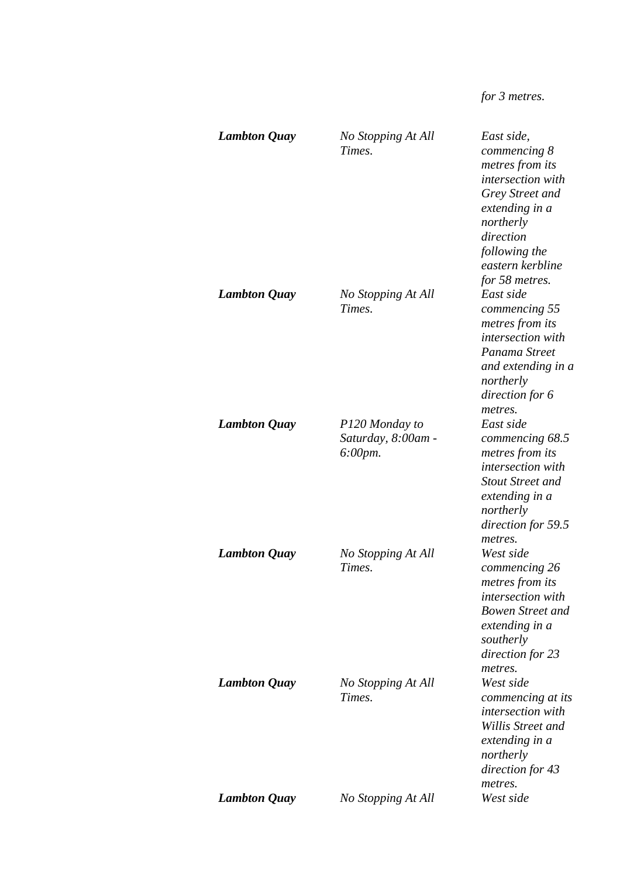| | | |
|---|---|---|
| | | *for 3 metres.* |
| ***Lambton Quay*** | *No Stopping At All Times.* | *East side, commencing 8 metres from its intersection with Grey Street and extending in a northerly direction following the eastern kerbline for 58 metres.* |
| ***Lambton Quay*** | *No Stopping At All Times.* | *East side commencing 55 metres from its intersection with Panama Street and extending in a northerly direction for 6 metres.* |
| ***Lambton Quay*** | *P120 Monday to Saturday, 8:00am - 6:00pm.* | *East side commencing 68.5 metres from its intersection with Stout Street and extending in a northerly direction for 59.5 metres.* |
| ***Lambton Quay*** | *No Stopping At All Times.* | *West side commencing 26 metres from its intersection with Bowen Street and extending in a southerly direction for 23 metres.* |
| ***Lambton Quay*** | *No Stopping At All Times.* | *West side commencing at its intersection with Willis Street and extending in a northerly direction for 43 metres.* |
| ***Lambton Quay*** | *No Stopping At All* | *West side* |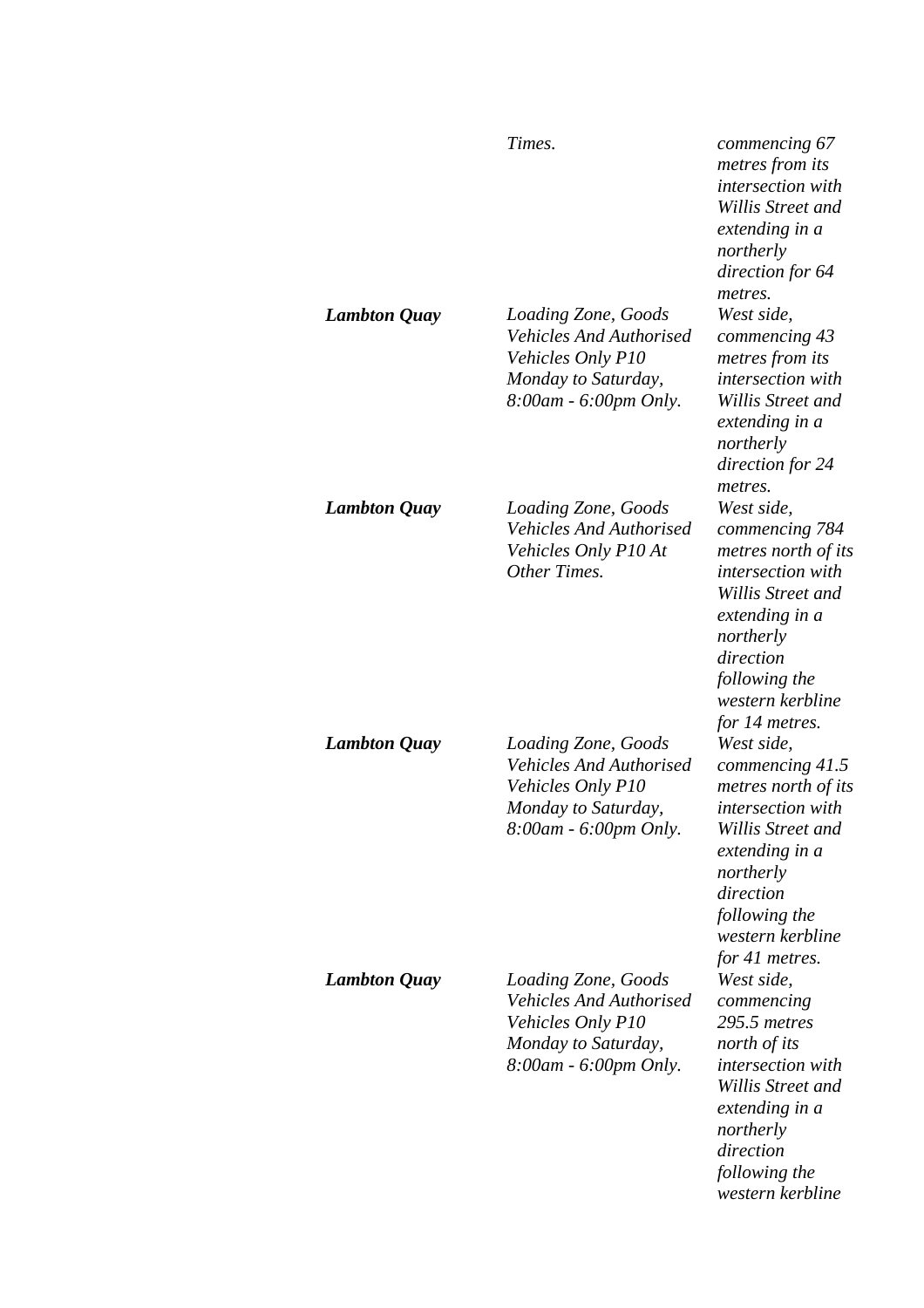| | | |
|---|---|---|
| | *Times.* | *commencing 67 metres from its intersection with Willis Street and extending in a northerly direction for 64 metres.* |
| ***Lambton Quay*** | *Loading Zone, Goods Vehicles And Authorised Vehicles Only P10 Monday to Saturday, 8:00am - 6:00pm Only.* | *West side, commencing 43 metres from its intersection with Willis Street and extending in a northerly direction for 24 metres.* |
| ***Lambton Quay*** | *Loading Zone, Goods Vehicles And Authorised Vehicles Only P10 At Other Times.* | *West side, commencing 784 metres north of its intersection with Willis Street and extending in a northerly direction following the western kerbline for 14 metres.* |
| ***Lambton Quay*** | *Loading Zone, Goods Vehicles And Authorised Vehicles Only P10 Monday to Saturday, 8:00am - 6:00pm Only.* | *West side, commencing 41.5 metres north of its intersection with Willis Street and extending in a northerly direction following the western kerbline for 41 metres.* |
| ***Lambton Quay*** | *Loading Zone, Goods Vehicles And Authorised Vehicles Only P10 Monday to Saturday, 8:00am - 6:00pm Only.* | *West side, commencing 295.5 metres north of its intersection with Willis Street and extending in a northerly direction following the western kerbline* |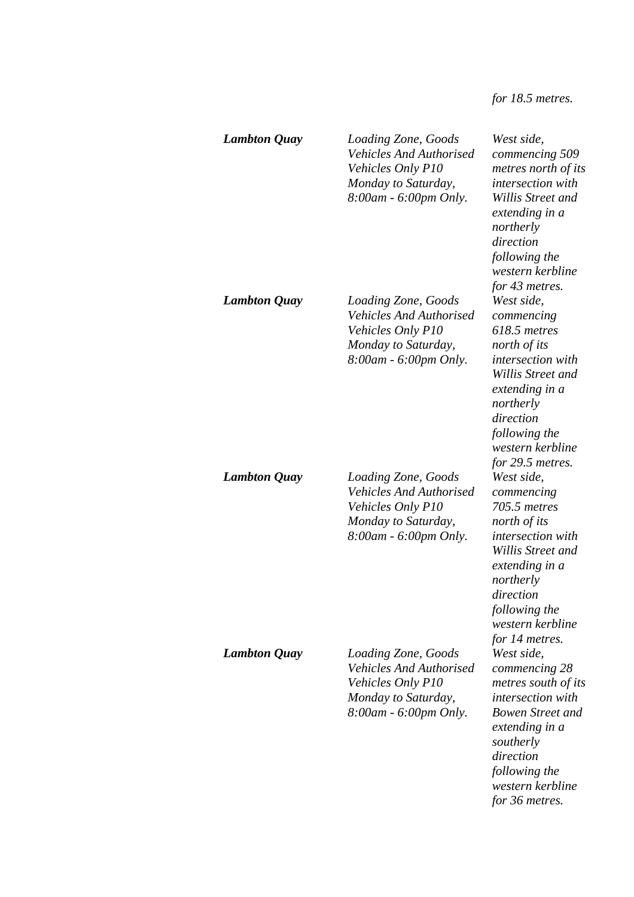| | | |
|---|---|---|
| | | *for 18.5 metres.* |
| ***Lambton Quay*** | *Loading Zone, Goods Vehicles And Authorised Vehicles Only P10 Monday to Saturday, 8:00am - 6:00pm Only.* | *West side, commencing 509 metres north of its intersection with Willis Street and extending in a northerly direction following the western kerbline for 43 metres.* |
| ***Lambton Quay*** | *Loading Zone, Goods Vehicles And Authorised Vehicles Only P10 Monday to Saturday, 8:00am - 6:00pm Only.* | *West side, commencing 618.5 metres north of its intersection with Willis Street and extending in a northerly direction following the western kerbline for 29.5 metres.* |
| ***Lambton Quay*** | *Loading Zone, Goods Vehicles And Authorised Vehicles Only P10 Monday to Saturday, 8:00am - 6:00pm Only.* | *West side, commencing 705.5 metres north of its intersection with Willis Street and extending in a northerly direction following the western kerbline for 14 metres.* |
| ***Lambton Quay*** | *Loading Zone, Goods Vehicles And Authorised Vehicles Only P10 Monday to Saturday, 8:00am - 6:00pm Only.* | *West side, commencing 28 metres south of its intersection with Bowen Street and extending in a southerly direction following the western kerbline for 36 metres.* |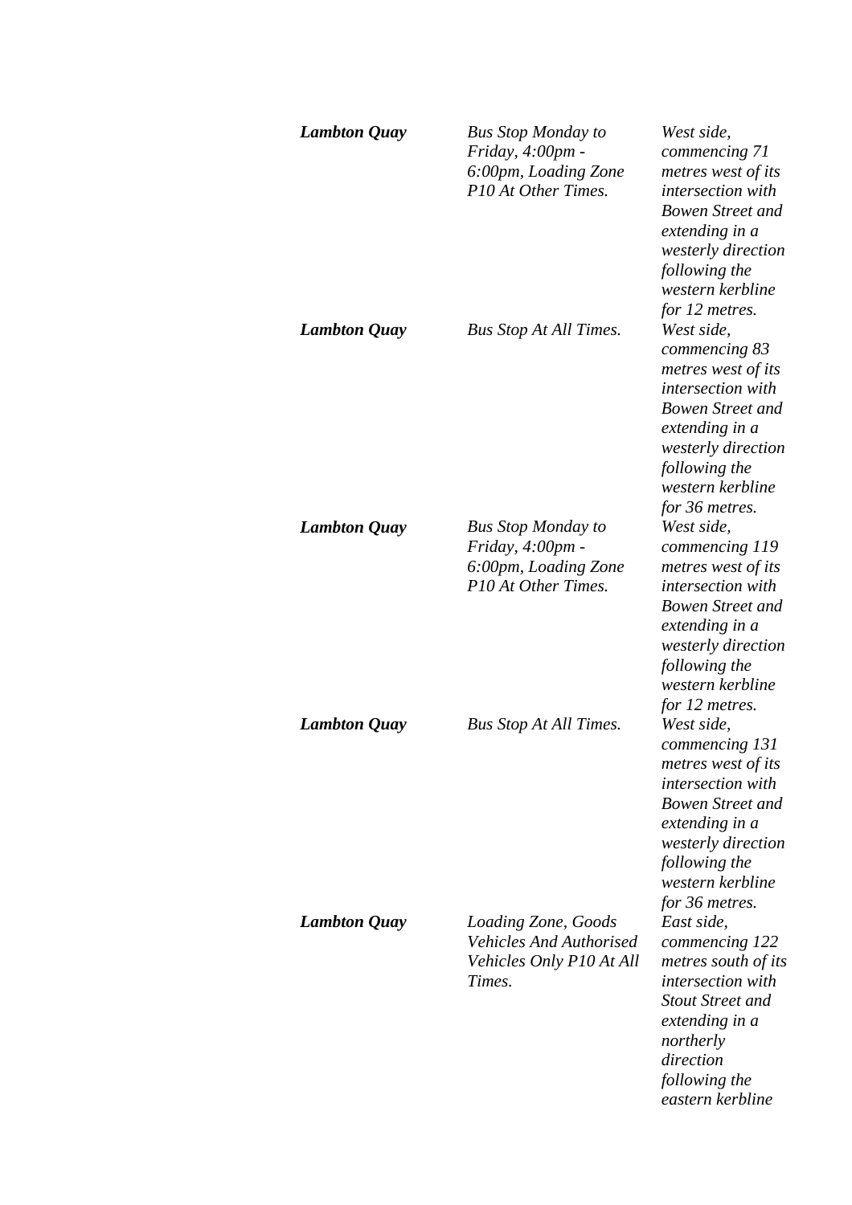| | | |
|---|---|---|
| ***Lambton Quay*** | *Bus Stop Monday to Friday, 4:00pm - 6:00pm, Loading Zone P10 At Other Times.* | *West side, commencing 71 metres west of its intersection with Bowen Street and extending in a westerly direction following the western kerbline for 12 metres.* |
| ***Lambton Quay*** | *Bus Stop At All Times.* | *West side, commencing 83 metres west of its intersection with Bowen Street and extending in a westerly direction following the western kerbline for 36 metres.* |
| ***Lambton Quay*** | *Bus Stop Monday to Friday, 4:00pm - 6:00pm, Loading Zone P10 At Other Times.* | *West side, commencing 119 metres west of its intersection with Bowen Street and extending in a westerly direction following the western kerbline for 12 metres.* |
| ***Lambton Quay*** | *Bus Stop At All Times.* | *West side, commencing 131 metres west of its intersection with Bowen Street and extending in a westerly direction following the western kerbline for 36 metres.* |
| ***Lambton Quay*** | *Loading Zone, Goods Vehicles And Authorised Vehicles Only P10 At All Times.* | *East side, commencing 122 metres south of its intersection with Stout Street and extending in a northerly direction following the eastern kerbline* |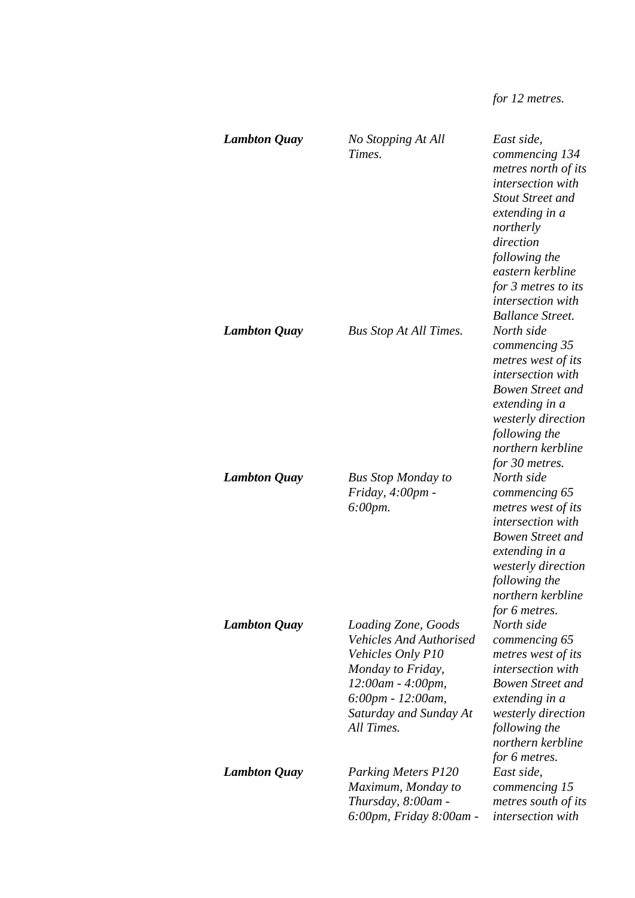| | | |
|---|---|---|
| | | *for 12 metres.* |
| ***Lambton Quay*** | *No Stopping At All Times.* | *East side, commencing 134 metres north of its intersection with Stout Street and extending in a northerly direction following the eastern kerbline for 3 metres to its intersection with Ballance Street.* |
| ***Lambton Quay*** | *Bus Stop At All Times.* | *North side commencing 35 metres west of its intersection with Bowen Street and extending in a westerly direction following the northern kerbline for 30 metres.* |
| ***Lambton Quay*** | *Bus Stop Monday to Friday, 4:00pm - 6:00pm.* | *North side commencing 65 metres west of its intersection with Bowen Street and extending in a westerly direction following the northern kerbline for 6 metres.* |
| ***Lambton Quay*** | *Loading Zone, Goods Vehicles And Authorised Vehicles Only P10 Monday to Friday, 12:00am - 4:00pm, 6:00pm - 12:00am, Saturday and Sunday At All Times.* | *North side commencing 65 metres west of its intersection with Bowen Street and extending in a westerly direction following the northern kerbline for 6 metres.* |
| ***Lambton Quay*** | *Parking Meters P120 Maximum, Monday to Thursday, 8:00am - 6:00pm, Friday 8:00am -* | *East side, commencing 15 metres south of its intersection with* |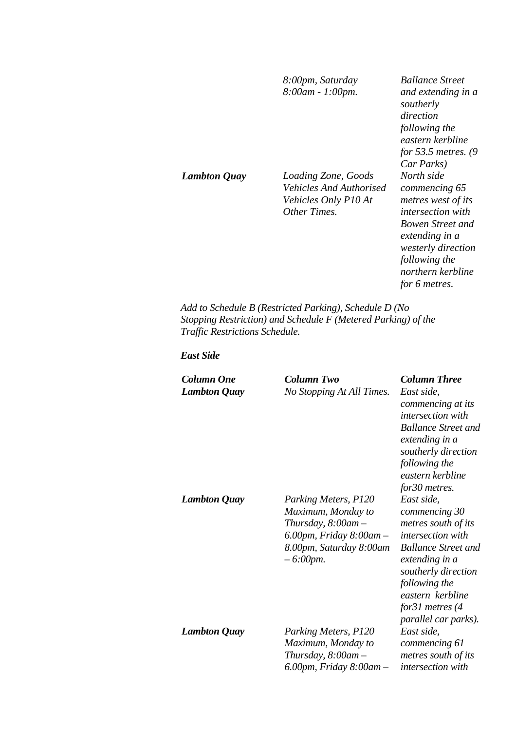| | | |
|---|---|---|
| | *8:00pm, Saturday 8:00am - 1:00pm.* | *Ballance Street and extending in a southerly direction following the eastern kerbline for 53.5 metres. (9 Car Parks)* |
| ***Lambton Quay*** | *Loading Zone, Goods Vehicles And Authorised Vehicles Only P10 At Other Times.* | *North side commencing 65 metres west of its intersection with Bowen Street and extending in a westerly direction following the northern kerbline for 6 metres.* |

*Add to Schedule B (Restricted Parking), Schedule D (No Stopping Restriction) and Schedule F (Metered Parking) of the Traffic Restrictions Schedule.*

***East Side***

| ***Column One*** | ***Column Two*** | ***Column Three*** |
|---|---|---|
| ***Lambton Quay*** | *No Stopping At All Times.* | *East side, commencing at its intersection with Ballance Street and extending in a southerly direction following the eastern kerbline for30 metres.* |
| ***Lambton Quay*** | *Parking Meters, P120 Maximum, Monday to Thursday, 8:00am – 6.00pm, Friday 8:00am – 8.00pm, Saturday 8:00am – 6:00pm.* | *East side, commencing 30 metres south of its intersection with Ballance Street and extending in a southerly direction following the eastern kerbline for31 metres (4 parallel car parks).* |
| ***Lambton Quay*** | *Parking Meters, P120 Maximum, Monday to Thursday, 8:00am – 6.00pm, Friday 8:00am –* | *East side, commencing 61 metres south of its intersection with* |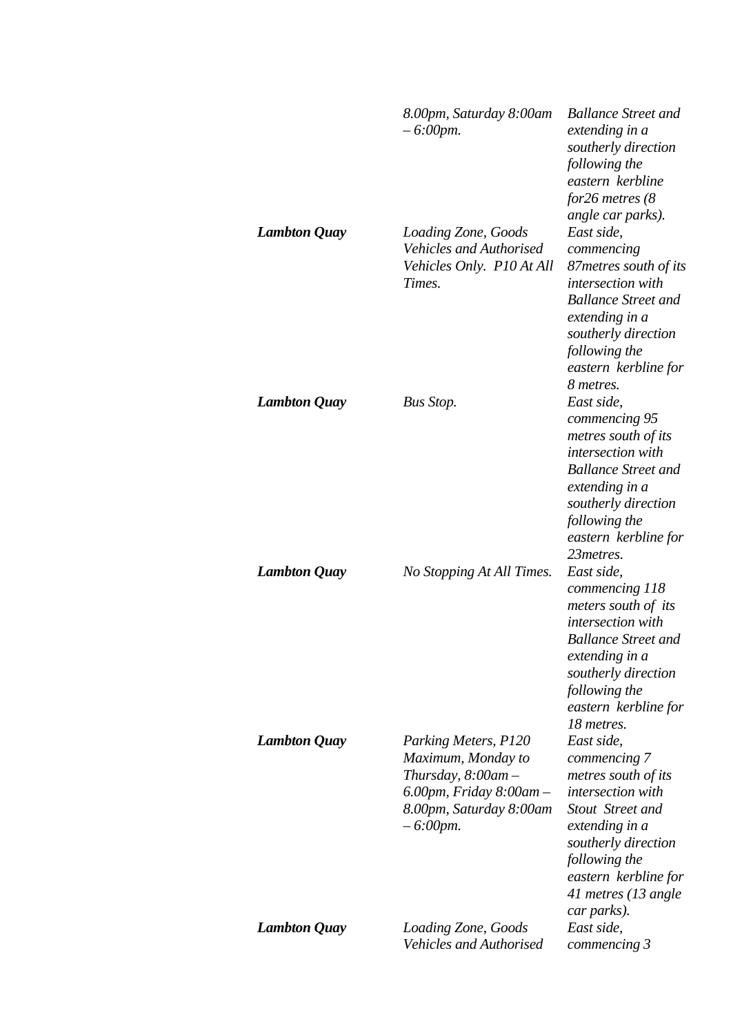| | | |
|---|---|---|
| | *8.00pm, Saturday 8:00am – 6:00pm.* | *Ballance Street and extending in a southerly direction following the eastern kerbline for26 metres (8 angle car parks).* |
| ***Lambton Quay*** | *Loading Zone, Goods Vehicles and Authorised Vehicles Only. P10 At All Times.* | *East side, commencing 87metres south of its intersection with Ballance Street and extending in a southerly direction following the eastern kerbline for 8 metres.* |
| ***Lambton Quay*** | *Bus Stop.* | *East side, commencing 95 metres south of its intersection with Ballance Street and extending in a southerly direction following the eastern kerbline for 23metres.* |
| ***Lambton Quay*** | *No Stopping At All Times.* | *East side, commencing 118 meters south of its intersection with Ballance Street and extending in a southerly direction following the eastern kerbline for 18 metres.* |
| ***Lambton Quay*** | *Parking Meters, P120 Maximum, Monday to Thursday, 8:00am – 6.00pm, Friday 8:00am – 8.00pm, Saturday 8:00am – 6:00pm.* | *East side, commencing 7 metres south of its intersection with Stout Street and extending in a southerly direction following the eastern kerbline for 41 metres (13 angle car parks).* |
| ***Lambton Quay*** | *Loading Zone, Goods Vehicles and Authorised* | *East side, commencing 3* |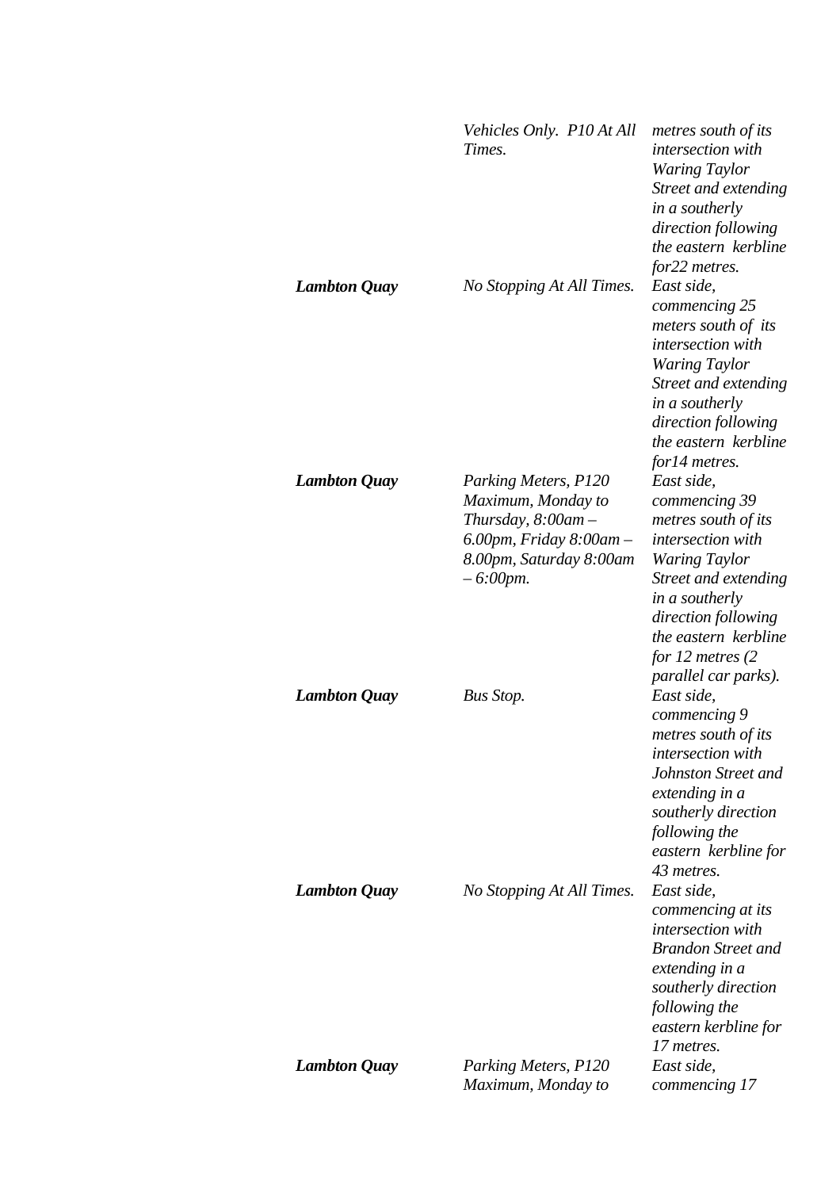| | | |
|---|---|---|
| | *Vehicles Only. P10 At All Times.* | *metres south of its intersection with Waring Taylor Street and extending in a southerly direction following the eastern kerbline for22 metres.* |
| ***Lambton Quay*** | *No Stopping At All Times.* | *East side, commencing 25 meters south of its intersection with Waring Taylor Street and extending in a southerly direction following the eastern kerbline for14 metres.* |
| ***Lambton Quay*** | *Parking Meters, P120 Maximum, Monday to Thursday, 8:00am – 6.00pm, Friday 8:00am – 8.00pm, Saturday 8:00am – 6:00pm.* | *East side, commencing 39 metres south of its intersection with Waring Taylor Street and extending in a southerly direction following the eastern kerbline for 12 metres (2 parallel car parks).* |
| ***Lambton Quay*** | *Bus Stop.* | *East side, commencing 9 metres south of its intersection with Johnston Street and extending in a southerly direction following the eastern kerbline for 43 metres.* |
| ***Lambton Quay*** | *No Stopping At All Times.* | *East side, commencing at its intersection with Brandon Street and extending in a southerly direction following the eastern kerbline for 17 metres.* |
| ***Lambton Quay*** | *Parking Meters, P120 Maximum, Monday to* | *East side, commencing 17* |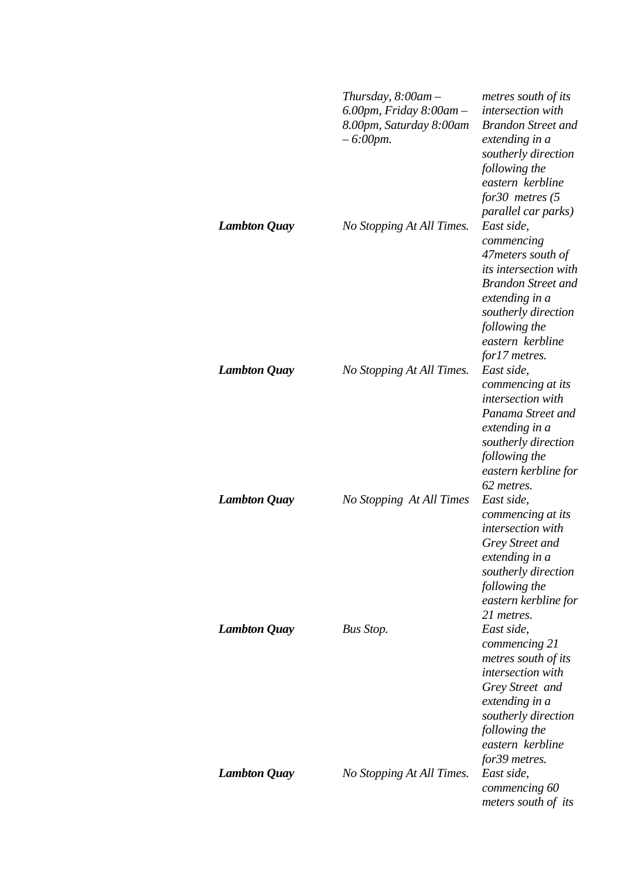| | | |
|---|---|---|
| | *Thursday, 8:00am – 6.00pm, Friday 8:00am – 8.00pm, Saturday 8:00am – 6:00pm.* | *metres south of its intersection with Brandon Street and extending in a southerly direction following the eastern kerbline for30 metres (5 parallel car parks)* |
| ***Lambton Quay*** | *No Stopping At All Times.* | *East side, commencing 47meters south of its intersection with Brandon Street and extending in a southerly direction following the eastern kerbline for17 metres.* |
| ***Lambton Quay*** | *No Stopping At All Times.* | *East side, commencing at its intersection with Panama Street and extending in a southerly direction following the eastern kerbline for 62 metres.* |
| ***Lambton Quay*** | *No Stopping At All Times* | *East side, commencing at its intersection with Grey Street and extending in a southerly direction following the eastern kerbline for 21 metres.* |
| ***Lambton Quay*** | *Bus Stop.* | *East side, commencing 21 metres south of its intersection with Grey Street and extending in a southerly direction following the eastern kerbline for39 metres.* |
| ***Lambton Quay*** | *No Stopping At All Times.* | *East side, commencing 60 meters south of its* |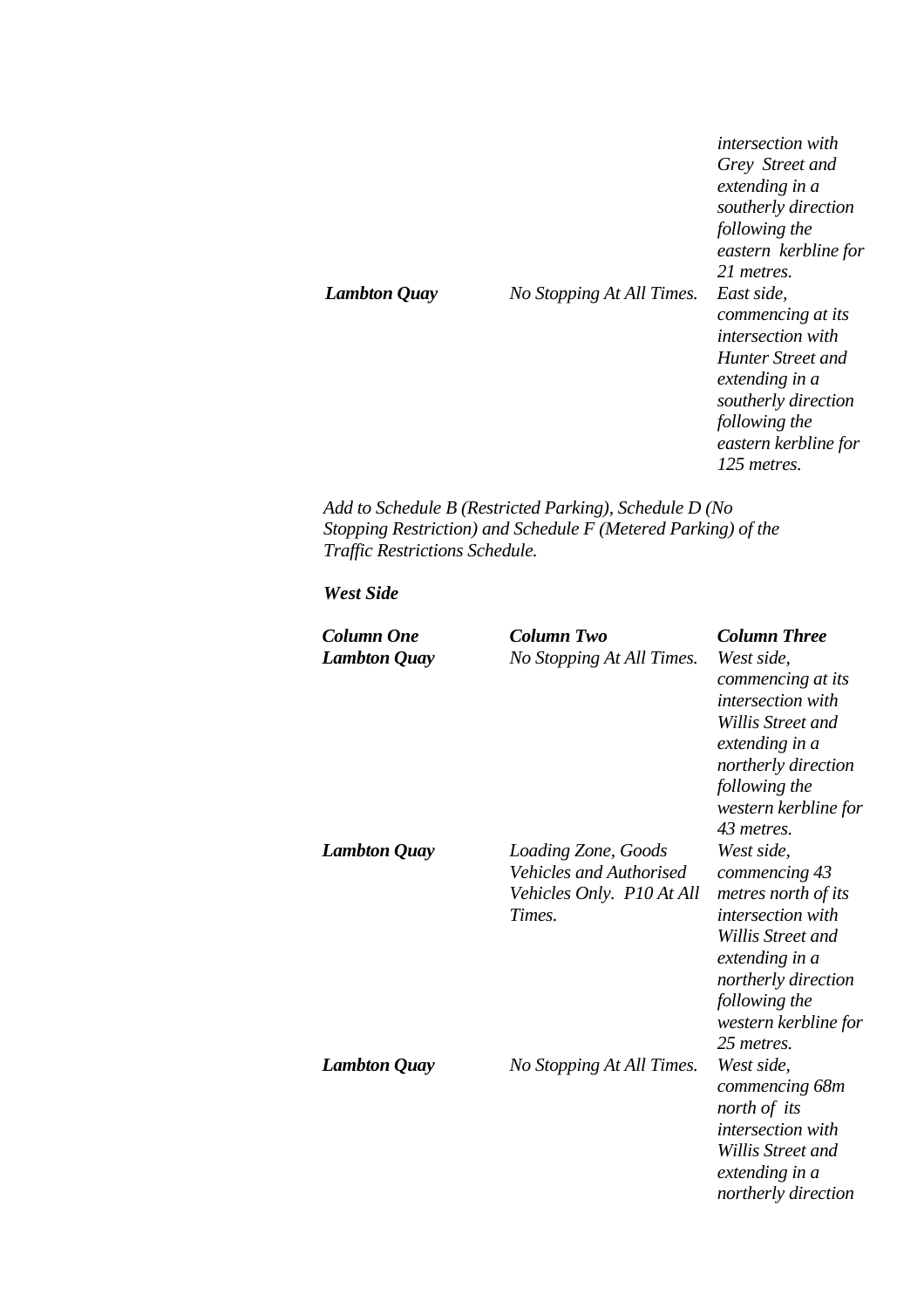| | | |
|---|---|---|
| | | *intersection with Grey Street and extending in a southerly direction following the eastern kerbline for 21 metres.* |
| ***Lambton Quay*** | *No Stopping At All Times.* | *East side, commencing at its intersection with Hunter Street and extending in a southerly direction following the eastern kerbline for 125 metres.* |

*Add to Schedule B (Restricted Parking), Schedule D (No Stopping Restriction) and Schedule F (Metered Parking) of the Traffic Restrictions Schedule.*

***West Side***

| ***Column One*** | ***Column Two*** | ***Column Three*** |
|---|---|---|
| ***Lambton Quay*** | *No Stopping At All Times.* | *West side, commencing at its intersection with Willis Street and extending in a northerly direction following the western kerbline for 43 metres.* |
| ***Lambton Quay*** | *Loading Zone, Goods Vehicles and Authorised Vehicles Only. P10 At All Times.* | *West side, commencing 43 metres north of its intersection with Willis Street and extending in a northerly direction following the western kerbline for 25 metres.* |
| ***Lambton Quay*** | *No Stopping At All Times.* | *West side, commencing 68m north of its intersection with Willis Street and extending in a northerly direction* |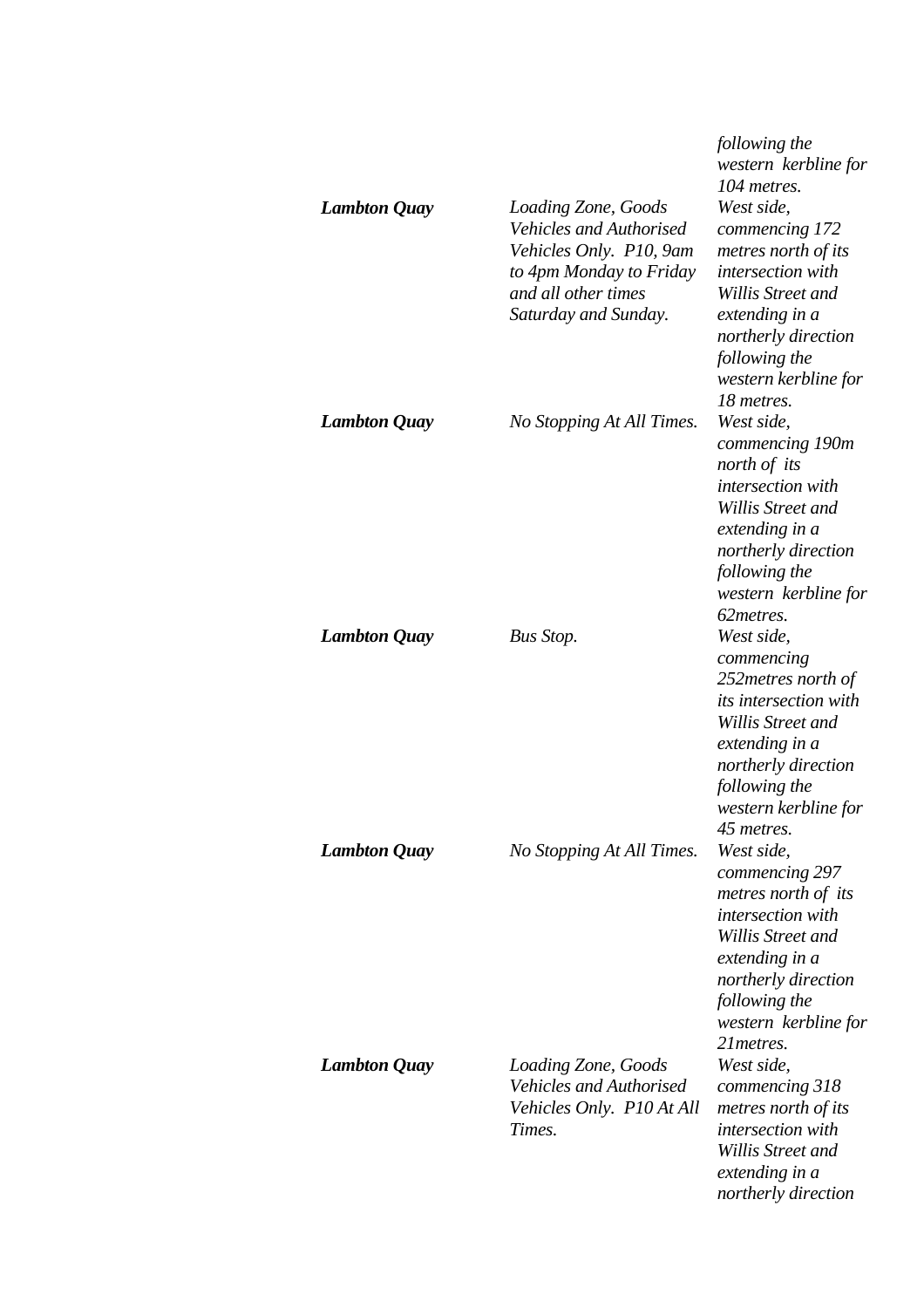| | | |
|---|---|---|
| | | *following the western kerbline for 104 metres.* |
| ***Lambton Quay*** | *Loading Zone, Goods Vehicles and Authorised Vehicles Only. P10, 9am to 4pm Monday to Friday and all other times Saturday and Sunday.* | *West side, commencing 172 metres north of its intersection with Willis Street and extending in a northerly direction following the western kerbline for 18 metres.* |
| ***Lambton Quay*** | *No Stopping At All Times.* | *West side, commencing 190m north of its intersection with Willis Street and extending in a northerly direction following the western kerbline for 62metres.* |
| ***Lambton Quay*** | *Bus Stop.* | *West side, commencing 252metres north of its intersection with Willis Street and extending in a northerly direction following the western kerbline for 45 metres.* |
| ***Lambton Quay*** | *No Stopping At All Times.* | *West side, commencing 297 metres north of its intersection with Willis Street and extending in a northerly direction following the western kerbline for 21metres.* |
| ***Lambton Quay*** | *Loading Zone, Goods Vehicles and Authorised Vehicles Only. P10 At All Times.* | *West side, commencing 318 metres north of its intersection with Willis Street and extending in a northerly direction* |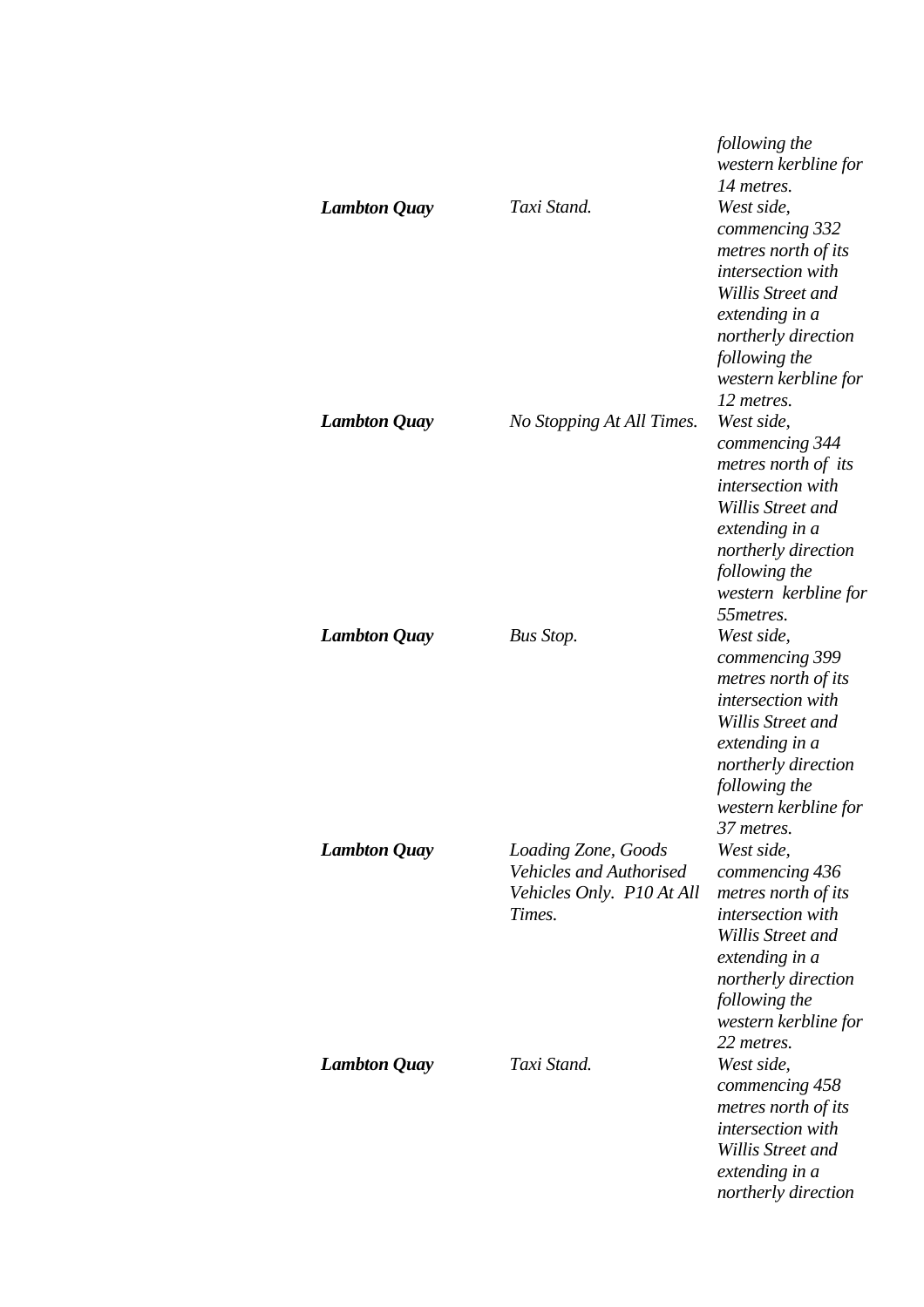|  |  | *following the western kerbline for 14 metres.* |
|---|---|---|
| ***Lambton Quay*** | *Taxi Stand.* | *West side, commencing 332 metres north of its intersection with Willis Street and extending in a northerly direction following the western kerbline for 12 metres.* |
| ***Lambton Quay*** | *No Stopping At All Times.* | *West side, commencing 344 metres north of its intersection with Willis Street and extending in a northerly direction following the western kerbline for 55metres.* |
| ***Lambton Quay*** | *Bus Stop.* | *West side, commencing 399 metres north of its intersection with Willis Street and extending in a northerly direction following the western kerbline for 37 metres.* |
| ***Lambton Quay*** | *Loading Zone, Goods Vehicles and Authorised Vehicles Only. P10 At All Times.* | *West side, commencing 436 metres north of its intersection with Willis Street and extending in a northerly direction following the western kerbline for 22 metres.* |
| ***Lambton Quay*** | *Taxi Stand.* | *West side, commencing 458 metres north of its intersection with Willis Street and extending in a northerly direction* |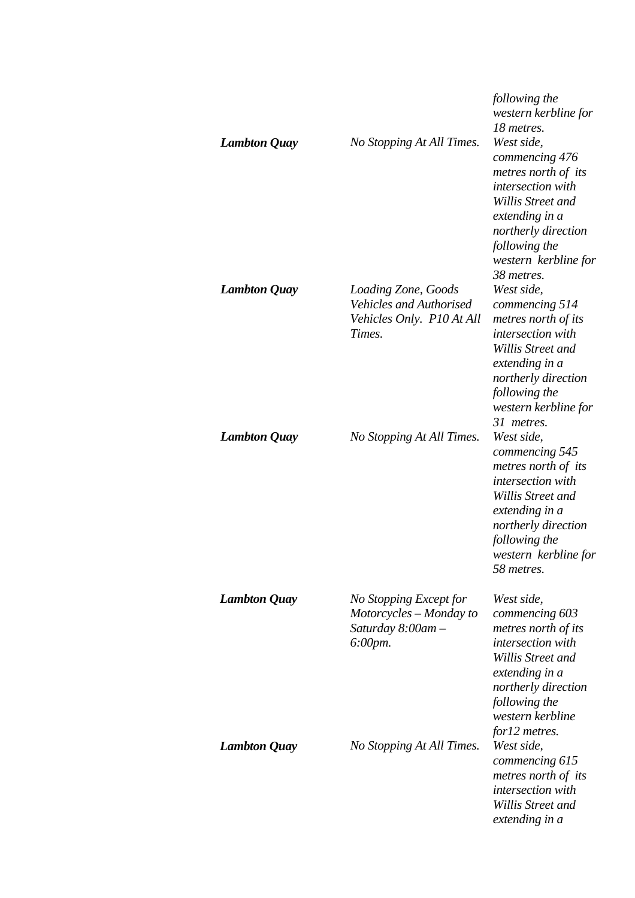| | | |
|---|---|---|
| | | *following the western kerbline for 18 metres.* |
| ***Lambton Quay*** | *No Stopping At All Times.* | *West side, commencing 476 metres north of its intersection with Willis Street and extending in a northerly direction following the western kerbline for 38 metres.* |
| ***Lambton Quay*** | *Loading Zone, Goods Vehicles and Authorised Vehicles Only. P10 At All Times.* | *West side, commencing 514 metres north of its intersection with Willis Street and extending in a northerly direction following the western kerbline for 31 metres.* |
| ***Lambton Quay*** | *No Stopping At All Times.* | *West side, commencing 545 metres north of its intersection with Willis Street and extending in a northerly direction following the western kerbline for 58 metres.* |
| ***Lambton Quay*** | *No Stopping Except for Motorcycles – Monday to Saturday 8:00am – 6:00pm.* | *West side, commencing 603 metres north of its intersection with Willis Street and extending in a northerly direction following the western kerbline for12 metres.* |
| ***Lambton Quay*** | *No Stopping At All Times.* | *West side, commencing 615 metres north of its intersection with Willis Street and extending in a* |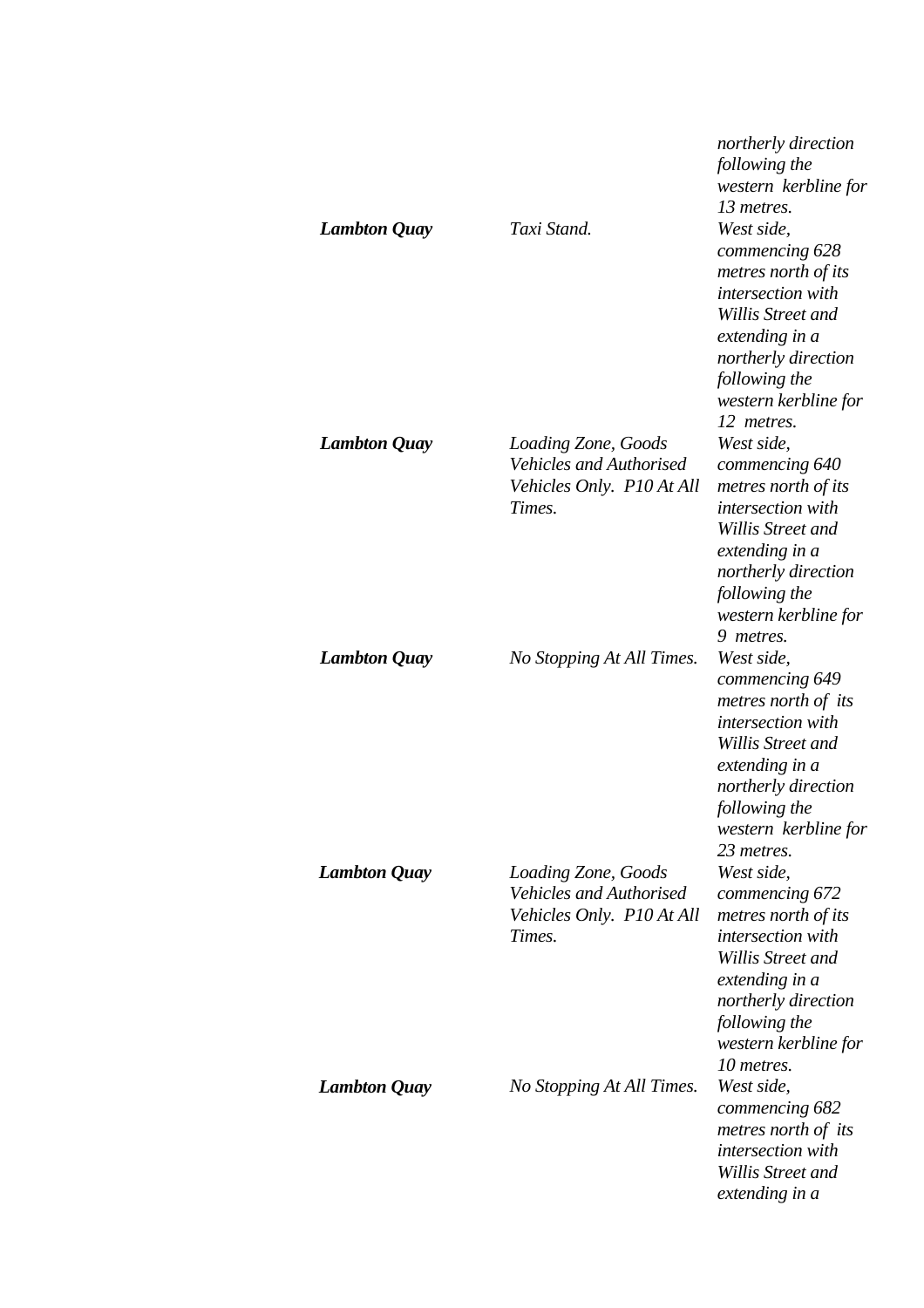| | | |
|---|---|---|
| | | *northerly direction following the western kerbline for 13 metres.* |
| ***Lambton Quay*** | *Taxi Stand.* | *West side, commencing 628 metres north of its intersection with Willis Street and extending in a northerly direction following the western kerbline for 12 metres.* |
| ***Lambton Quay*** | *Loading Zone, Goods Vehicles and Authorised Vehicles Only. P10 At All Times.* | *West side, commencing 640 metres north of its intersection with Willis Street and extending in a northerly direction following the western kerbline for 9 metres.* |
| ***Lambton Quay*** | *No Stopping At All Times.* | *West side, commencing 649 metres north of its intersection with Willis Street and extending in a northerly direction following the western kerbline for 23 metres.* |
| ***Lambton Quay*** | *Loading Zone, Goods Vehicles and Authorised Vehicles Only. P10 At All Times.* | *West side, commencing 672 metres north of its intersection with Willis Street and extending in a northerly direction following the western kerbline for 10 metres.* |
| ***Lambton Quay*** | *No Stopping At All Times.* | *West side, commencing 682 metres north of its intersection with Willis Street and extending in a* |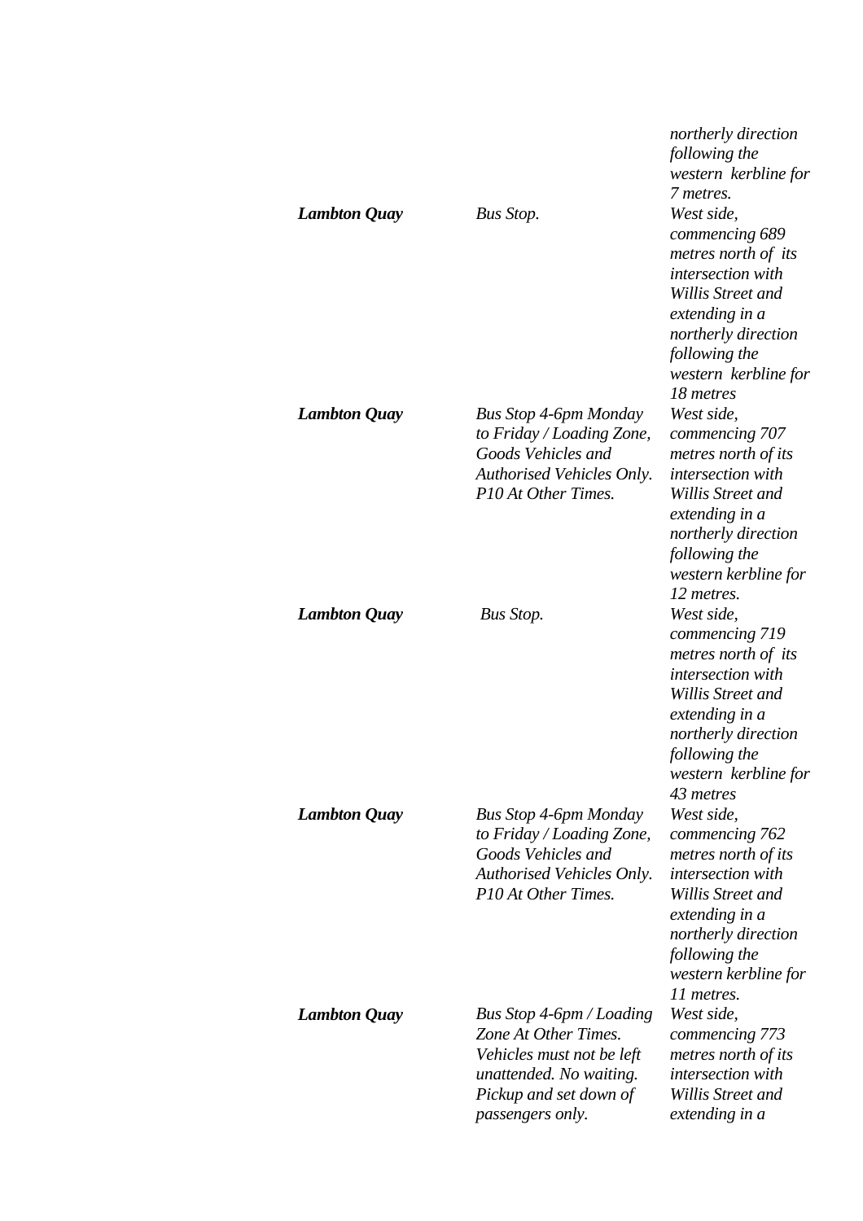| | | |
|---|---|---|
| | | *northerly direction following the western kerbline for 7 metres.* |
| ***Lambton Quay*** | *Bus Stop.* | *West side, commencing 689 metres north of its intersection with Willis Street and extending in a northerly direction following the western kerbline for 18 metres* |
| ***Lambton Quay*** | *Bus Stop 4-6pm Monday to Friday / Loading Zone, Goods Vehicles and Authorised Vehicles Only. P10 At Other Times.* | *West side, commencing 707 metres north of its intersection with Willis Street and extending in a northerly direction following the western kerbline for 12 metres.* |
| ***Lambton Quay*** | *Bus Stop.* | *West side, commencing 719 metres north of its intersection with Willis Street and extending in a northerly direction following the western kerbline for 43 metres* |
| ***Lambton Quay*** | *Bus Stop 4-6pm Monday to Friday / Loading Zone, Goods Vehicles and Authorised Vehicles Only. P10 At Other Times.* | *West side, commencing 762 metres north of its intersection with Willis Street and extending in a northerly direction following the western kerbline for 11 metres.* |
| ***Lambton Quay*** | *Bus Stop 4-6pm / Loading Zone At Other Times. Vehicles must not be left unattended. No waiting. Pickup and set down of passengers only.* | *West side, commencing 773 metres north of its intersection with Willis Street and extending in a* |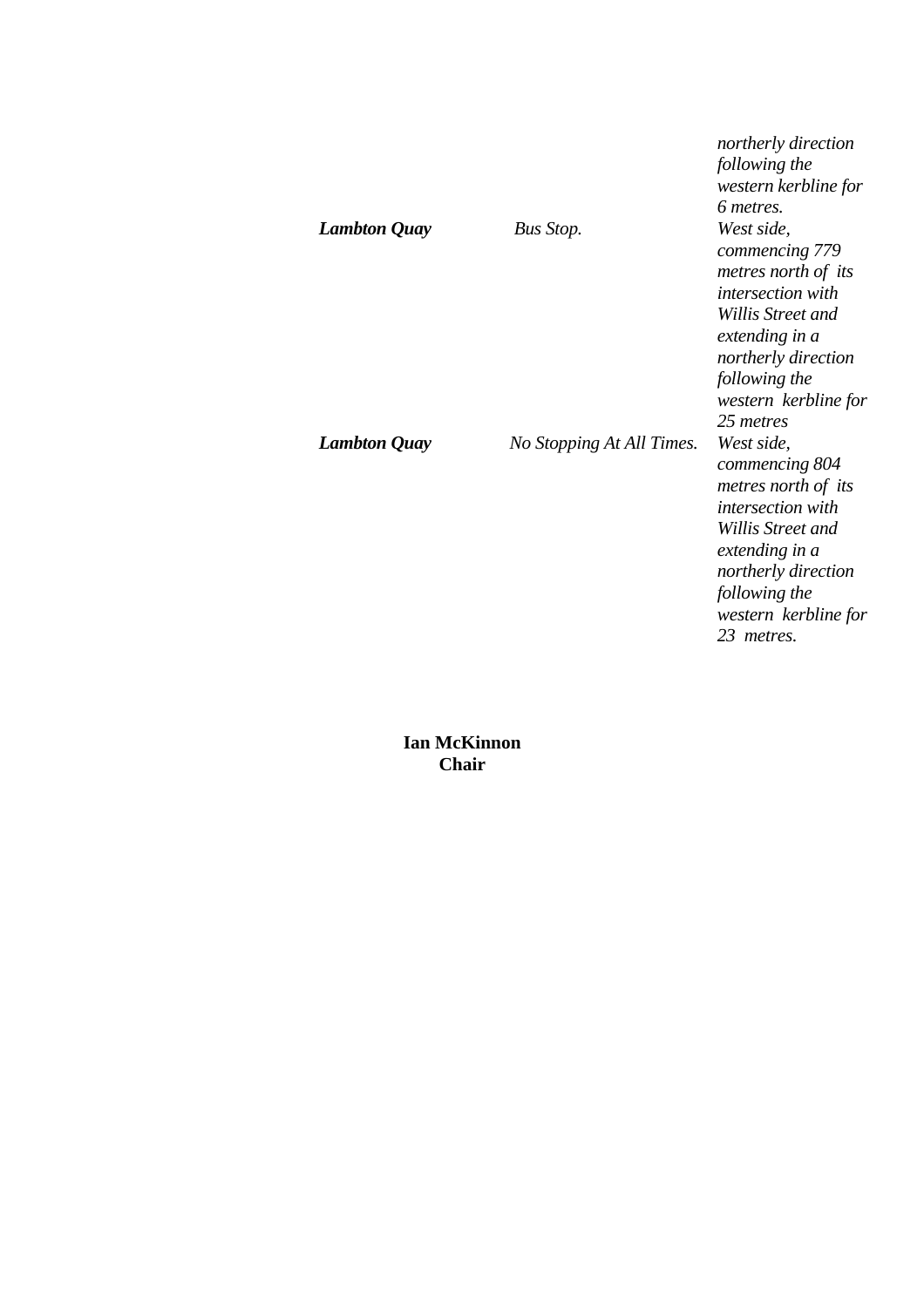| | | |
|---|---|---|
| | | *northerly direction following the western kerbline for 6 metres.* |
| ***Lambton Quay*** | *Bus Stop.* | *West side, commencing 779 metres north of its intersection with Willis Street and extending in a northerly direction following the western kerbline for 25 metres* |
| ***Lambton Quay*** | *No Stopping At All Times.* | *West side, commencing 804 metres north of its intersection with Willis Street and extending in a northerly direction following the western kerbline for 23 metres.* |

**Ian McKinnon**
**Chair**